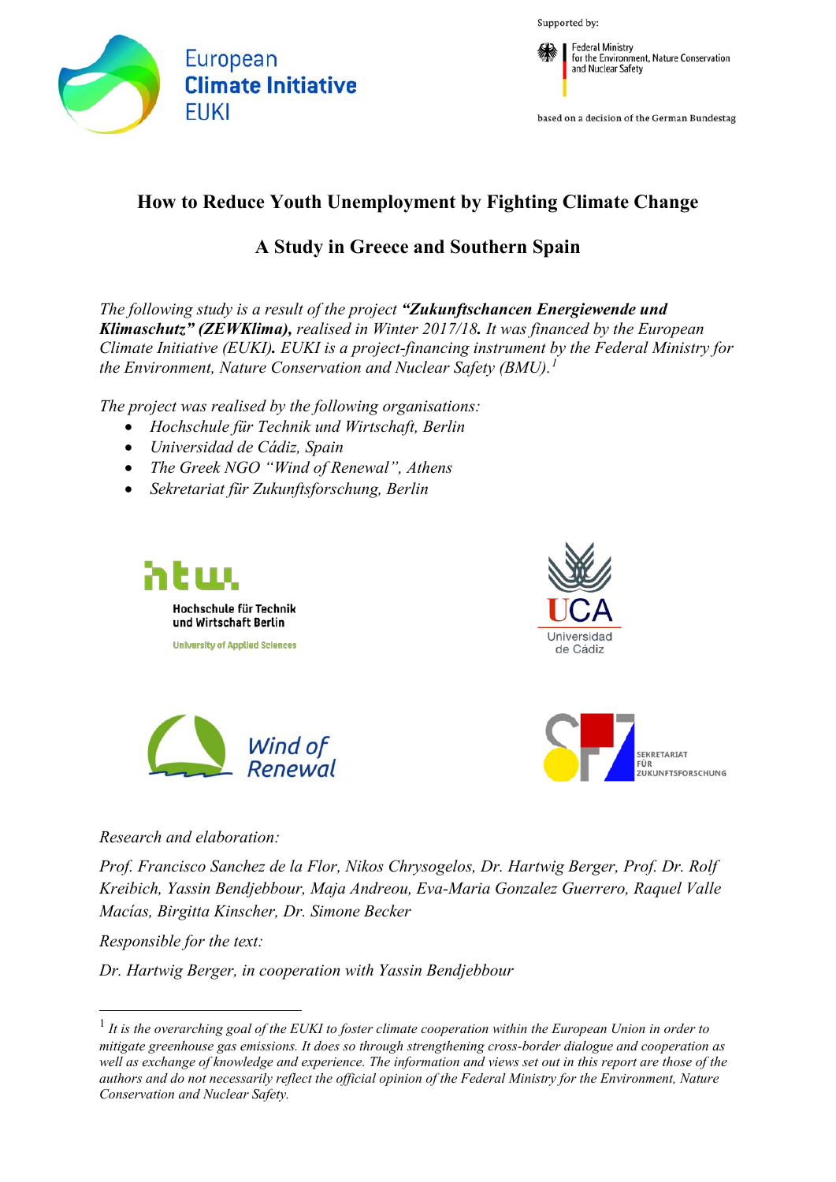Supported by:

Federal Ministry for the Environment, Nature Conservation and Nuclear Safety

based on a decision of the German Bundestag

European Climate Initiative EUKI

# How to Reduce Youth Unemployment by Fighting Climate Change

## A Study in Greece and Southern Spain

*The following study is a result of the project **"Zukunftschancen Energiewende und Klimaschutz" (ZEWKlima),** realised in Winter 2017/18. It was financed by the European Climate Initiative (EUKI). EUKI is a project-financing instrument by the Federal Ministry for the Environment, Nature Conservation and Nuclear Safety (BMU).*[1]

*The project was realised by the following organisations:*

- *Hochschule für Technik und Wirtschaft, Berlin*
- *Universidad de Cádiz, Spain*
- *The Greek NGO "Wind of Renewal", Athens*
- *Sekretariat für Zukunftsforschung, Berlin*

htw Hochschule für Technik und Wirtschaft Berlin University of Applied Sciences

UCA Universidad de Cádiz

Wind of Renewal

Sekretariat für Zukunftsforschung

*Research and elaboration:*

*Prof. Francisco Sanchez de la Flor, Nikos Chrysogelos, Dr. Hartwig Berger, Prof. Dr. Rolf Kreibich, Yassin Bendjebbour, Maja Andreou, Eva-Maria Gonzalez Guerrero, Raquel Valle Macías, Birgitta Kinscher, Dr. Simone Becker*

*Responsible for the text:*

*Dr. Hartwig Berger, in cooperation with Yassin Bendjebbour*

---

[1] *It is the overarching goal of the EUKI to foster climate cooperation within the European Union in order to mitigate greenhouse gas emissions. It does so through strengthening cross-border dialogue and cooperation as well as exchange of knowledge and experience. The information and views set out in this report are those of the authors and do not necessarily reflect the official opinion of the Federal Ministry for the Environment, Nature Conservation and Nuclear Safety.*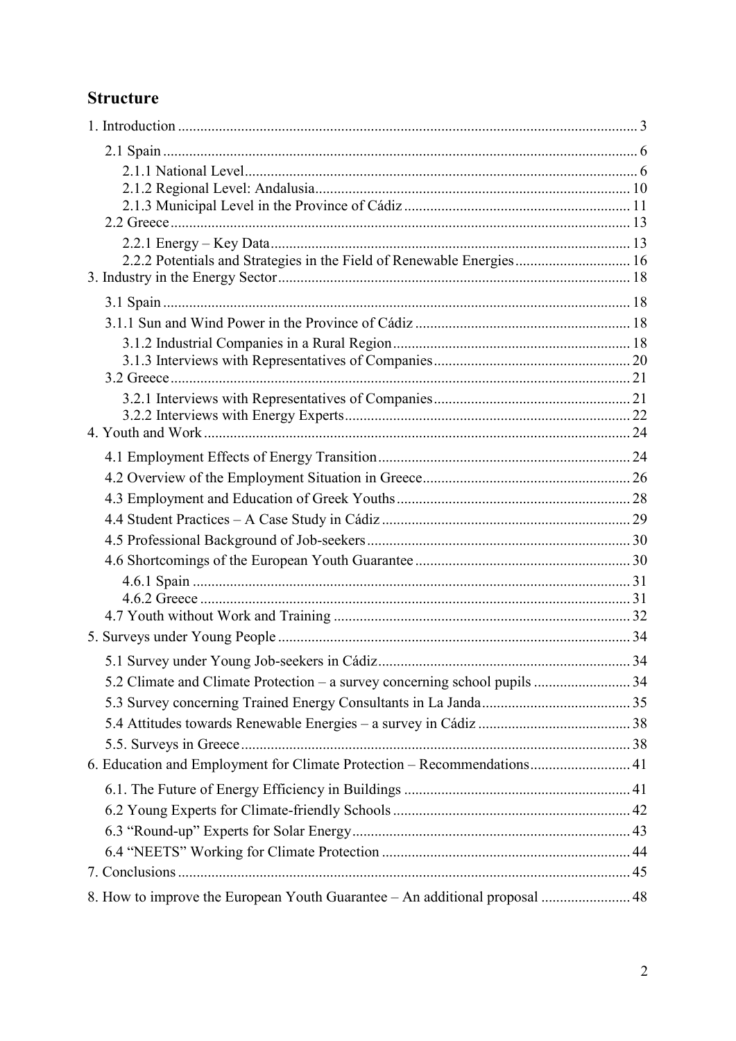## Structure

1. Introduction ... 3
   - 2.1 Spain ... 6
     - 2.1.1 National Level ... 6
     - 2.1.2 Regional Level: Andalusia ... 10
     - 2.1.3 Municipal Level in the Province of Cádiz ... 11
   - 2.2 Greece ... 13
     - 2.2.1 Energy – Key Data ... 13
     - 2.2.2 Potentials and Strategies in the Field of Renewable Energies ... 16
3. Industry in the Energy Sector ... 18
   - 3.1 Spain ... 18
   - 3.1.1 Sun and Wind Power in the Province of Cádiz ... 18
     - 3.1.2 Industrial Companies in a Rural Region ... 18
     - 3.1.3 Interviews with Representatives of Companies ... 20
   - 3.2 Greece ... 21
     - 3.2.1 Interviews with Representatives of Companies ... 21
     - 3.2.2 Interviews with Energy Experts ... 22
4. Youth and Work ... 24
   - 4.1 Employment Effects of Energy Transition ... 24
   - 4.2 Overview of the Employment Situation in Greece ... 26
   - 4.3 Employment and Education of Greek Youths ... 28
   - 4.4 Student Practices – A Case Study in Cádiz ... 29
   - 4.5 Professional Background of Job-seekers ... 30
   - 4.6 Shortcomings of the European Youth Guarantee ... 30
     - 4.6.1 Spain ... 31
     - 4.6.2 Greece ... 31
   - 4.7 Youth without Work and Training ... 32
5. Surveys under Young People ... 34
   - 5.1 Survey under Young Job-seekers in Cádiz ... 34
   - 5.2 Climate and Climate Protection – a survey concerning school pupils ... 34
   - 5.3 Survey concerning Trained Energy Consultants in La Janda ... 35
   - 5.4 Attitudes towards Renewable Energies – a survey in Cádiz ... 38
   - 5.5. Surveys in Greece ... 38
6. Education and Employment for Climate Protection – Recommendations ... 41
   - 6.1. The Future of Energy Efficiency in Buildings ... 41
   - 6.2 Young Experts for Climate-friendly Schools ... 42
   - 6.3 "Round-up" Experts for Solar Energy ... 43
   - 6.4 "NEETS" Working for Climate Protection ... 44
7. Conclusions ... 45
8. How to improve the European Youth Guarantee – An additional proposal ... 48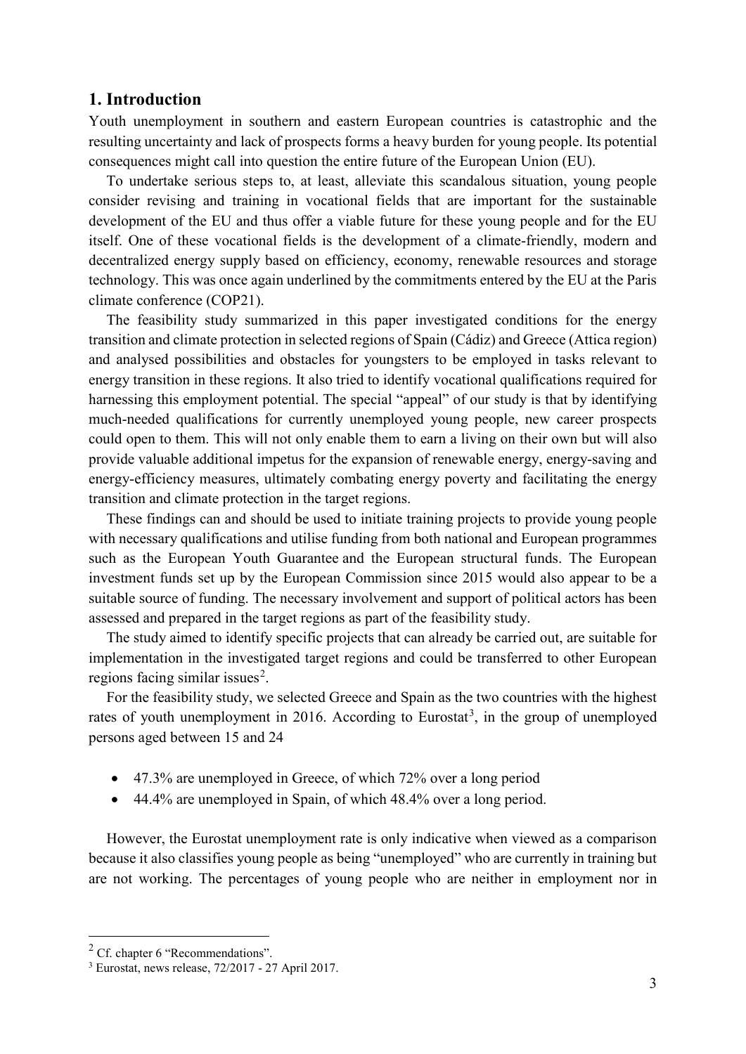## 1. Introduction

Youth unemployment in southern and eastern European countries is catastrophic and the resulting uncertainty and lack of prospects forms a heavy burden for young people. Its potential consequences might call into question the entire future of the European Union (EU).

To undertake serious steps to, at least, alleviate this scandalous situation, young people consider revising and training in vocational fields that are important for the sustainable development of the EU and thus offer a viable future for these young people and for the EU itself. One of these vocational fields is the development of a climate-friendly, modern and decentralized energy supply based on efficiency, economy, renewable resources and storage technology. This was once again underlined by the commitments entered by the EU at the Paris climate conference (COP21).

The feasibility study summarized in this paper investigated conditions for the energy transition and climate protection in selected regions of Spain (Cádiz) and Greece (Attica region) and analysed possibilities and obstacles for youngsters to be employed in tasks relevant to energy transition in these regions. It also tried to identify vocational qualifications required for harnessing this employment potential. The special "appeal" of our study is that by identifying much-needed qualifications for currently unemployed young people, new career prospects could open to them. This will not only enable them to earn a living on their own but will also provide valuable additional impetus for the expansion of renewable energy, energy-saving and energy-efficiency measures, ultimately combating energy poverty and facilitating the energy transition and climate protection in the target regions.

These findings can and should be used to initiate training projects to provide young people with necessary qualifications and utilise funding from both national and European programmes such as the European Youth Guarantee and the European structural funds. The European investment funds set up by the European Commission since 2015 would also appear to be a suitable source of funding. The necessary involvement and support of political actors has been assessed and prepared in the target regions as part of the feasibility study.

The study aimed to identify specific projects that can already be carried out, are suitable for implementation in the investigated target regions and could be transferred to other European regions facing similar issues[2].

For the feasibility study, we selected Greece and Spain as the two countries with the highest rates of youth unemployment in 2016. According to Eurostat[3], in the group of unemployed persons aged between 15 and 24

- 47.3% are unemployed in Greece, of which 72% over a long period
- 44.4% are unemployed in Spain, of which 48.4% over a long period.

However, the Eurostat unemployment rate is only indicative when viewed as a comparison because it also classifies young people as being "unemployed" who are currently in training but are not working. The percentages of young people who are neither in employment nor in

[2] Cf. chapter 6 "Recommendations".

[3] Eurostat, news release, 72/2017 - 27 April 2017.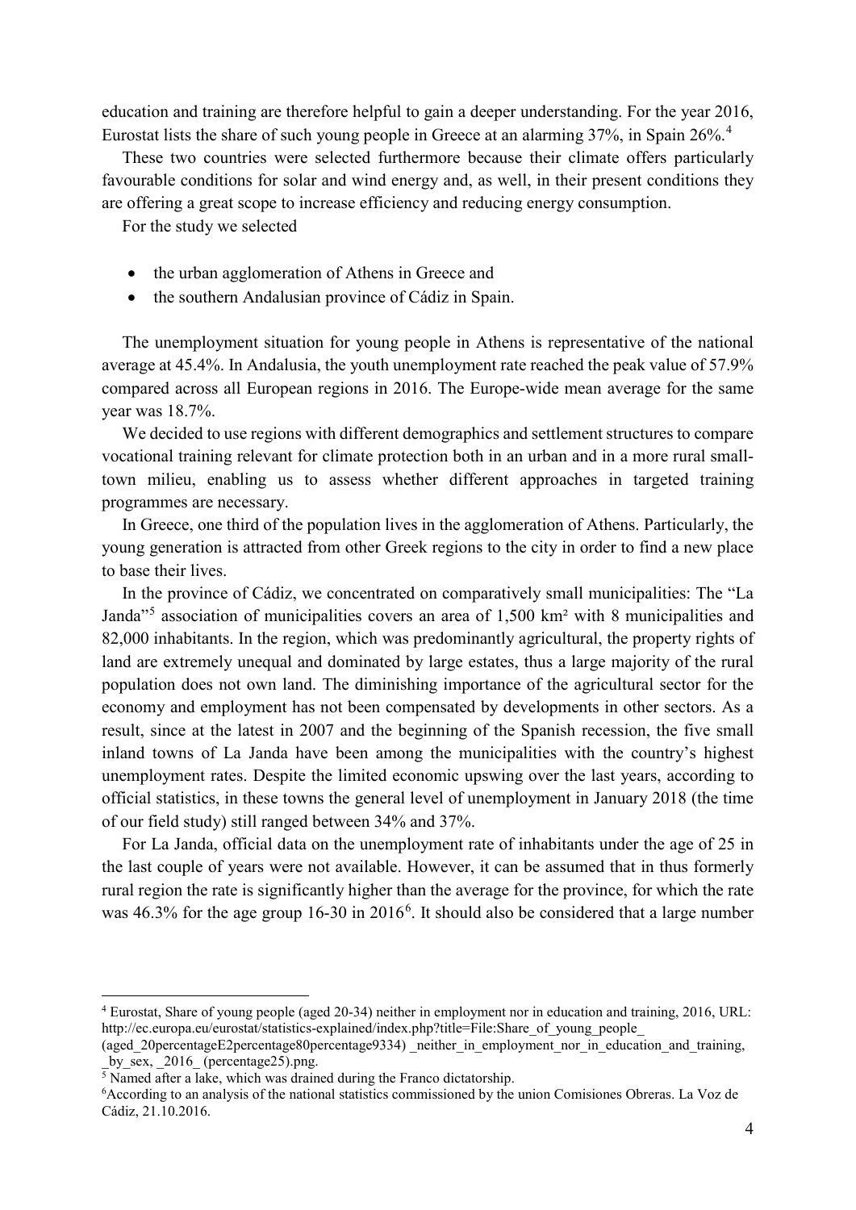education and training are therefore helpful to gain a deeper understanding. For the year 2016, Eurostat lists the share of such young people in Greece at an alarming 37%, in Spain 26%.[4]

These two countries were selected furthermore because their climate offers particularly favourable conditions for solar and wind energy and, as well, in their present conditions they are offering a great scope to increase efficiency and reducing energy consumption.

For the study we selected

- the urban agglomeration of Athens in Greece and
- the southern Andalusian province of Cádiz in Spain.

The unemployment situation for young people in Athens is representative of the national average at 45.4%. In Andalusia, the youth unemployment rate reached the peak value of 57.9% compared across all European regions in 2016. The Europe-wide mean average for the same year was 18.7%.

We decided to use regions with different demographics and settlement structures to compare vocational training relevant for climate protection both in an urban and in a more rural small-town milieu, enabling us to assess whether different approaches in targeted training programmes are necessary.

In Greece, one third of the population lives in the agglomeration of Athens. Particularly, the young generation is attracted from other Greek regions to the city in order to find a new place to base their lives.

In the province of Cádiz, we concentrated on comparatively small municipalities: The "La Janda"[5] association of municipalities covers an area of 1,500 km² with 8 municipalities and 82,000 inhabitants. In the region, which was predominantly agricultural, the property rights of land are extremely unequal and dominated by large estates, thus a large majority of the rural population does not own land. The diminishing importance of the agricultural sector for the economy and employment has not been compensated by developments in other sectors. As a result, since at the latest in 2007 and the beginning of the Spanish recession, the five small inland towns of La Janda have been among the municipalities with the country's highest unemployment rates. Despite the limited economic upswing over the last years, according to official statistics, in these towns the general level of unemployment in January 2018 (the time of our field study) still ranged between 34% and 37%.

For La Janda, official data on the unemployment rate of inhabitants under the age of 25 in the last couple of years were not available. However, it can be assumed that in thus formerly rural region the rate is significantly higher than the average for the province, for which the rate was 46.3% for the age group 16-30 in 2016[6]. It should also be considered that a large number

---

[4] Eurostat, Share of young people (aged 20-34) neither in employment nor in education and training, 2016, URL: http://ec.europa.eu/eurostat/statistics-explained/index.php?title=File:Share_of_young_people_(aged_20percentageE2percentage80percentage9334) _neither_in_employment_nor_in_education_and_training, _by_sex, _2016_ (percentage25).png.

[5] Named after a lake, which was drained during the Franco dictatorship.

[6] According to an analysis of the national statistics commissioned by the union Comisiones Obreras. La Voz de Cádiz, 21.10.2016.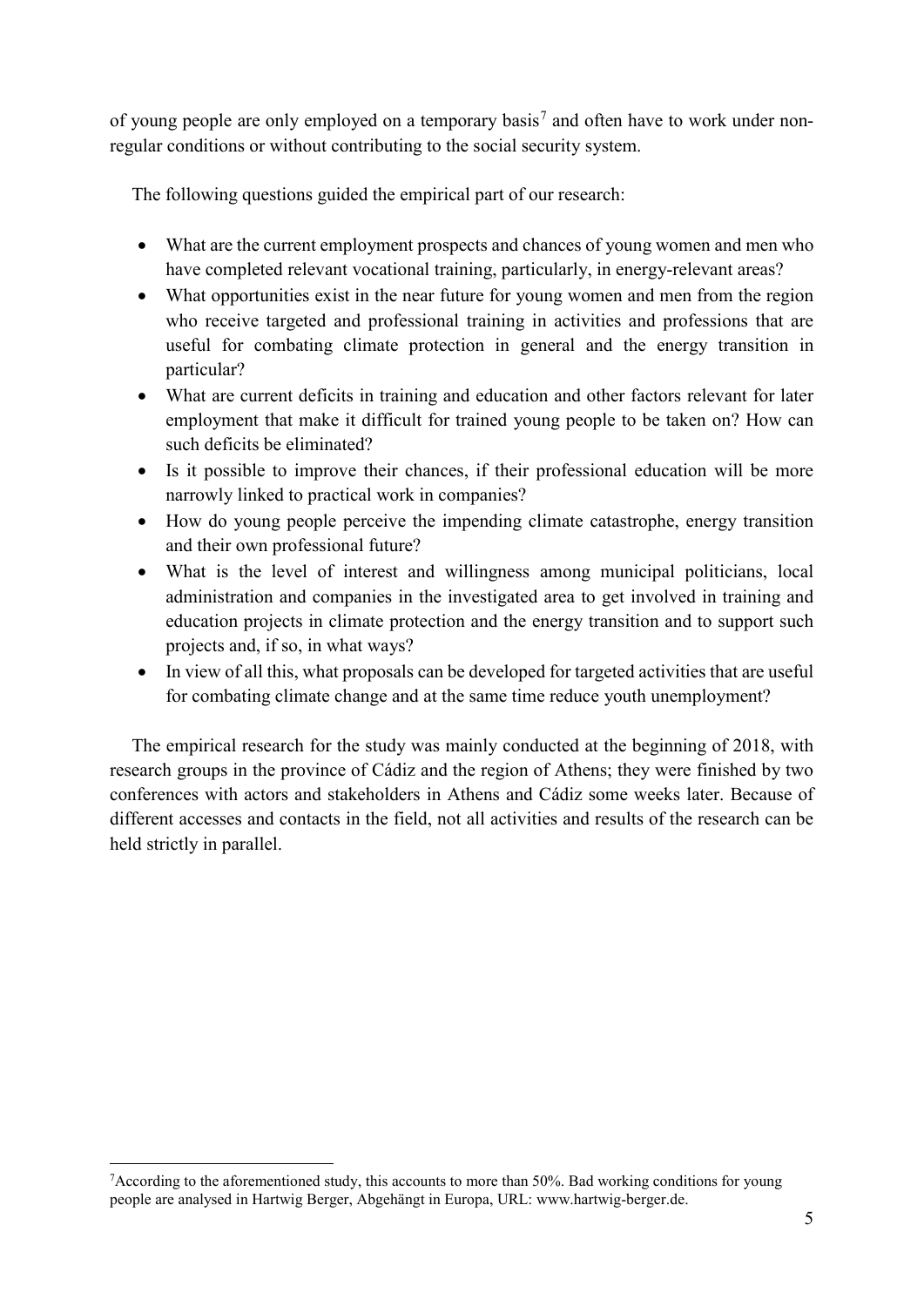of young people are only employed on a temporary basis[7] and often have to work under non-regular conditions or without contributing to the social security system.

The following questions guided the empirical part of our research:

- What are the current employment prospects and chances of young women and men who have completed relevant vocational training, particularly, in energy-relevant areas?
- What opportunities exist in the near future for young women and men from the region who receive targeted and professional training in activities and professions that are useful for combating climate protection in general and the energy transition in particular?
- What are current deficits in training and education and other factors relevant for later employment that make it difficult for trained young people to be taken on? How can such deficits be eliminated?
- Is it possible to improve their chances, if their professional education will be more narrowly linked to practical work in companies?
- How do young people perceive the impending climate catastrophe, energy transition and their own professional future?
- What is the level of interest and willingness among municipal politicians, local administration and companies in the investigated area to get involved in training and education projects in climate protection and the energy transition and to support such projects and, if so, in what ways?
- In view of all this, what proposals can be developed for targeted activities that are useful for combating climate change and at the same time reduce youth unemployment?

The empirical research for the study was mainly conducted at the beginning of 2018, with research groups in the province of Cádiz and the region of Athens; they were finished by two conferences with actors and stakeholders in Athens and Cádiz some weeks later. Because of different accesses and contacts in the field, not all activities and results of the research can be held strictly in parallel.

---

[7] According to the aforementioned study, this accounts to more than 50%. Bad working conditions for young people are analysed in Hartwig Berger, Abgehängt in Europa, URL: www.hartwig-berger.de.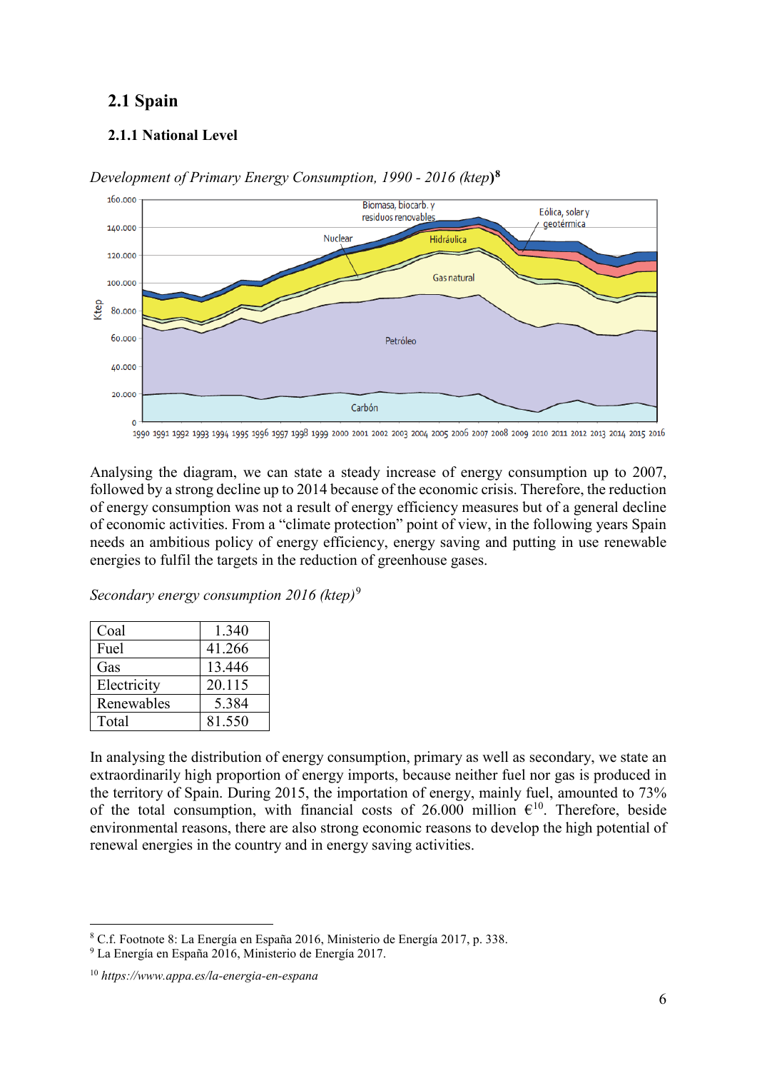## 2.1 Spain

### 2.1.1 National Level

*Development of Primary Energy Consumption, 1990 - 2016 (ktep)*[8]

Analysing the diagram, we can state a steady increase of energy consumption up to 2007, followed by a strong decline up to 2014 because of the economic crisis. Therefore, the reduction of energy consumption was not a result of energy efficiency measures but of a general decline of economic activities. From a "climate protection" point of view, in the following years Spain needs an ambitious policy of energy efficiency, energy saving and putting in use renewable energies to fulfil the targets in the reduction of greenhouse gases.

*Secondary energy consumption 2016 (ktep)*[9]

| Coal | 1.340 |
|---|---|
| Fuel | 41.266 |
| Gas | 13.446 |
| Electricity | 20.115 |
| Renewables | 5.384 |
| Total | 81.550 |

In analysing the distribution of energy consumption, primary as well as secondary, we state an extraordinarily high proportion of energy imports, because neither fuel nor gas is produced in the territory of Spain. During 2015, the importation of energy, mainly fuel, amounted to 73% of the total consumption, with financial costs of 26.000 million €[10]. Therefore, beside environmental reasons, there are also strong economic reasons to develop the high potential of renewal energies in the country and in energy saving activities.

---

[8] C.f. Footnote 8: La Energía en España 2016, Ministerio de Energía 2017, p. 338.

[9] La Energía en España 2016, Ministerio de Energía 2017.

[10] *https://www.appa.es/la-energia-en-espana*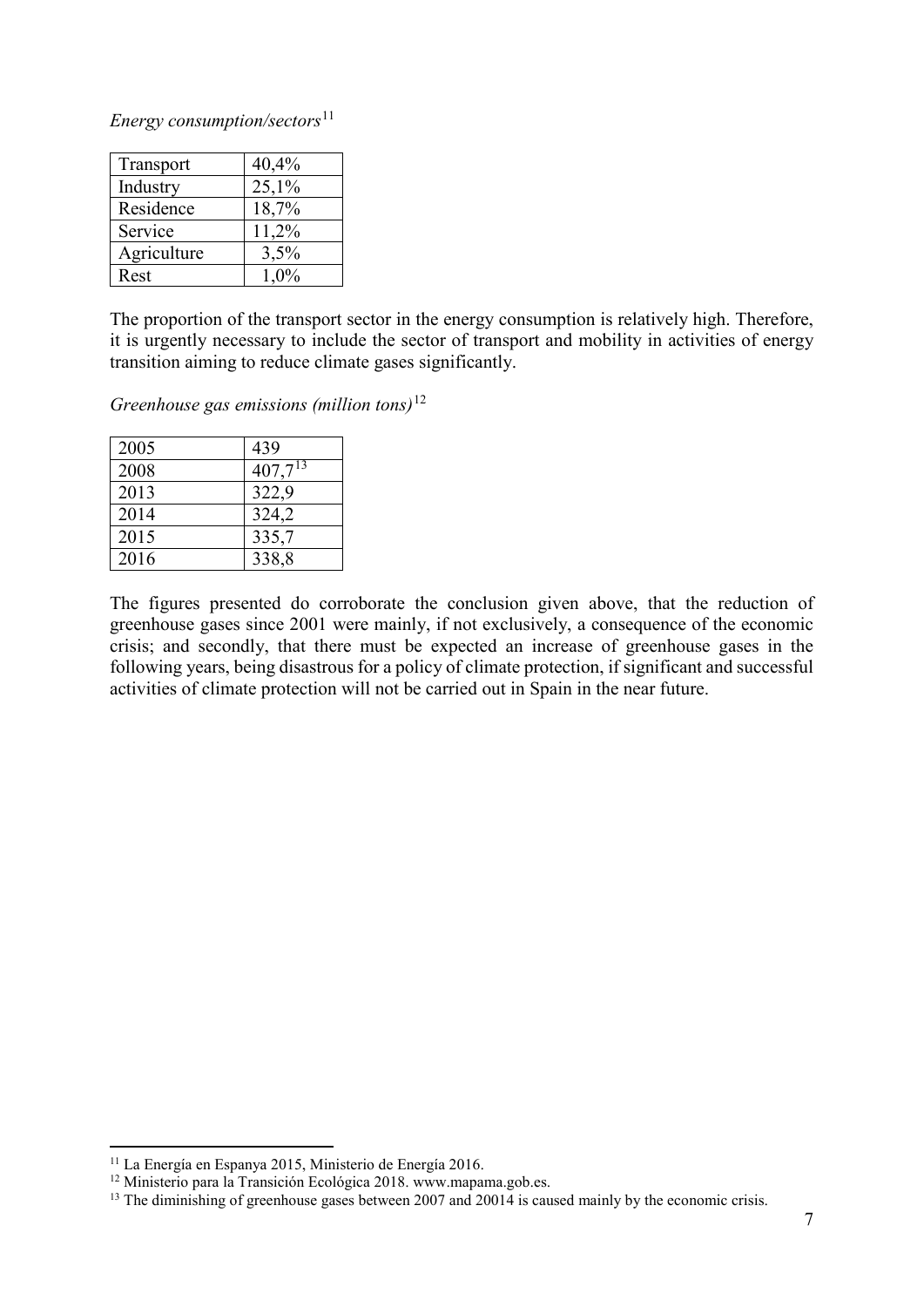*Energy consumption/sectors*[11]

| Transport | 40,4% |
|---|---|
| Industry | 25,1% |
| Residence | 18,7% |
| Service | 11,2% |
| Agriculture | 3,5% |
| Rest | 1,0% |

The proportion of the transport sector in the energy consumption is relatively high. Therefore, it is urgently necessary to include the sector of transport and mobility in activities of energy transition aiming to reduce climate gases significantly.

*Greenhouse gas emissions (million tons)*[12]

| 2005 | 439 |
|---|---|
| 2008 | 407,7[13] |
| 2013 | 322,9 |
| 2014 | 324,2 |
| 2015 | 335,7 |
| 2016 | 338,8 |

The figures presented do corroborate the conclusion given above, that the reduction of greenhouse gases since 2001 were mainly, if not exclusively, a consequence of the economic crisis; and secondly, that there must be expected an increase of greenhouse gases in the following years, being disastrous for a policy of climate protection, if significant and successful activities of climate protection will not be carried out in Spain in the near future.

---

[11] La Energía en Espanya 2015, Ministerio de Energía 2016.

[12] Ministerio para la Transición Ecológica 2018. www.mapama.gob.es.

[13] The diminishing of greenhouse gases between 2007 and 20014 is caused mainly by the economic crisis.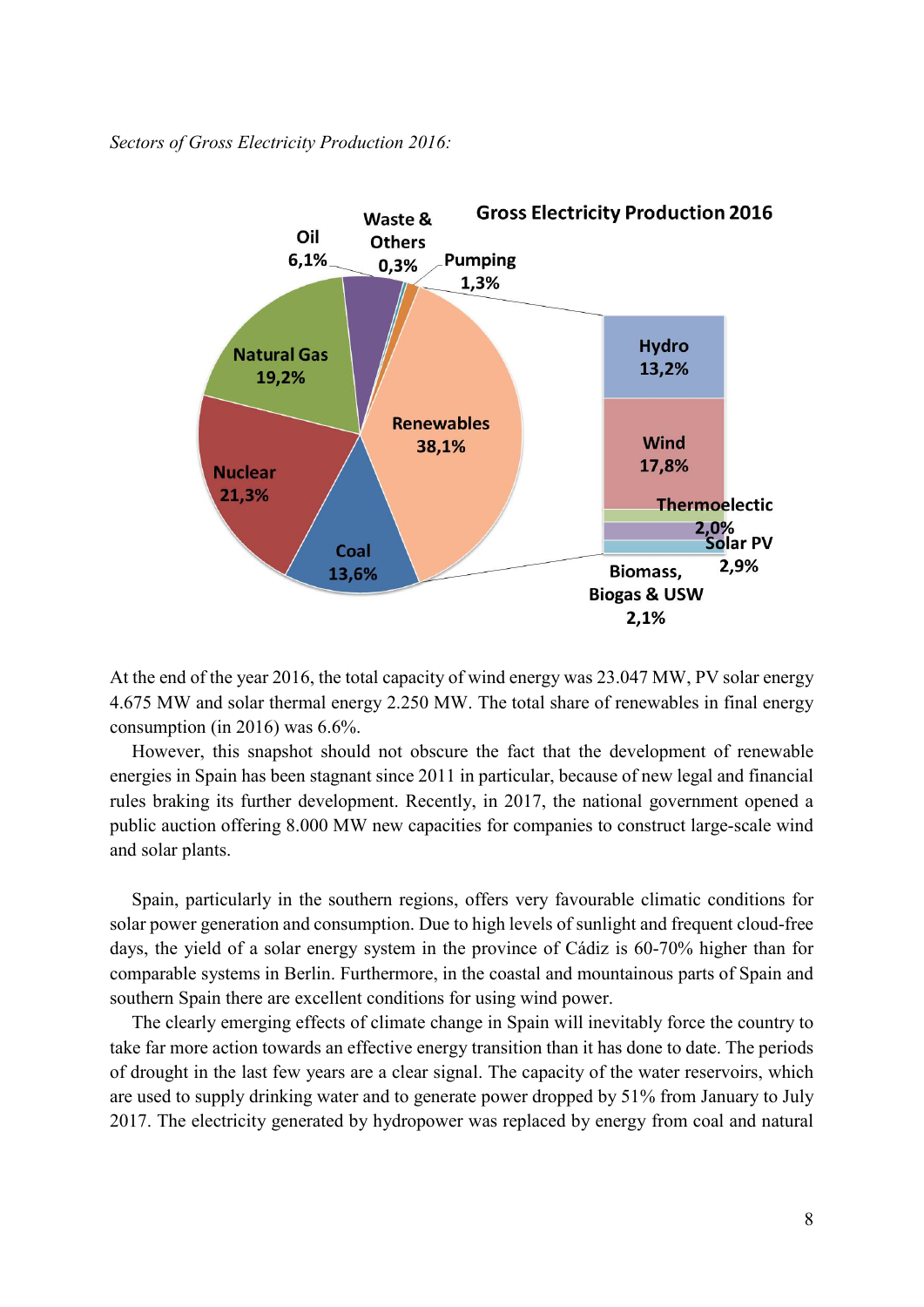*Sectors of Gross Electricity Production 2016:*

At the end of the year 2016, the total capacity of wind energy was 23.047 MW, PV solar energy 4.675 MW and solar thermal energy 2.250 MW. The total share of renewables in final energy consumption (in 2016) was 6.6%.

However, this snapshot should not obscure the fact that the development of renewable energies in Spain has been stagnant since 2011 in particular, because of new legal and financial rules braking its further development. Recently, in 2017, the national government opened a public auction offering 8.000 MW new capacities for companies to construct large-scale wind and solar plants.

Spain, particularly in the southern regions, offers very favourable climatic conditions for solar power generation and consumption. Due to high levels of sunlight and frequent cloud-free days, the yield of a solar energy system in the province of Cádiz is 60-70% higher than for comparable systems in Berlin. Furthermore, in the coastal and mountainous parts of Spain and southern Spain there are excellent conditions for using wind power.

The clearly emerging effects of climate change in Spain will inevitably force the country to take far more action towards an effective energy transition than it has done to date. The periods of drought in the last few years are a clear signal. The capacity of the water reservoirs, which are used to supply drinking water and to generate power dropped by 51% from January to July 2017. The electricity generated by hydropower was replaced by energy from coal and natural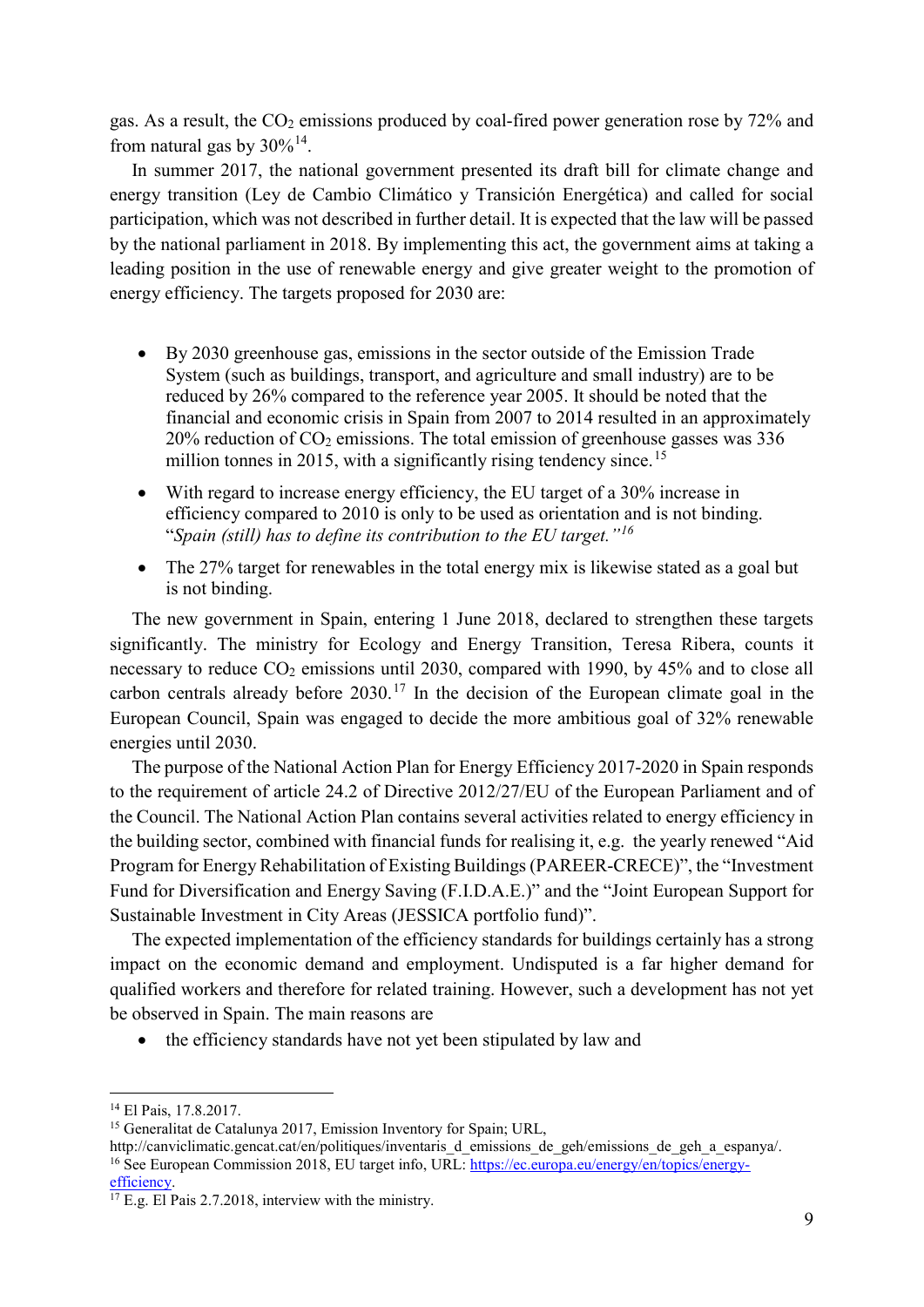gas. As a result, the $CO_2$ emissions produced by coal-fired power generation rose by 72% and from natural gas by 30%[14].

In summer 2017, the national government presented its draft bill for climate change and energy transition (Ley de Cambio Climático y Transición Energética) and called for social participation, which was not described in further detail. It is expected that the law will be passed by the national parliament in 2018. By implementing this act, the government aims at taking a leading position in the use of renewable energy and give greater weight to the promotion of energy efficiency. The targets proposed for 2030 are:

- By 2030 greenhouse gas, emissions in the sector outside of the Emission Trade System (such as buildings, transport, and agriculture and small industry) are to be reduced by 26% compared to the reference year 2005. It should be noted that the financial and economic crisis in Spain from 2007 to 2014 resulted in an approximately 20% reduction of $CO_2$ emissions. The total emission of greenhouse gasses was 336 million tonnes in 2015, with a significantly rising tendency since.[15]
- With regard to increase energy efficiency, the EU target of a 30% increase in efficiency compared to 2010 is only to be used as orientation and is not binding. "*Spain (still) has to define its contribution to the EU target.*"[16]
- The 27% target for renewables in the total energy mix is likewise stated as a goal but is not binding.

The new government in Spain, entering 1 June 2018, declared to strengthen these targets significantly. The ministry for Ecology and Energy Transition, Teresa Ribera, counts it necessary to reduce $CO_2$ emissions until 2030, compared with 1990, by 45% and to close all carbon centrals already before 2030.[17] In the decision of the European climate goal in the European Council, Spain was engaged to decide the more ambitious goal of 32% renewable energies until 2030.

The purpose of the National Action Plan for Energy Efficiency 2017-2020 in Spain responds to the requirement of article 24.2 of Directive 2012/27/EU of the European Parliament and of the Council. The National Action Plan contains several activities related to energy efficiency in the building sector, combined with financial funds for realising it, e.g. the yearly renewed "Aid Program for Energy Rehabilitation of Existing Buildings (PAREER-CRECE)", the "Investment Fund for Diversification and Energy Saving (F.I.D.A.E.)" and the "Joint European Support for Sustainable Investment in City Areas (JESSICA portfolio fund)".

The expected implementation of the efficiency standards for buildings certainly has a strong impact on the economic demand and employment. Undisputed is a far higher demand for qualified workers and therefore for related training. However, such a development has not yet be observed in Spain. The main reasons are

- the efficiency standards have not yet been stipulated by law and

---

[14] El Pais, 17.8.2017.

[15] Generalitat de Catalunya 2017, Emission Inventory for Spain; URL, http://canviclimatic.gencat.cat/en/politiques/inventaris_d_emissions_de_geh/emissions_de_geh_a_espanya/.

[16] See European Commission 2018, EU target info, URL: https://ec.europa.eu/energy/en/topics/energy-efficiency.

[17] E.g. El Pais 2.7.2018, interview with the ministry.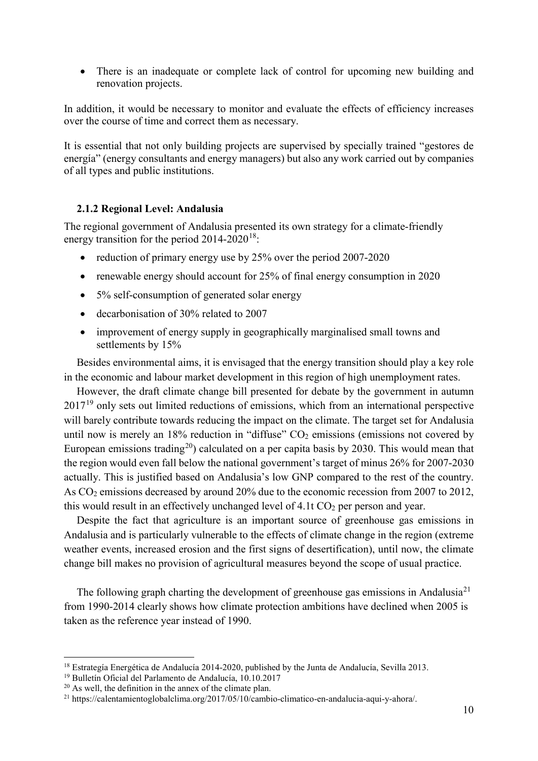- There is an inadequate or complete lack of control for upcoming new building and renovation projects.

In addition, it would be necessary to monitor and evaluate the effects of efficiency increases over the course of time and correct them as necessary.

It is essential that not only building projects are supervised by specially trained "gestores de energía" (energy consultants and energy managers) but also any work carried out by companies of all types and public institutions.

### 2.1.2 Regional Level: Andalusia

The regional government of Andalusia presented its own strategy for a climate-friendly energy transition for the period 2014-2020[18]:

- reduction of primary energy use by 25% over the period 2007-2020
- renewable energy should account for 25% of final energy consumption in 2020
- 5% self-consumption of generated solar energy
- decarbonisation of 30% related to 2007
- improvement of energy supply in geographically marginalised small towns and settlements by 15%

Besides environmental aims, it is envisaged that the energy transition should play a key role in the economic and labour market development in this region of high unemployment rates.

However, the draft climate change bill presented for debate by the government in autumn 2017[19] only sets out limited reductions of emissions, which from an international perspective will barely contribute towards reducing the impact on the climate. The target set for Andalusia until now is merely an 18% reduction in "diffuse" $CO_2$ emissions (emissions not covered by European emissions trading[20]) calculated on a per capita basis by 2030. This would mean that the region would even fall below the national government's target of minus 26% for 2007-2030 actually. This is justified based on Andalusia's low GNP compared to the rest of the country. As $CO_2$ emissions decreased by around 20% due to the economic recession from 2007 to 2012, this would result in an effectively unchanged level of 4.1t $CO_2$ per person and year.

Despite the fact that agriculture is an important source of greenhouse gas emissions in Andalusia and is particularly vulnerable to the effects of climate change in the region (extreme weather events, increased erosion and the first signs of desertification), until now, the climate change bill makes no provision of agricultural measures beyond the scope of usual practice.

The following graph charting the development of greenhouse gas emissions in Andalusia[21] from 1990-2014 clearly shows how climate protection ambitions have declined when 2005 is taken as the reference year instead of 1990.

---

[18] Estrategía Energética de Andalucía 2014-2020, published by the Junta de Andalucía, Sevilla 2013.

[19] Bulletín Oficial del Parlamento de Andalucía, 10.10.2017

[20] As well, the definition in the annex of the climate plan.

[21] https://calentamientoglobalclima.org/2017/05/10/cambio-climatico-en-andalucia-aqui-y-ahora/.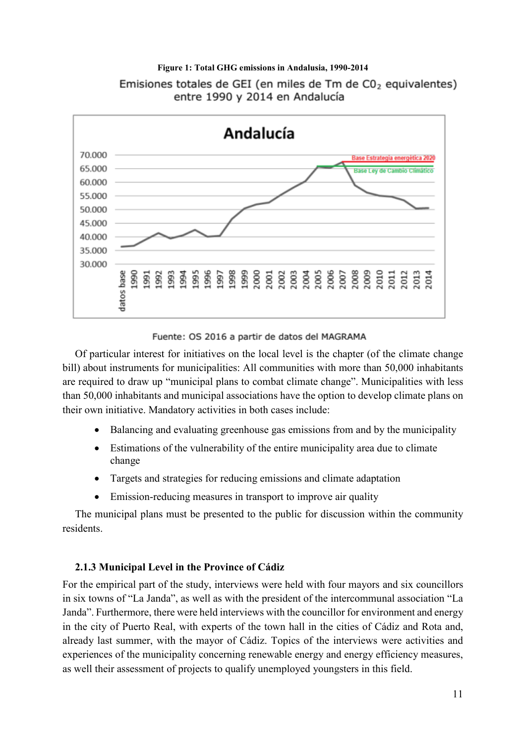**Figure 1: Total GHG emissions in Andalusia, 1990-2014**

Of particular interest for initiatives on the local level is the chapter (of the climate change bill) about instruments for municipalities: All communities with more than 50,000 inhabitants are required to draw up "municipal plans to combat climate change". Municipalities with less than 50,000 inhabitants and municipal associations have the option to develop climate plans on their own initiative. Mandatory activities in both cases include:

- Balancing and evaluating greenhouse gas emissions from and by the municipality
- Estimations of the vulnerability of the entire municipality area due to climate change
- Targets and strategies for reducing emissions and climate adaptation
- Emission-reducing measures in transport to improve air quality

The municipal plans must be presented to the public for discussion within the community residents.

### 2.1.3 Municipal Level in the Province of Cádiz

For the empirical part of the study, interviews were held with four mayors and six councillors in six towns of "La Janda", as well as with the president of the intercommunal association "La Janda". Furthermore, there were held interviews with the councillor for environment and energy in the city of Puerto Real, with experts of the town hall in the cities of Cádiz and Rota and, already last summer, with the mayor of Cádiz. Topics of the interviews were activities and experiences of the municipality concerning renewable energy and energy efficiency measures, as well their assessment of projects to qualify unemployed youngsters in this field.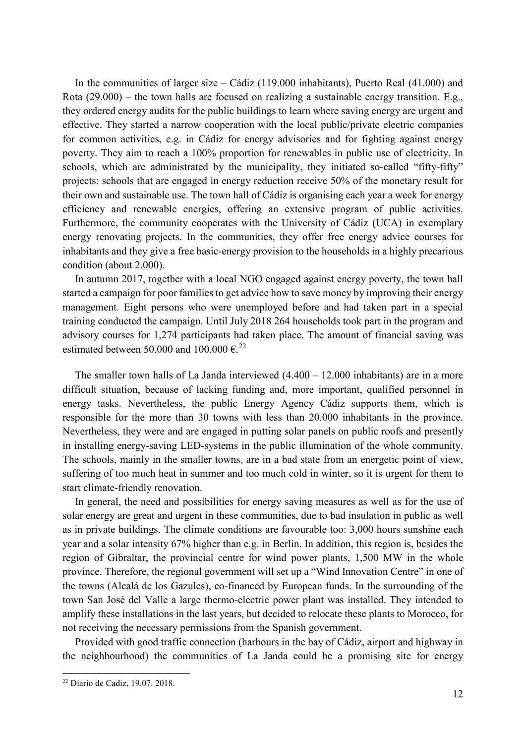In the communities of larger size – Cádiz (119.000 inhabitants), Puerto Real (41.000) and Rota (29.000) – the town halls are focused on realizing a sustainable energy transition. E.g., they ordered energy audits for the public buildings to learn where saving energy are urgent and effective. They started a narrow cooperation with the local public/private electric companies for common activities, e.g. in Cádiz for energy advisories and for fighting against energy poverty. They aim to reach a 100% proportion for renewables in public use of electricity. In schools, which are administrated by the municipality, they initiated so-called "fifty-fifty" projects: schools that are engaged in energy reduction receive 50% of the monetary result for their own and sustainable use. The town hall of Cádiz is organising each year a week for energy efficiency and renewable energies, offering an extensive program of public activities. Furthermore, the community cooperates with the University of Cádiz (UCA) in exemplary energy renovating projects. In the communities, they offer free energy advice courses for inhabitants and they give a free basic-energy provision to the households in a highly precarious condition (about 2.000).

In autumn 2017, together with a local NGO engaged against energy poverty, the town hall started a campaign for poor families to get advice how to save money by improving their energy management. Eight persons who were unemployed before and had taken part in a special training conducted the campaign. Until July 2018 264 households took part in the program and advisory courses for 1,274 participants had taken place. The amount of financial saving was estimated between 50.000 and 100.000 €.[22]

The smaller town halls of La Janda interviewed (4.400 – 12.000 inhabitants) are in a more difficult situation, because of lacking funding and, more important, qualified personnel in energy tasks. Nevertheless, the public Energy Agency Cádiz supports them, which is responsible for the more than 30 towns with less than 20.000 inhabitants in the province. Nevertheless, they were and are engaged in putting solar panels on public roofs and presently in installing energy-saving LED-systems in the public illumination of the whole community. The schools, mainly in the smaller towns, are in a bad state from an energetic point of view, suffering of too much heat in summer and too much cold in winter, so it is urgent for them to start climate-friendly renovation.

In general, the need and possibilities for energy saving measures as well as for the use of solar energy are great and urgent in these communities, due to bad insulation in public as well as in private buildings. The climate conditions are favourable too: 3,000 hours sunshine each year and a solar intensity 67% higher than e.g. in Berlin. In addition, this region is, besides the region of Gibraltar, the provincial centre for wind power plants, 1,500 MW in the whole province. Therefore, the regional government will set up a "Wind Innovation Centre" in one of the towns (Alcalá de los Gazules), co-financed by European funds. In the surrounding of the town San José del Valle a large thermo-electric power plant was installed. They intended to amplify these installations in the last years, but decided to relocate these plants to Morocco, for not receiving the necessary permissions from the Spanish government.

Provided with good traffic connection (harbours in the bay of Cádiz, airport and highway in the neighbourhood) the communities of La Janda could be a promising site for energy

---

[22] Diario de Cadiz, 19.07. 2018.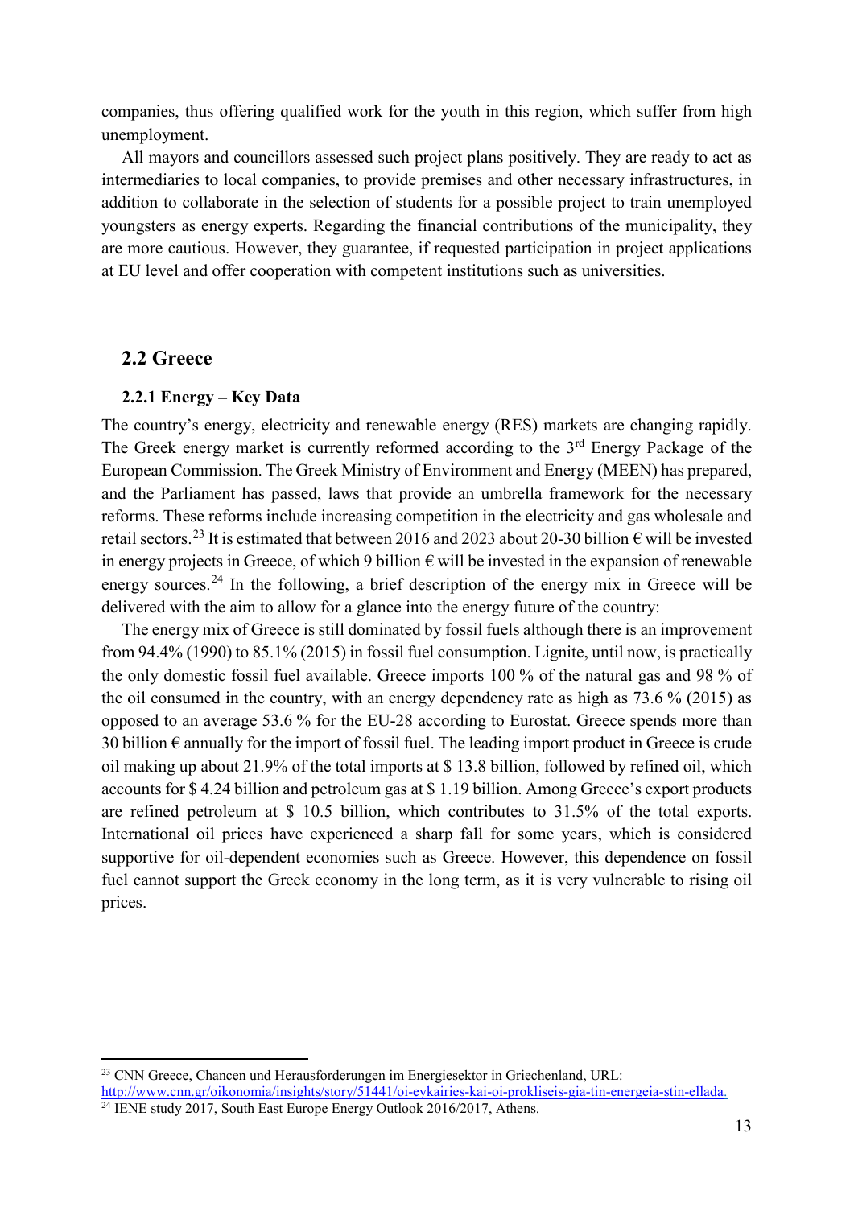companies, thus offering qualified work for the youth in this region, which suffer from high unemployment.

All mayors and councillors assessed such project plans positively. They are ready to act as intermediaries to local companies, to provide premises and other necessary infrastructures, in addition to collaborate in the selection of students for a possible project to train unemployed youngsters as energy experts. Regarding the financial contributions of the municipality, they are more cautious. However, they guarantee, if requested participation in project applications at EU level and offer cooperation with competent institutions such as universities.

## 2.2 Greece

### 2.2.1 Energy – Key Data

The country's energy, electricity and renewable energy (RES) markets are changing rapidly. The Greek energy market is currently reformed according to the 3rd Energy Package of the European Commission. The Greek Ministry of Environment and Energy (MEEN) has prepared, and the Parliament has passed, laws that provide an umbrella framework for the necessary reforms. These reforms include increasing competition in the electricity and gas wholesale and retail sectors.[23] It is estimated that between 2016 and 2023 about 20-30 billion € will be invested in energy projects in Greece, of which 9 billion € will be invested in the expansion of renewable energy sources.[24] In the following, a brief description of the energy mix in Greece will be delivered with the aim to allow for a glance into the energy future of the country:

The energy mix of Greece is still dominated by fossil fuels although there is an improvement from 94.4% (1990) to 85.1% (2015) in fossil fuel consumption. Lignite, until now, is practically the only domestic fossil fuel available. Greece imports 100 % of the natural gas and 98 % of the oil consumed in the country, with an energy dependency rate as high as 73.6 % (2015) as opposed to an average 53.6 % for the EU-28 according to Eurostat. Greece spends more than 30 billion € annually for the import of fossil fuel. The leading import product in Greece is crude oil making up about 21.9% of the total imports at $ 13.8 billion, followed by refined oil, which accounts for $ 4.24 billion and petroleum gas at $ 1.19 billion. Among Greece's export products are refined petroleum at $ 10.5 billion, which contributes to 31.5% of the total exports. International oil prices have experienced a sharp fall for some years, which is considered supportive for oil-dependent economies such as Greece. However, this dependence on fossil fuel cannot support the Greek economy in the long term, as it is very vulnerable to rising oil prices.

---

[23] CNN Greece, Chancen und Herausforderungen im Energiesektor in Griechenland, URL: http://www.cnn.gr/oikonomia/insights/story/51441/oi-eykairies-kai-oi-prokliseis-gia-tin-energeia-stin-ellada.

[24] IENE study 2017, South East Europe Energy Outlook 2016/2017, Athens.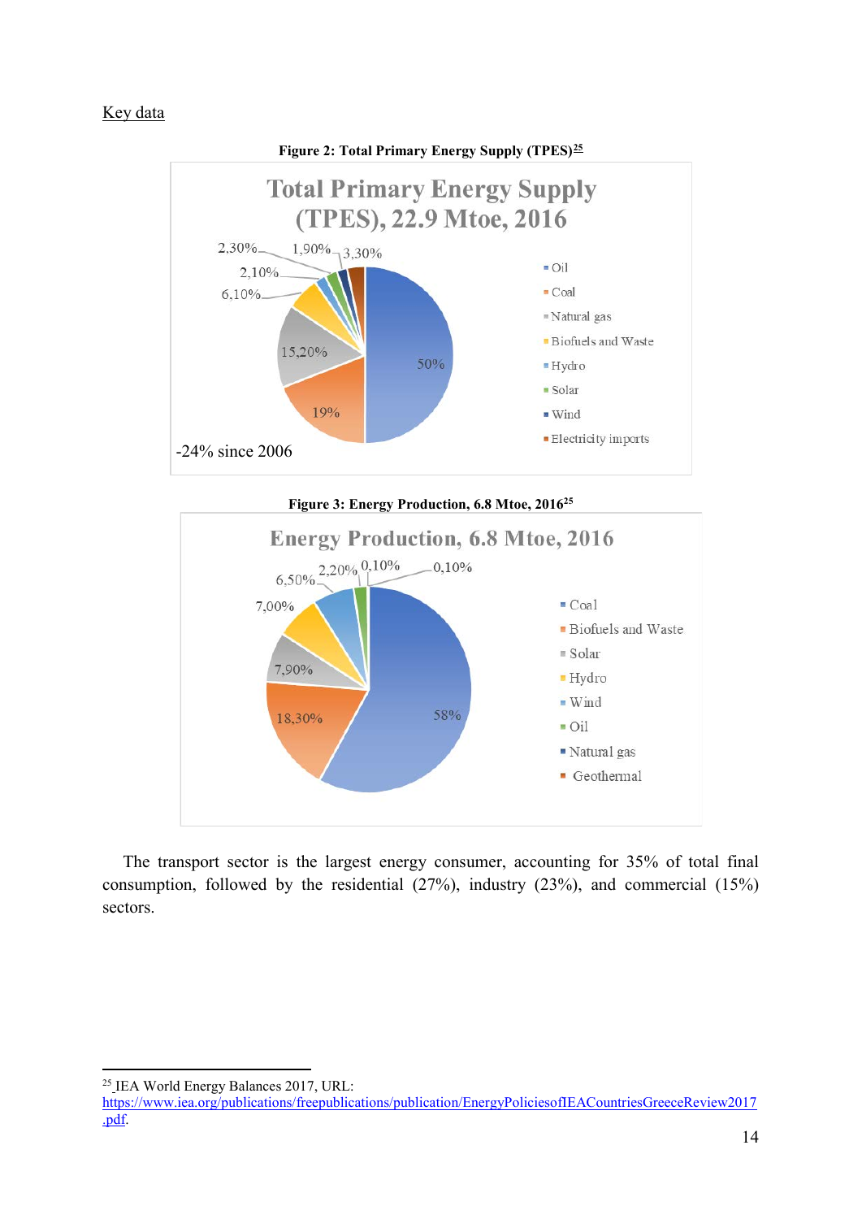Key data

**Figure 2: Total Primary Energy Supply (TPES)[25]**

Total Primary Energy Supply (TPES), 22.9 Mtoe, 2016

| Source | Share |
|---|---|
| Oil | 50% |
| Coal | 19% |
| Natural gas | 15,20% |
| Biofuels and Waste | 6,10% |
| Hydro | 2,10% |
| Solar | 2,30% |
| Wind | 1,90% |
| Electricity imports | 3,30% |

-24% since 2006

**Figure 3: Energy Production, 6.8 Mtoe, 2016[25]**

Energy Production, 6.8 Mtoe, 2016

| Source | Share |
|---|---|
| Coal | 58% |
| Biofuels and Waste | 18,30% |
| Solar | 7,90% |
| Hydro | 7,00% |
| Wind | 6,50% |
| Oil | 2,20% |
| Natural gas | 0,10% |
| Geothermal | 0,10% |

The transport sector is the largest energy consumer, accounting for 35% of total final consumption, followed by the residential (27%), industry (23%), and commercial (15%) sectors.

---

[25] IEA World Energy Balances 2017, URL: https://www.iea.org/publications/freepublications/publication/EnergyPoliciesofIEACountriesGreeceReview2017.pdf.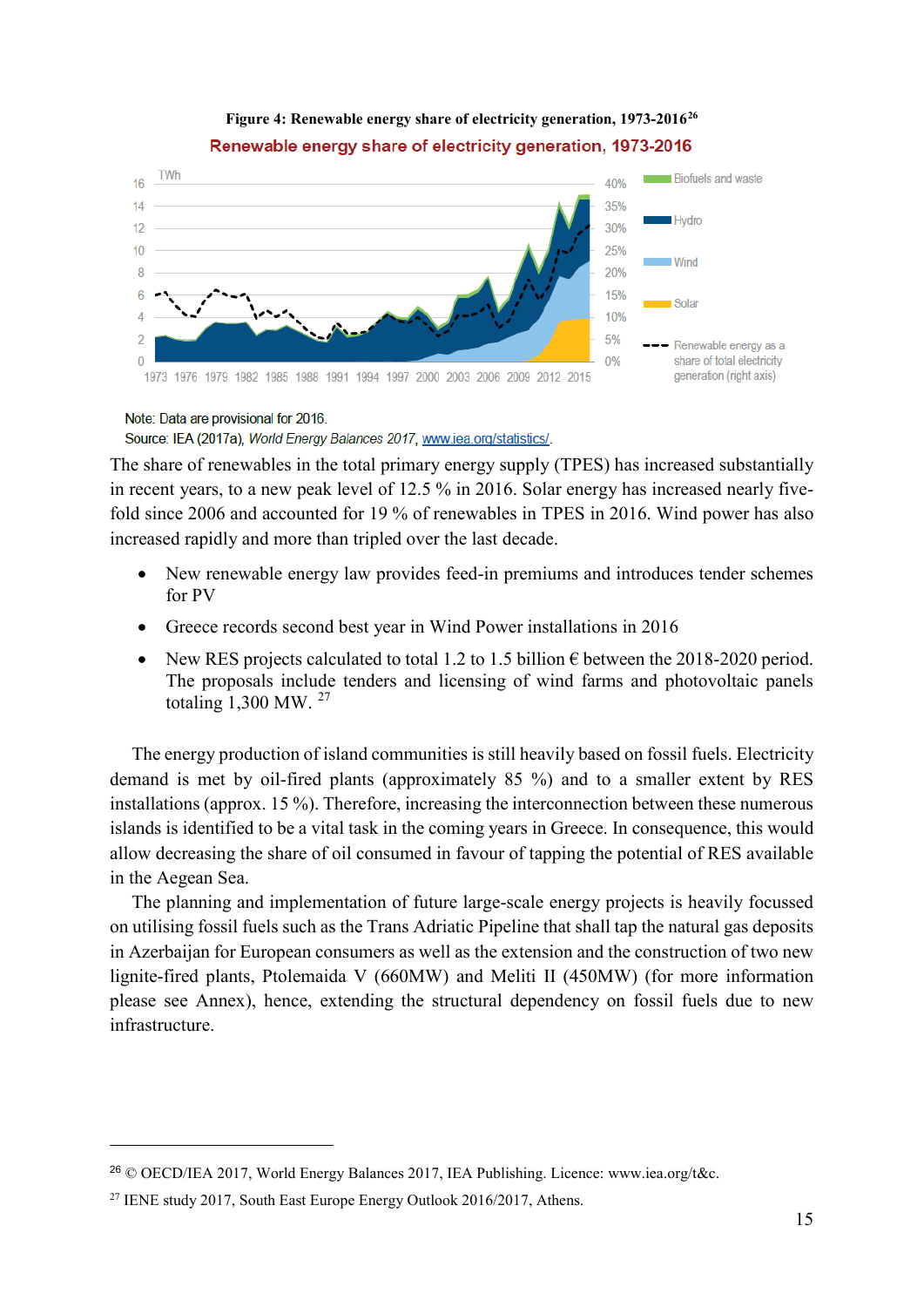**Figure 4: Renewable energy share of electricity generation, 1973-2016**[26]

Note: Data are provisional for 2016.

Source: IEA (2017a), *World Energy Balances 2017*, www.iea.org/statistics/.

The share of renewables in the total primary energy supply (TPES) has increased substantially in recent years, to a new peak level of 12.5 % in 2016. Solar energy has increased nearly five-fold since 2006 and accounted for 19 % of renewables in TPES in 2016. Wind power has also increased rapidly and more than tripled over the last decade.

- New renewable energy law provides feed-in premiums and introduces tender schemes for PV
- Greece records second best year in Wind Power installations in 2016
- New RES projects calculated to total 1.2 to 1.5 billion € between the 2018-2020 period. The proposals include tenders and licensing of wind farms and photovoltaic panels totaling 1,300 MW. [27]

The energy production of island communities is still heavily based on fossil fuels. Electricity demand is met by oil-fired plants (approximately 85 %) and to a smaller extent by RES installations (approx. 15 %). Therefore, increasing the interconnection between these numerous islands is identified to be a vital task in the coming years in Greece. In consequence, this would allow decreasing the share of oil consumed in favour of tapping the potential of RES available in the Aegean Sea.

The planning and implementation of future large-scale energy projects is heavily focussed on utilising fossil fuels such as the Trans Adriatic Pipeline that shall tap the natural gas deposits in Azerbaijan for European consumers as well as the extension and the construction of two new lignite-fired plants, Ptolemaida V (660MW) and Meliti II (450MW) (for more information please see Annex), hence, extending the structural dependency on fossil fuels due to new infrastructure.

---

[26] © OECD/IEA 2017, World Energy Balances 2017, IEA Publishing. Licence: www.iea.org/t&c.

[27] IENE study 2017, South East Europe Energy Outlook 2016/2017, Athens.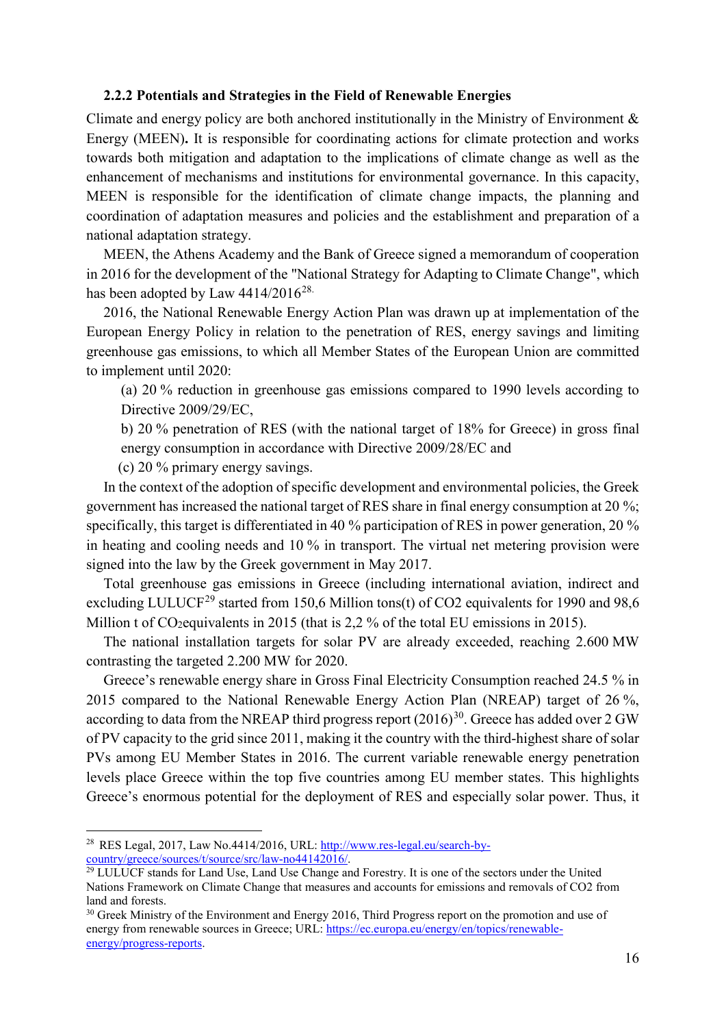### 2.2.2 Potentials and Strategies in the Field of Renewable Energies

Climate and energy policy are both anchored institutionally in the Ministry of Environment & Energy (MEEN)**.** It is responsible for coordinating actions for climate protection and works towards both mitigation and adaptation to the implications of climate change as well as the enhancement of mechanisms and institutions for environmental governance. In this capacity, MEEN is responsible for the identification of climate change impacts, the planning and coordination of adaptation measures and policies and the establishment and preparation of a national adaptation strategy.

MEEN, the Athens Academy and the Bank of Greece signed a memorandum of cooperation in 2016 for the development of the "National Strategy for Adapting to Climate Change", which has been adopted by Law 4414/2016[28].

2016, the National Renewable Energy Action Plan was drawn up at implementation of the European Energy Policy in relation to the penetration of RES, energy savings and limiting greenhouse gas emissions, to which all Member States of the European Union are committed to implement until 2020:

(a) 20 % reduction in greenhouse gas emissions compared to 1990 levels according to Directive 2009/29/EC,

b) 20 % penetration of RES (with the national target of 18% for Greece) in gross final energy consumption in accordance with Directive 2009/28/EC and

(c) 20 % primary energy savings.

In the context of the adoption of specific development and environmental policies, the Greek government has increased the national target of RES share in final energy consumption at 20 %; specifically, this target is differentiated in 40 % participation of RES in power generation, 20 % in heating and cooling needs and 10 % in transport. The virtual net metering provision were signed into the law by the Greek government in May 2017.

Total greenhouse gas emissions in Greece (including international aviation, indirect and excluding LULUCF[29] started from 150,6 Million tons(t) of CO2 equivalents for 1990 and 98,6 Million t of $CO_2$equivalents in 2015 (that is 2,2 % of the total EU emissions in 2015).

The national installation targets for solar PV are already exceeded, reaching 2.600 MW contrasting the targeted 2.200 MW for 2020.

Greece's renewable energy share in Gross Final Electricity Consumption reached 24.5 % in 2015 compared to the National Renewable Energy Action Plan (NREAP) target of 26 %, according to data from the NREAP third progress report (2016)[30]. Greece has added over 2 GW of PV capacity to the grid since 2011, making it the country with the third-highest share of solar PVs among EU Member States in 2016. The current variable renewable energy penetration levels place Greece within the top five countries among EU member states. This highlights Greece's enormous potential for the deployment of RES and especially solar power. Thus, it

---

[28] RES Legal, 2017, Law No.4414/2016, URL: http://www.res-legal.eu/search-by-country/greece/sources/t/source/src/law-no44142016/.

[29] LULUCF stands for Land Use, Land Use Change and Forestry. It is one of the sectors under the United Nations Framework on Climate Change that measures and accounts for emissions and removals of CO2 from land and forests.

[30] Greek Ministry of the Environment and Energy 2016, Third Progress report on the promotion and use of energy from renewable sources in Greece; URL: https://ec.europa.eu/energy/en/topics/renewable-energy/progress-reports.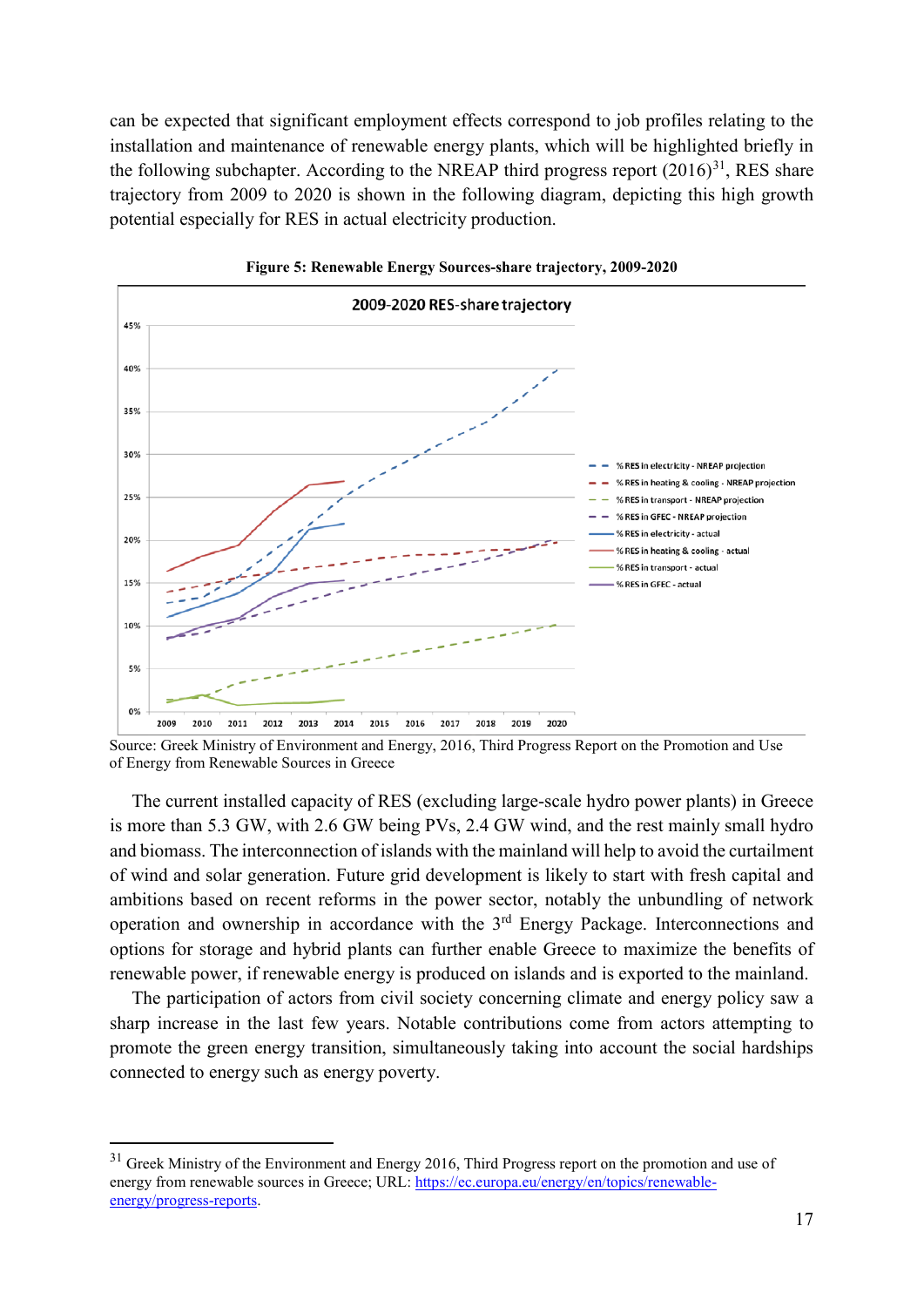can be expected that significant employment effects correspond to job profiles relating to the installation and maintenance of renewable energy plants, which will be highlighted briefly in the following subchapter. According to the NREAP third progress report (2016)[31], RES share trajectory from 2009 to 2020 is shown in the following diagram, depicting this high growth potential especially for RES in actual electricity production.

**Figure 5: Renewable Energy Sources-share trajectory, 2009-2020**

Source: Greek Ministry of Environment and Energy, 2016, Third Progress Report on the Promotion and Use of Energy from Renewable Sources in Greece

The current installed capacity of RES (excluding large-scale hydro power plants) in Greece is more than 5.3 GW, with 2.6 GW being PVs, 2.4 GW wind, and the rest mainly small hydro and biomass. The interconnection of islands with the mainland will help to avoid the curtailment of wind and solar generation. Future grid development is likely to start with fresh capital and ambitions based on recent reforms in the power sector, notably the unbundling of network operation and ownership in accordance with the 3rd Energy Package. Interconnections and options for storage and hybrid plants can further enable Greece to maximize the benefits of renewable power, if renewable energy is produced on islands and is exported to the mainland.

The participation of actors from civil society concerning climate and energy policy saw a sharp increase in the last few years. Notable contributions come from actors attempting to promote the green energy transition, simultaneously taking into account the social hardships connected to energy such as energy poverty.

---

[31] Greek Ministry of the Environment and Energy 2016, Third Progress report on the promotion and use of energy from renewable sources in Greece; URL: https://ec.europa.eu/energy/en/topics/renewable-energy/progress-reports.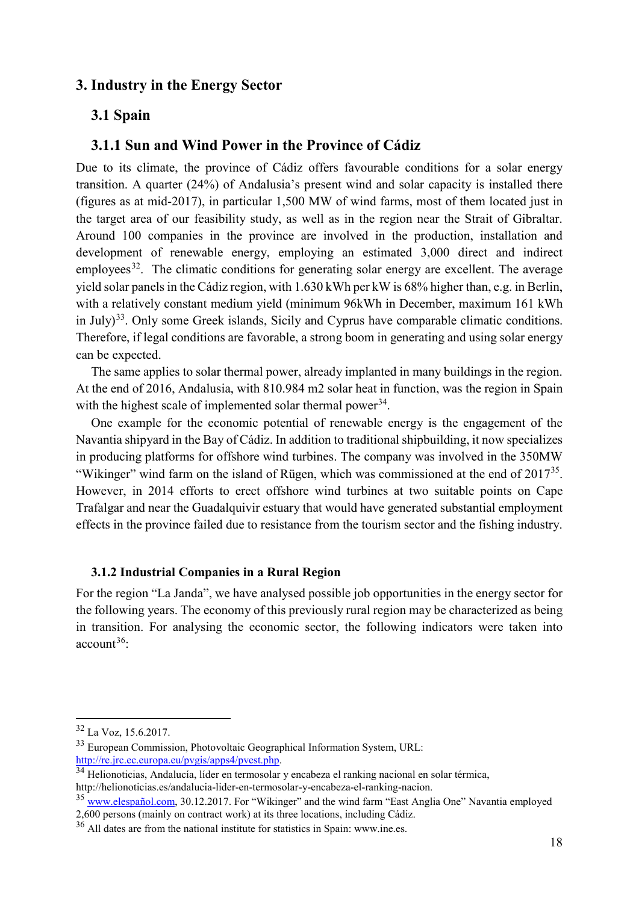## 3. Industry in the Energy Sector

### 3.1 Spain

### 3.1.1 Sun and Wind Power in the Province of Cádiz

Due to its climate, the province of Cádiz offers favourable conditions for a solar energy transition. A quarter (24%) of Andalusia's present wind and solar capacity is installed there (figures as at mid-2017), in particular 1,500 MW of wind farms, most of them located just in the target area of our feasibility study, as well as in the region near the Strait of Gibraltar. Around 100 companies in the province are involved in the production, installation and development of renewable energy, employing an estimated 3,000 direct and indirect employees[32]. The climatic conditions for generating solar energy are excellent. The average yield solar panels in the Cádiz region, with 1.630 kWh per kW is 68% higher than, e.g. in Berlin, with a relatively constant medium yield (minimum 96kWh in December, maximum 161 kWh in July)[33]. Only some Greek islands, Sicily and Cyprus have comparable climatic conditions. Therefore, if legal conditions are favorable, a strong boom in generating and using solar energy can be expected.

The same applies to solar thermal power, already implanted in many buildings in the region. At the end of 2016, Andalusia, with 810.984 m2 solar heat in function, was the region in Spain with the highest scale of implemented solar thermal power[34].

One example for the economic potential of renewable energy is the engagement of the Navantia shipyard in the Bay of Cádiz. In addition to traditional shipbuilding, it now specializes in producing platforms for offshore wind turbines. The company was involved in the 350MW "Wikinger" wind farm on the island of Rügen, which was commissioned at the end of 2017[35]. However, in 2014 efforts to erect offshore wind turbines at two suitable points on Cape Trafalgar and near the Guadalquivir estuary that would have generated substantial employment effects in the province failed due to resistance from the tourism sector and the fishing industry.

#### 3.1.2 Industrial Companies in a Rural Region

For the region "La Janda", we have analysed possible job opportunities in the energy sector for the following years. The economy of this previously rural region may be characterized as being in transition. For analysing the economic sector, the following indicators were taken into account[36]:

---

[32] La Voz, 15.6.2017.

[33] European Commission, Photovoltaic Geographical Information System, URL: http://re.jrc.ec.europa.eu/pvgis/apps4/pvest.php.

[34] Helionoticias, Andalucía, líder en termosolar y encabeza el ranking nacional en solar térmica, http://helionoticias.es/andalucia-lider-en-termosolar-y-encabeza-el-ranking-nacion.

[35] www.elespañol.com, 30.12.2017. For "Wikinger" and the wind farm "East Anglia One" Navantia employed 2,600 persons (mainly on contract work) at its three locations, including Cádiz.

[36] All dates are from the national institute for statistics in Spain: www.ine.es.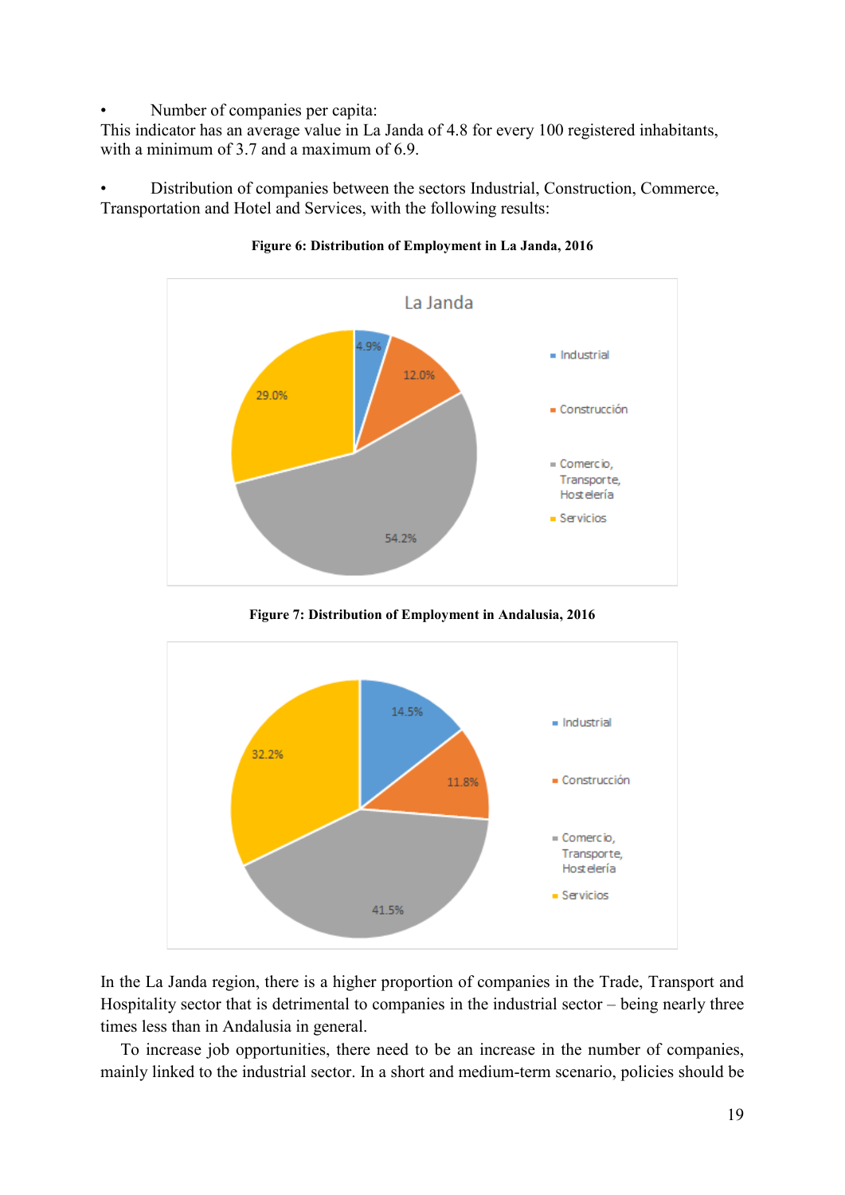- Number of companies per capita:

This indicator has an average value in La Janda of 4.8 for every 100 registered inhabitants, with a minimum of 3.7 and a maximum of 6.9.

- Distribution of companies between the sectors Industrial, Construction, Commerce, Transportation and Hotel and Services, with the following results:

**Figure 6: Distribution of Employment in La Janda, 2016**

**Figure 7: Distribution of Employment in Andalusia, 2016**

In the La Janda region, there is a higher proportion of companies in the Trade, Transport and Hospitality sector that is detrimental to companies in the industrial sector – being nearly three times less than in Andalusia in general.

To increase job opportunities, there need to be an increase in the number of companies, mainly linked to the industrial sector. In a short and medium-term scenario, policies should be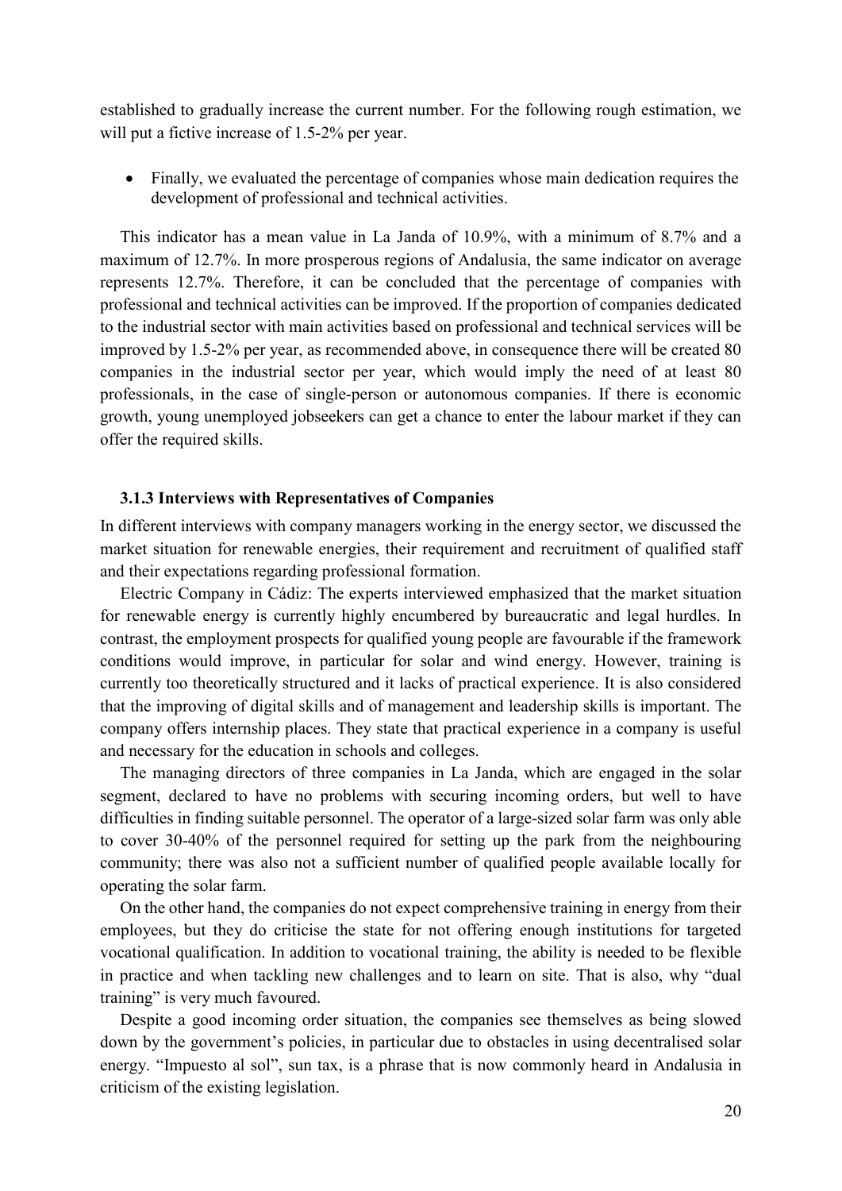established to gradually increase the current number. For the following rough estimation, we will put a fictive increase of 1.5-2% per year.

- Finally, we evaluated the percentage of companies whose main dedication requires the development of professional and technical activities.

This indicator has a mean value in La Janda of 10.9%, with a minimum of 8.7% and a maximum of 12.7%. In more prosperous regions of Andalusia, the same indicator on average represents 12.7%. Therefore, it can be concluded that the percentage of companies with professional and technical activities can be improved. If the proportion of companies dedicated to the industrial sector with main activities based on professional and technical services will be improved by 1.5-2% per year, as recommended above, in consequence there will be created 80 companies in the industrial sector per year, which would imply the need of at least 80 professionals, in the case of single-person or autonomous companies. If there is economic growth, young unemployed jobseekers can get a chance to enter the labour market if they can offer the required skills.

### 3.1.3 Interviews with Representatives of Companies

In different interviews with company managers working in the energy sector, we discussed the market situation for renewable energies, their requirement and recruitment of qualified staff and their expectations regarding professional formation.

Electric Company in Cádiz: The experts interviewed emphasized that the market situation for renewable energy is currently highly encumbered by bureaucratic and legal hurdles. In contrast, the employment prospects for qualified young people are favourable if the framework conditions would improve, in particular for solar and wind energy. However, training is currently too theoretically structured and it lacks of practical experience. It is also considered that the improving of digital skills and of management and leadership skills is important. The company offers internship places. They state that practical experience in a company is useful and necessary for the education in schools and colleges.

The managing directors of three companies in La Janda, which are engaged in the solar segment, declared to have no problems with securing incoming orders, but well to have difficulties in finding suitable personnel. The operator of a large-sized solar farm was only able to cover 30-40% of the personnel required for setting up the park from the neighbouring community; there was also not a sufficient number of qualified people available locally for operating the solar farm.

On the other hand, the companies do not expect comprehensive training in energy from their employees, but they do criticise the state for not offering enough institutions for targeted vocational qualification. In addition to vocational training, the ability is needed to be flexible in practice and when tackling new challenges and to learn on site. That is also, why "dual training" is very much favoured.

Despite a good incoming order situation, the companies see themselves as being slowed down by the government's policies, in particular due to obstacles in using decentralised solar energy. "Impuesto al sol", sun tax, is a phrase that is now commonly heard in Andalusia in criticism of the existing legislation.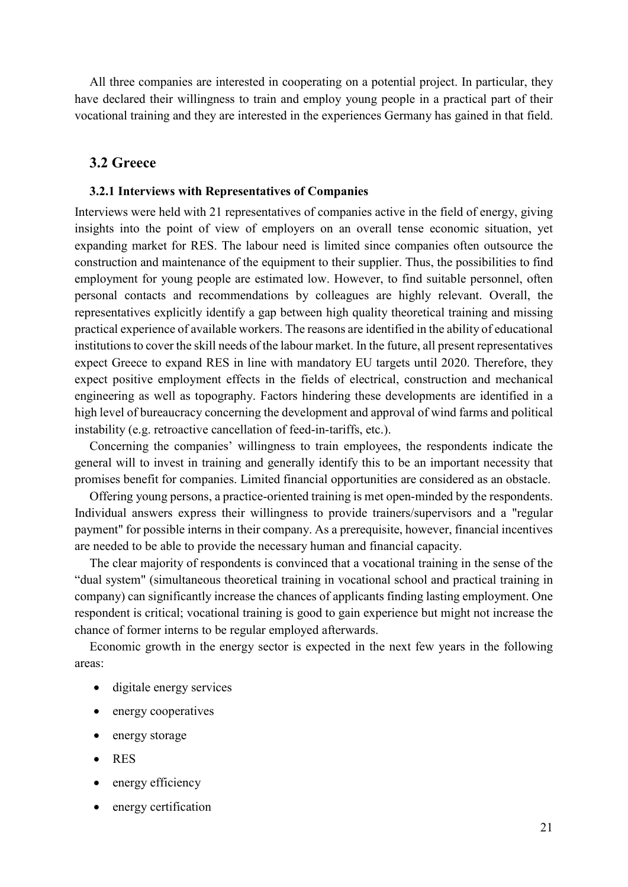All three companies are interested in cooperating on a potential project. In particular, they have declared their willingness to train and employ young people in a practical part of their vocational training and they are interested in the experiences Germany has gained in that field.

## 3.2 Greece

### 3.2.1 Interviews with Representatives of Companies

Interviews were held with 21 representatives of companies active in the field of energy, giving insights into the point of view of employers on an overall tense economic situation, yet expanding market for RES. The labour need is limited since companies often outsource the construction and maintenance of the equipment to their supplier. Thus, the possibilities to find employment for young people are estimated low. However, to find suitable personnel, often personal contacts and recommendations by colleagues are highly relevant. Overall, the representatives explicitly identify a gap between high quality theoretical training and missing practical experience of available workers. The reasons are identified in the ability of educational institutions to cover the skill needs of the labour market. In the future, all present representatives expect Greece to expand RES in line with mandatory EU targets until 2020. Therefore, they expect positive employment effects in the fields of electrical, construction and mechanical engineering as well as topography. Factors hindering these developments are identified in a high level of bureaucracy concerning the development and approval of wind farms and political instability (e.g. retroactive cancellation of feed-in-tariffs, etc.).

Concerning the companies' willingness to train employees, the respondents indicate the general will to invest in training and generally identify this to be an important necessity that promises benefit for companies. Limited financial opportunities are considered as an obstacle.

Offering young persons, a practice-oriented training is met open-minded by the respondents. Individual answers express their willingness to provide trainers/supervisors and a "regular payment" for possible interns in their company. As a prerequisite, however, financial incentives are needed to be able to provide the necessary human and financial capacity.

The clear majority of respondents is convinced that a vocational training in the sense of the "dual system" (simultaneous theoretical training in vocational school and practical training in company) can significantly increase the chances of applicants finding lasting employment. One respondent is critical; vocational training is good to gain experience but might not increase the chance of former interns to be regular employed afterwards.

Economic growth in the energy sector is expected in the next few years in the following areas:

- digitale energy services
- energy cooperatives
- energy storage
- RES
- energy efficiency
- energy certification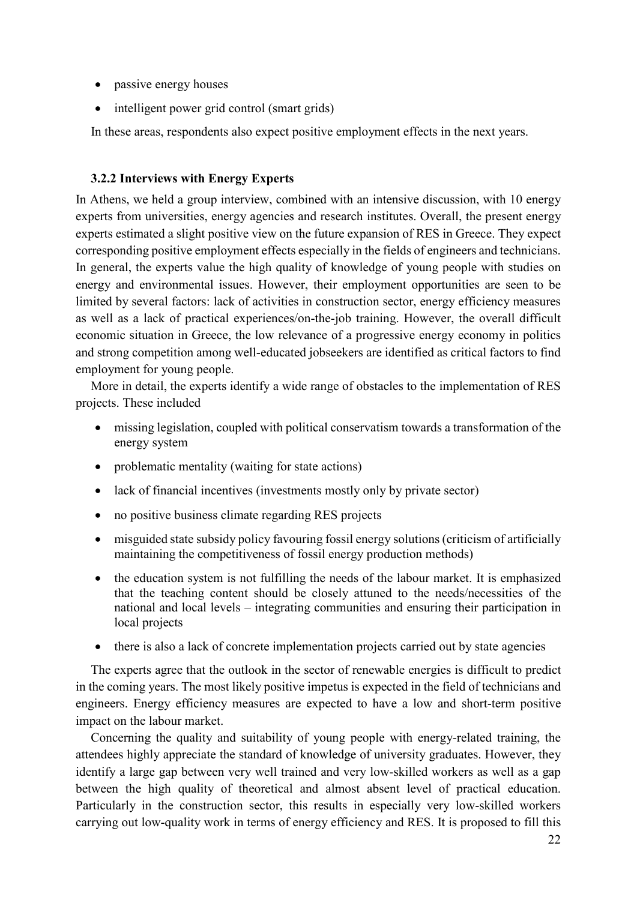- passive energy houses
- intelligent power grid control (smart grids)

In these areas, respondents also expect positive employment effects in the next years.

### 3.2.2 Interviews with Energy Experts

In Athens, we held a group interview, combined with an intensive discussion, with 10 energy experts from universities, energy agencies and research institutes. Overall, the present energy experts estimated a slight positive view on the future expansion of RES in Greece. They expect corresponding positive employment effects especially in the fields of engineers and technicians. In general, the experts value the high quality of knowledge of young people with studies on energy and environmental issues. However, their employment opportunities are seen to be limited by several factors: lack of activities in construction sector, energy efficiency measures as well as a lack of practical experiences/on-the-job training. However, the overall difficult economic situation in Greece, the low relevance of a progressive energy economy in politics and strong competition among well-educated jobseekers are identified as critical factors to find employment for young people.

More in detail, the experts identify a wide range of obstacles to the implementation of RES projects. These included

- missing legislation, coupled with political conservatism towards a transformation of the energy system
- problematic mentality (waiting for state actions)
- lack of financial incentives (investments mostly only by private sector)
- no positive business climate regarding RES projects
- misguided state subsidy policy favouring fossil energy solutions (criticism of artificially maintaining the competitiveness of fossil energy production methods)
- the education system is not fulfilling the needs of the labour market. It is emphasized that the teaching content should be closely attuned to the needs/necessities of the national and local levels – integrating communities and ensuring their participation in local projects
- there is also a lack of concrete implementation projects carried out by state agencies

The experts agree that the outlook in the sector of renewable energies is difficult to predict in the coming years. The most likely positive impetus is expected in the field of technicians and engineers. Energy efficiency measures are expected to have a low and short-term positive impact on the labour market.

Concerning the quality and suitability of young people with energy-related training, the attendees highly appreciate the standard of knowledge of university graduates. However, they identify a large gap between very well trained and very low-skilled workers as well as a gap between the high quality of theoretical and almost absent level of practical education. Particularly in the construction sector, this results in especially very low-skilled workers carrying out low-quality work in terms of energy efficiency and RES. It is proposed to fill this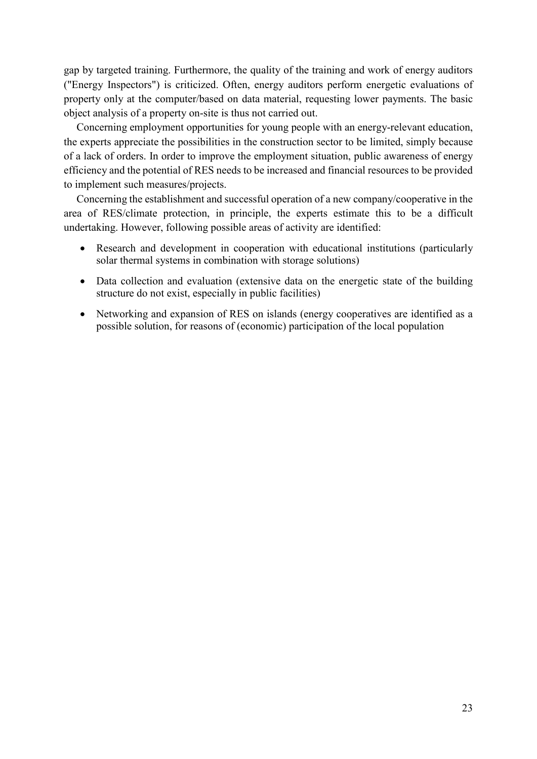gap by targeted training. Furthermore, the quality of the training and work of energy auditors ("Energy Inspectors") is criticized. Often, energy auditors perform energetic evaluations of property only at the computer/based on data material, requesting lower payments. The basic object analysis of a property on-site is thus not carried out.

Concerning employment opportunities for young people with an energy-relevant education, the experts appreciate the possibilities in the construction sector to be limited, simply because of a lack of orders. In order to improve the employment situation, public awareness of energy efficiency and the potential of RES needs to be increased and financial resources to be provided to implement such measures/projects.

Concerning the establishment and successful operation of a new company/cooperative in the area of RES/climate protection, in principle, the experts estimate this to be a difficult undertaking. However, following possible areas of activity are identified:

- Research and development in cooperation with educational institutions (particularly solar thermal systems in combination with storage solutions)
- Data collection and evaluation (extensive data on the energetic state of the building structure do not exist, especially in public facilities)
- Networking and expansion of RES on islands (energy cooperatives are identified as a possible solution, for reasons of (economic) participation of the local population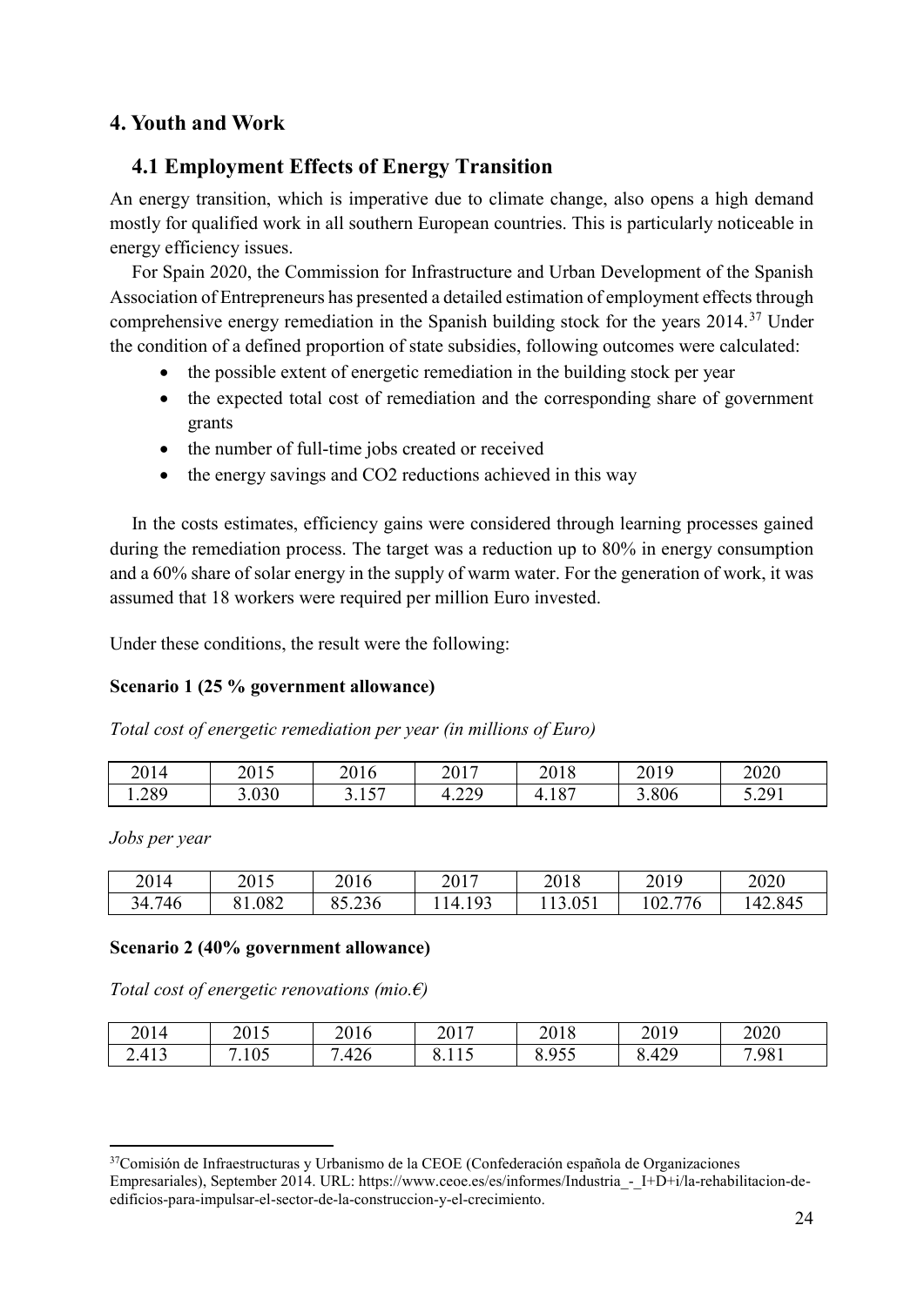## 4. Youth and Work

### 4.1 Employment Effects of Energy Transition

An energy transition, which is imperative due to climate change, also opens a high demand mostly for qualified work in all southern European countries. This is particularly noticeable in energy efficiency issues.

For Spain 2020, the Commission for Infrastructure and Urban Development of the Spanish Association of Entrepreneurs has presented a detailed estimation of employment effects through comprehensive energy remediation in the Spanish building stock for the years 2014.[37] Under the condition of a defined proportion of state subsidies, following outcomes were calculated:

- the possible extent of energetic remediation in the building stock per year
- the expected total cost of remediation and the corresponding share of government grants
- the number of full-time jobs created or received
- the energy savings and CO2 reductions achieved in this way

In the costs estimates, efficiency gains were considered through learning processes gained during the remediation process. The target was a reduction up to 80% in energy consumption and a 60% share of solar energy in the supply of warm water. For the generation of work, it was assumed that 18 workers were required per million Euro invested.

Under these conditions, the result were the following:

**Scenario 1 (25 % government allowance)**

*Total cost of energetic remediation per year (in millions of Euro)*

| 2014 | 2015 | 2016 | 2017 | 2018 | 2019 | 2020 |
|---|---|---|---|---|---|---|
| 1.289 | 3.030 | 3.157 | 4.229 | 4.187 | 3.806 | 5.291 |

*Jobs per year*

| 2014 | 2015 | 2016 | 2017 | 2018 | 2019 | 2020 |
|---|---|---|---|---|---|---|
| 34.746 | 81.082 | 85.236 | 114.193 | 113.051 | 102.776 | 142.845 |

**Scenario 2 (40% government allowance)**

*Total cost of energetic renovations (mio.€)*

| 2014 | 2015 | 2016 | 2017 | 2018 | 2019 | 2020 |
|---|---|---|---|---|---|---|
| 2.413 | 7.105 | 7.426 | 8.115 | 8.955 | 8.429 | 7.981 |

[37] Comisión de Infraestructuras y Urbanismo de la CEOE (Confederación española de Organizaciones Empresariales), September 2014. URL: https://www.ceoe.es/es/informes/Industria_-_I+D+i/la-rehabilitacion-de-edificios-para-impulsar-el-sector-de-la-construccion-y-el-crecimiento.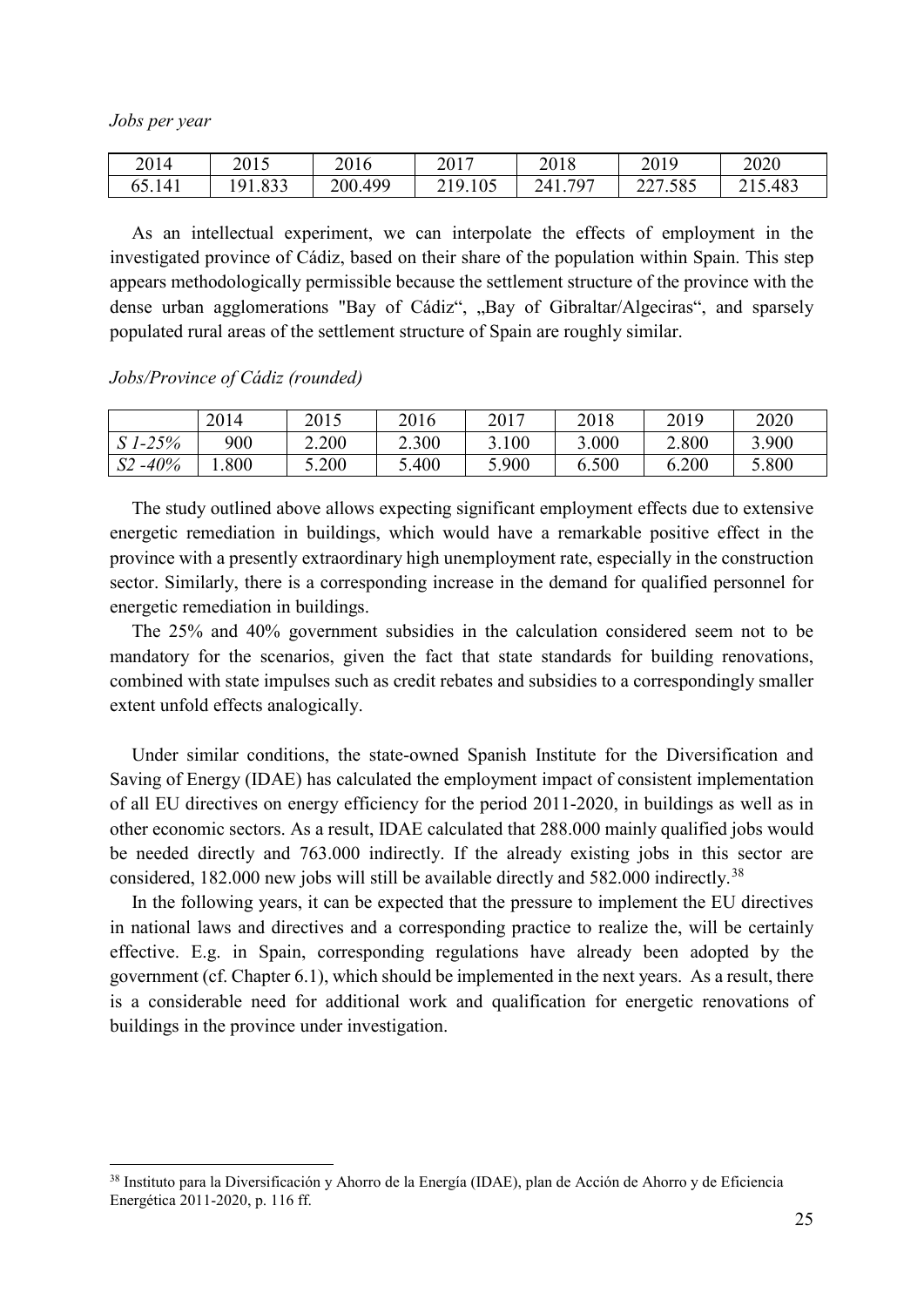*Jobs per year*

| 2014 | 2015 | 2016 | 2017 | 2018 | 2019 | 2020 |
|---|---|---|---|---|---|---|
| 65.141 | 191.833 | 200.499 | 219.105 | 241.797 | 227.585 | 215.483 |

As an intellectual experiment, we can interpolate the effects of employment in the investigated province of Cádiz, based on their share of the population within Spain. This step appears methodologically permissible because the settlement structure of the province with the dense urban agglomerations "Bay of Cádiz", „Bay of Gibraltar/Algeciras", and sparsely populated rural areas of the settlement structure of Spain are roughly similar.

*Jobs/Province of Cádiz (rounded)*

| | 2014 | 2015 | 2016 | 2017 | 2018 | 2019 | 2020 |
|---|---|---|---|---|---|---|---|
| *S 1-25%* | 900 | 2.200 | 2.300 | 3.100 | 3.000 | 2.800 | 3.900 |
| *S2 -40%* | 1.800 | 5.200 | 5.400 | 5.900 | 6.500 | 6.200 | 5.800 |

The study outlined above allows expecting significant employment effects due to extensive energetic remediation in buildings, which would have a remarkable positive effect in the province with a presently extraordinary high unemployment rate, especially in the construction sector. Similarly, there is a corresponding increase in the demand for qualified personnel for energetic remediation in buildings.

The 25% and 40% government subsidies in the calculation considered seem not to be mandatory for the scenarios, given the fact that state standards for building renovations, combined with state impulses such as credit rebates and subsidies to a correspondingly smaller extent unfold effects analogically.

Under similar conditions, the state-owned Spanish Institute for the Diversification and Saving of Energy (IDAE) has calculated the employment impact of consistent implementation of all EU directives on energy efficiency for the period 2011-2020, in buildings as well as in other economic sectors. As a result, IDAE calculated that 288.000 mainly qualified jobs would be needed directly and 763.000 indirectly. If the already existing jobs in this sector are considered, 182.000 new jobs will still be available directly and 582.000 indirectly.[38]

In the following years, it can be expected that the pressure to implement the EU directives in national laws and directives and a corresponding practice to realize the, will be certainly effective. E.g. in Spain, corresponding regulations have already been adopted by the government (cf. Chapter 6.1), which should be implemented in the next years. As a result, there is a considerable need for additional work and qualification for energetic renovations of buildings in the province under investigation.

[38] Instituto para la Diversificación y Ahorro de la Energía (IDAE), plan de Acción de Ahorro y de Eficiencia Energética 2011-2020, p. 116 ff.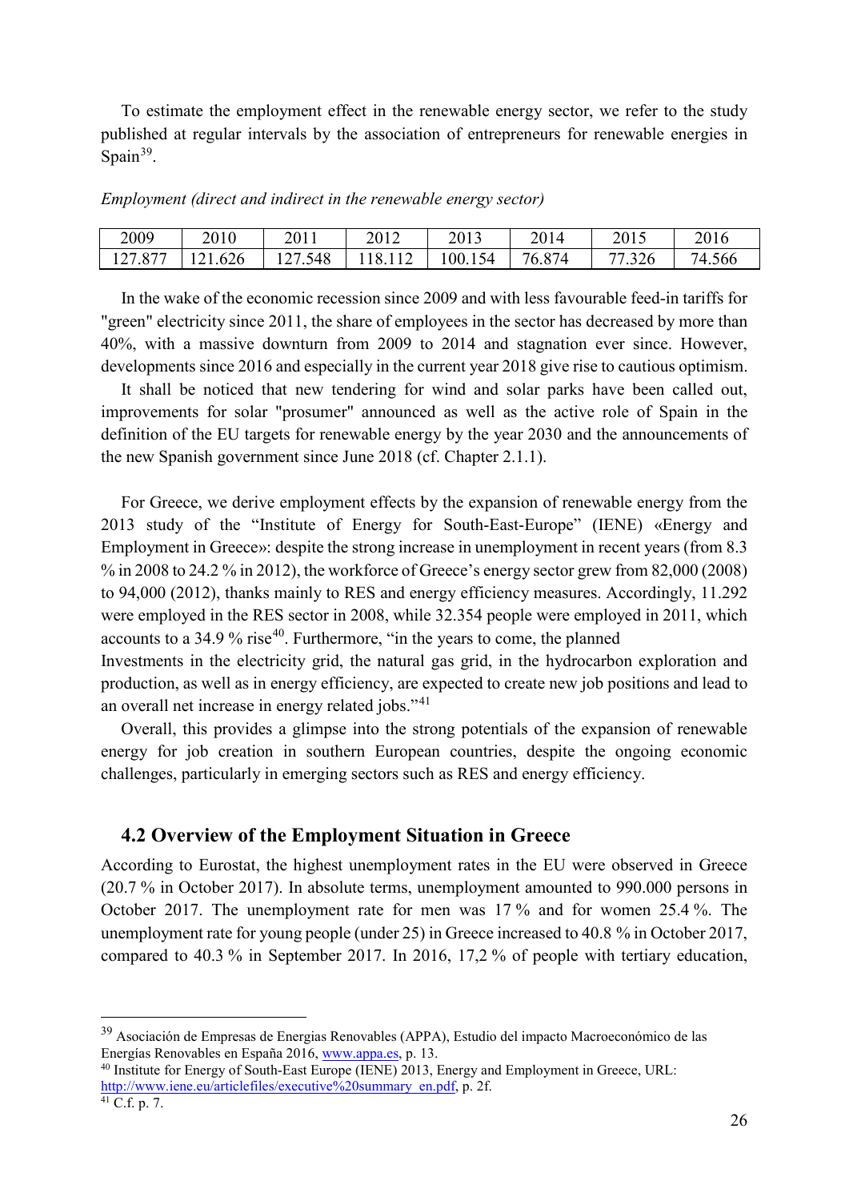To estimate the employment effect in the renewable energy sector, we refer to the study published at regular intervals by the association of entrepreneurs for renewable energies in Spain[39].

*Employment (direct and indirect in the renewable energy sector)*

| 2009 | 2010 | 2011 | 2012 | 2013 | 2014 | 2015 | 2016 |
|---|---|---|---|---|---|---|---|
| 127.877 | 121.626 | 127.548 | 118.112 | 100.154 | 76.874 | 77.326 | 74.566 |

In the wake of the economic recession since 2009 and with less favourable feed-in tariffs for "green" electricity since 2011, the share of employees in the sector has decreased by more than 40%, with a massive downturn from 2009 to 2014 and stagnation ever since. However, developments since 2016 and especially in the current year 2018 give rise to cautious optimism.

It shall be noticed that new tendering for wind and solar parks have been called out, improvements for solar "prosumer" announced as well as the active role of Spain in the definition of the EU targets for renewable energy by the year 2030 and the announcements of the new Spanish government since June 2018 (cf. Chapter 2.1.1).

For Greece, we derive employment effects by the expansion of renewable energy from the 2013 study of the "Institute of Energy for South-East-Europe" (IENE) «Energy and Employment in Greece»: despite the strong increase in unemployment in recent years (from 8.3 % in 2008 to 24.2 % in 2012), the workforce of Greece's energy sector grew from 82,000 (2008) to 94,000 (2012), thanks mainly to RES and energy efficiency measures. Accordingly, 11.292 were employed in the RES sector in 2008, while 32.354 people were employed in 2011, which accounts to a 34.9 % rise[40]. Furthermore, "in the years to come, the planned Investments in the electricity grid, the natural gas grid, in the hydrocarbon exploration and production, as well as in energy efficiency, are expected to create new job positions and lead to an overall net increase in energy related jobs."[41]

Overall, this provides a glimpse into the strong potentials of the expansion of renewable energy for job creation in southern European countries, despite the ongoing economic challenges, particularly in emerging sectors such as RES and energy efficiency.

## 4.2 Overview of the Employment Situation in Greece

According to Eurostat, the highest unemployment rates in the EU were observed in Greece (20.7 % in October 2017). In absolute terms, unemployment amounted to 990.000 persons in October 2017. The unemployment rate for men was 17 % and for women 25.4 %. The unemployment rate for young people (under 25) in Greece increased to 40.8 % in October 2017, compared to 40.3 % in September 2017. In 2016, 17,2 % of people with tertiary education,

---

[39] Asociación de Empresas de Energias Renovables (APPA), Estudio del impacto Macroeconómico de las Energías Renovables en España 2016, www.appa.es, p. 13.

[40] Institute for Energy of South-East Europe (IENE) 2013, Energy and Employment in Greece, URL: http://www.iene.eu/articlefiles/executive%20summary_en.pdf, p. 2f.

[41] C.f. p. 7.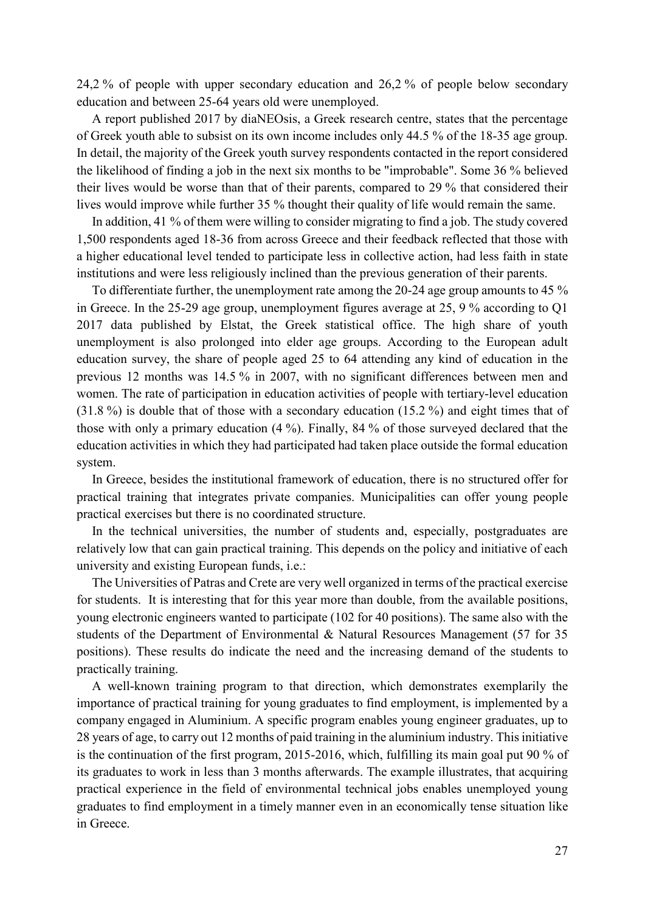24,2 % of people with upper secondary education and 26,2 % of people below secondary education and between 25-64 years old were unemployed.

A report published 2017 by diaNEOsis, a Greek research centre, states that the percentage of Greek youth able to subsist on its own income includes only 44.5 % of the 18-35 age group. In detail, the majority of the Greek youth survey respondents contacted in the report considered the likelihood of finding a job in the next six months to be "improbable". Some 36 % believed their lives would be worse than that of their parents, compared to 29 % that considered their lives would improve while further 35 % thought their quality of life would remain the same.

In addition, 41 % of them were willing to consider migrating to find a job. The study covered 1,500 respondents aged 18-36 from across Greece and their feedback reflected that those with a higher educational level tended to participate less in collective action, had less faith in state institutions and were less religiously inclined than the previous generation of their parents.

To differentiate further, the unemployment rate among the 20-24 age group amounts to 45 % in Greece. In the 25-29 age group, unemployment figures average at 25, 9 % according to Q1 2017 data published by Elstat, the Greek statistical office. The high share of youth unemployment is also prolonged into elder age groups. According to the European adult education survey, the share of people aged 25 to 64 attending any kind of education in the previous 12 months was 14.5 % in 2007, with no significant differences between men and women. The rate of participation in education activities of people with tertiary-level education (31.8 %) is double that of those with a secondary education (15.2 %) and eight times that of those with only a primary education (4 %). Finally, 84 % of those surveyed declared that the education activities in which they had participated had taken place outside the formal education system.

In Greece, besides the institutional framework of education, there is no structured offer for practical training that integrates private companies. Municipalities can offer young people practical exercises but there is no coordinated structure.

In the technical universities, the number of students and, especially, postgraduates are relatively low that can gain practical training. This depends on the policy and initiative of each university and existing European funds, i.e.:

The Universities of Patras and Crete are very well organized in terms of the practical exercise for students. It is interesting that for this year more than double, from the available positions, young electronic engineers wanted to participate (102 for 40 positions). The same also with the students of the Department of Environmental & Natural Resources Management (57 for 35 positions). These results do indicate the need and the increasing demand of the students to practically training.

A well-known training program to that direction, which demonstrates exemplarily the importance of practical training for young graduates to find employment, is implemented by a company engaged in Aluminium. A specific program enables young engineer graduates, up to 28 years of age, to carry out 12 months of paid training in the aluminium industry. This initiative is the continuation of the first program, 2015-2016, which, fulfilling its main goal put 90 % of its graduates to work in less than 3 months afterwards. The example illustrates, that acquiring practical experience in the field of environmental technical jobs enables unemployed young graduates to find employment in a timely manner even in an economically tense situation like in Greece.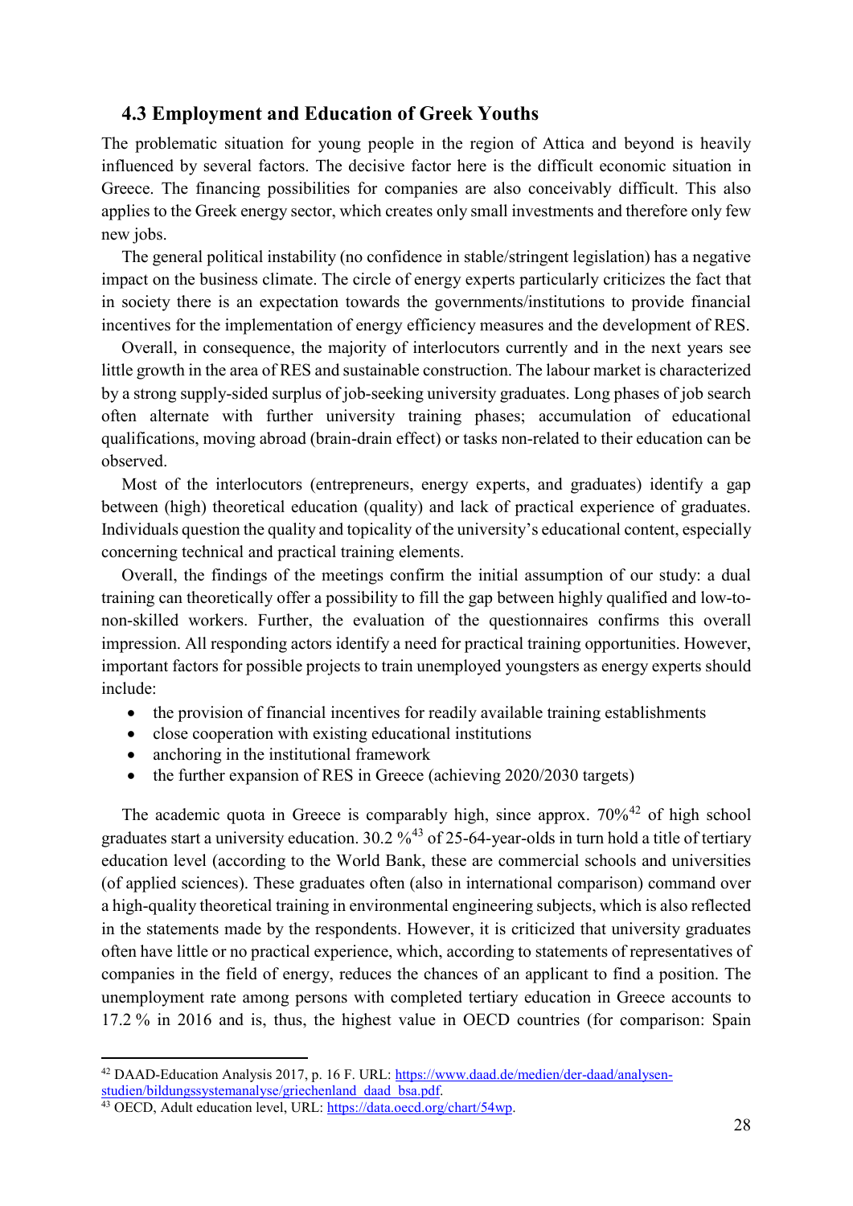## 4.3 Employment and Education of Greek Youths

The problematic situation for young people in the region of Attica and beyond is heavily influenced by several factors. The decisive factor here is the difficult economic situation in Greece. The financing possibilities for companies are also conceivably difficult. This also applies to the Greek energy sector, which creates only small investments and therefore only few new jobs.

The general political instability (no confidence in stable/stringent legislation) has a negative impact on the business climate. The circle of energy experts particularly criticizes the fact that in society there is an expectation towards the governments/institutions to provide financial incentives for the implementation of energy efficiency measures and the development of RES.

Overall, in consequence, the majority of interlocutors currently and in the next years see little growth in the area of RES and sustainable construction. The labour market is characterized by a strong supply-sided surplus of job-seeking university graduates. Long phases of job search often alternate with further university training phases; accumulation of educational qualifications, moving abroad (brain-drain effect) or tasks non-related to their education can be observed.

Most of the interlocutors (entrepreneurs, energy experts, and graduates) identify a gap between (high) theoretical education (quality) and lack of practical experience of graduates. Individuals question the quality and topicality of the university's educational content, especially concerning technical and practical training elements.

Overall, the findings of the meetings confirm the initial assumption of our study: a dual training can theoretically offer a possibility to fill the gap between highly qualified and low-to-non-skilled workers. Further, the evaluation of the questionnaires confirms this overall impression. All responding actors identify a need for practical training opportunities. However, important factors for possible projects to train unemployed youngsters as energy experts should include:

- the provision of financial incentives for readily available training establishments
- close cooperation with existing educational institutions
- anchoring in the institutional framework
- the further expansion of RES in Greece (achieving 2020/2030 targets)

The academic quota in Greece is comparably high, since approx. 70%[42] of high school graduates start a university education. 30.2 %[43] of 25-64-year-olds in turn hold a title of tertiary education level (according to the World Bank, these are commercial schools and universities (of applied sciences). These graduates often (also in international comparison) command over a high-quality theoretical training in environmental engineering subjects, which is also reflected in the statements made by the respondents. However, it is criticized that university graduates often have little or no practical experience, which, according to statements of representatives of companies in the field of energy, reduces the chances of an applicant to find a position. The unemployment rate among persons with completed tertiary education in Greece accounts to 17.2 % in 2016 and is, thus, the highest value in OECD countries (for comparison: Spain

---

[42] DAAD-Education Analysis 2017, p. 16 F. URL: https://www.daad.de/medien/der-daad/analysen-studien/bildungssystemanalyse/griechenland_daad_bsa.pdf.

[43] OECD, Adult education level, URL: https://data.oecd.org/chart/54wp.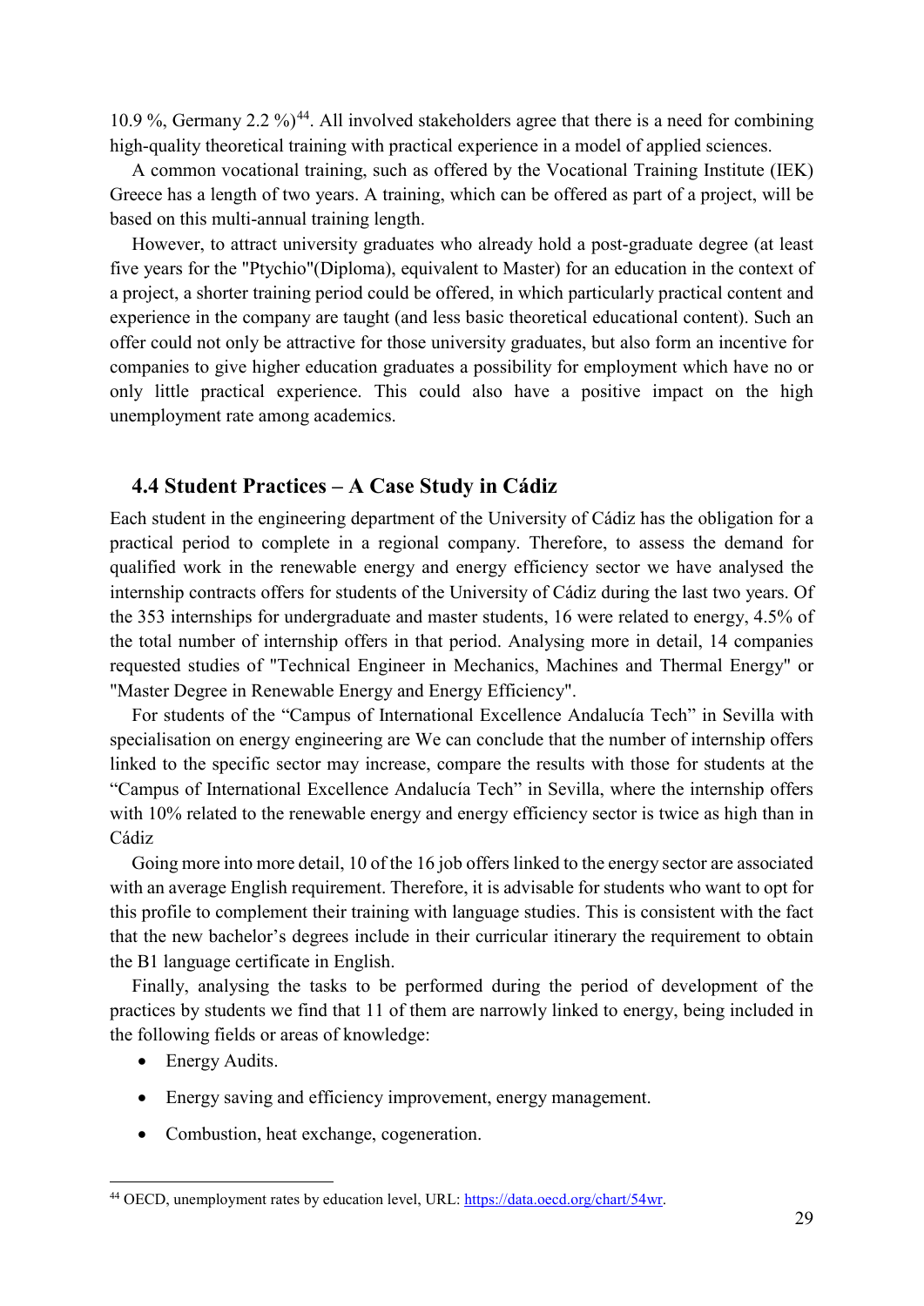10.9 %, Germany 2.2 %)[44]. All involved stakeholders agree that there is a need for combining high-quality theoretical training with practical experience in a model of applied sciences.

A common vocational training, such as offered by the Vocational Training Institute (IEK) Greece has a length of two years. A training, which can be offered as part of a project, will be based on this multi-annual training length.

However, to attract university graduates who already hold a post-graduate degree (at least five years for the "Ptychio"(Diploma), equivalent to Master) for an education in the context of a project, a shorter training period could be offered, in which particularly practical content and experience in the company are taught (and less basic theoretical educational content). Such an offer could not only be attractive for those university graduates, but also form an incentive for companies to give higher education graduates a possibility for employment which have no or only little practical experience. This could also have a positive impact on the high unemployment rate among academics.

### 4.4 Student Practices – A Case Study in Cádiz

Each student in the engineering department of the University of Cádiz has the obligation for a practical period to complete in a regional company. Therefore, to assess the demand for qualified work in the renewable energy and energy efficiency sector we have analysed the internship contracts offers for students of the University of Cádiz during the last two years. Of the 353 internships for undergraduate and master students, 16 were related to energy, 4.5% of the total number of internship offers in that period. Analysing more in detail, 14 companies requested studies of "Technical Engineer in Mechanics, Machines and Thermal Energy" or "Master Degree in Renewable Energy and Energy Efficiency".

For students of the "Campus of International Excellence Andalucía Tech" in Sevilla with specialisation on energy engineering are We can conclude that the number of internship offers linked to the specific sector may increase, compare the results with those for students at the "Campus of International Excellence Andalucía Tech" in Sevilla, where the internship offers with 10% related to the renewable energy and energy efficiency sector is twice as high than in Cádiz

Going more into more detail, 10 of the 16 job offers linked to the energy sector are associated with an average English requirement. Therefore, it is advisable for students who want to opt for this profile to complement their training with language studies. This is consistent with the fact that the new bachelor's degrees include in their curricular itinerary the requirement to obtain the B1 language certificate in English.

Finally, analysing the tasks to be performed during the period of development of the practices by students we find that 11 of them are narrowly linked to energy, being included in the following fields or areas of knowledge:

- Energy Audits.
- Energy saving and efficiency improvement, energy management.
- Combustion, heat exchange, cogeneration.

[44] OECD, unemployment rates by education level, URL: https://data.oecd.org/chart/54wr.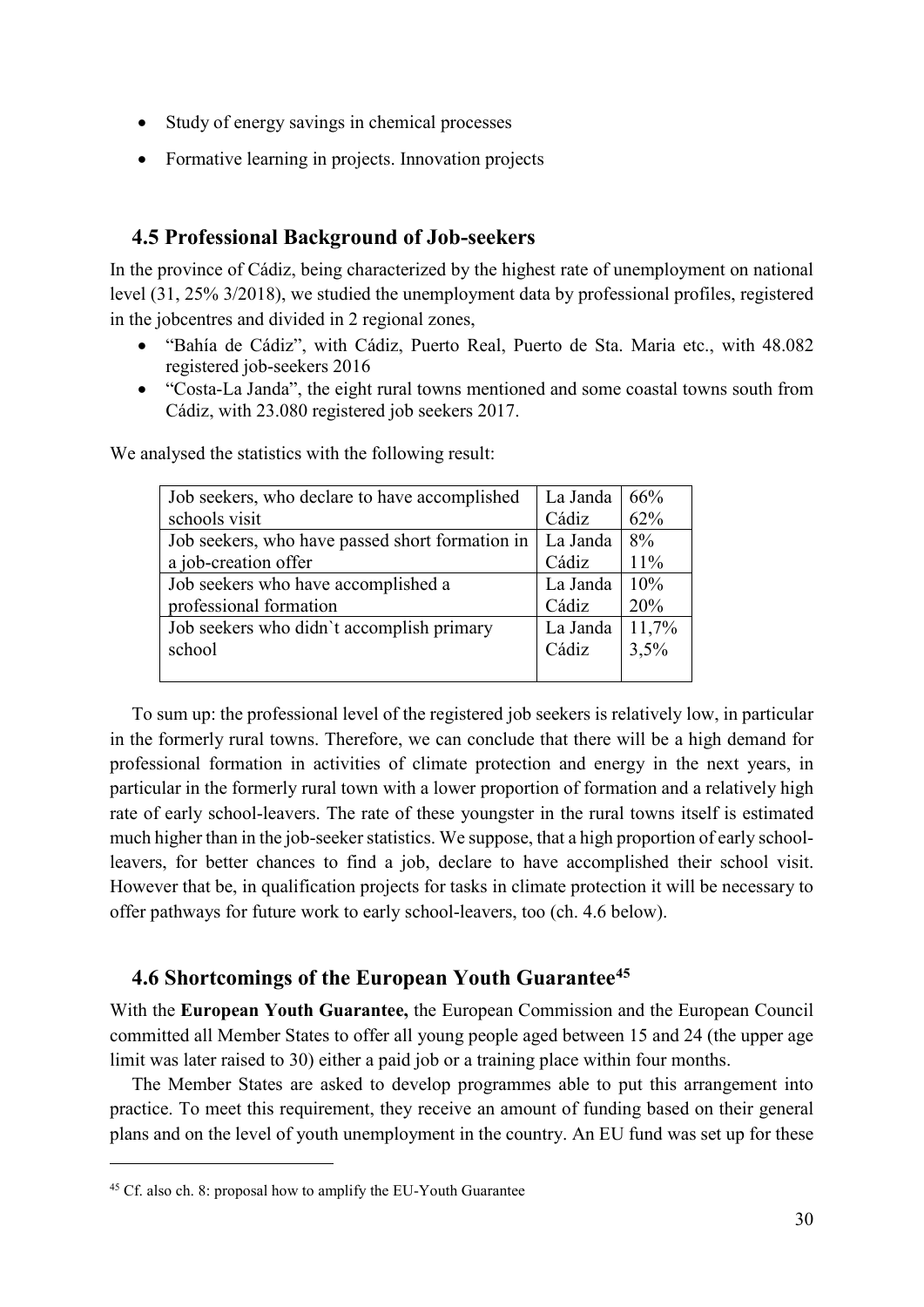- Study of energy savings in chemical processes
- Formative learning in projects. Innovation projects

## 4.5 Professional Background of Job-seekers

In the province of Cádiz, being characterized by the highest rate of unemployment on national level (31, 25% 3/2018), we studied the unemployment data by professional profiles, registered in the jobcentres and divided in 2 regional zones,

- "Bahía de Cádiz", with Cádiz, Puerto Real, Puerto de Sta. Maria etc., with 48.082 registered job-seekers 2016
- "Costa-La Janda", the eight rural towns mentioned and some coastal towns south from Cádiz, with 23.080 registered job seekers 2017.

We analysed the statistics with the following result:

| | | |
|---|---|---|
| Job seekers, who declare to have accomplished schools visit | La Janda<br>Cádiz | 66%<br>62% |
| Job seekers, who have passed short formation in a job-creation offer | La Janda<br>Cádiz | 8%<br>11% |
| Job seekers who have accomplished a professional formation | La Janda<br>Cádiz | 10%<br>20% |
| Job seekers who didn`t accomplish primary school | La Janda<br>Cádiz | 11,7%<br>3,5% |

To sum up: the professional level of the registered job seekers is relatively low, in particular in the formerly rural towns. Therefore, we can conclude that there will be a high demand for professional formation in activities of climate protection and energy in the next years, in particular in the formerly rural town with a lower proportion of formation and a relatively high rate of early school-leavers. The rate of these youngster in the rural towns itself is estimated much higher than in the job-seeker statistics. We suppose, that a high proportion of early school-leavers, for better chances to find a job, declare to have accomplished their school visit. However that be, in qualification projects for tasks in climate protection it will be necessary to offer pathways for future work to early school-leavers, too (ch. 4.6 below).

## 4.6 Shortcomings of the European Youth Guarantee[45]

With the **European Youth Guarantee,** the European Commission and the European Council committed all Member States to offer all young people aged between 15 and 24 (the upper age limit was later raised to 30) either a paid job or a training place within four months.

The Member States are asked to develop programmes able to put this arrangement into practice. To meet this requirement, they receive an amount of funding based on their general plans and on the level of youth unemployment in the country. An EU fund was set up for these

[45] Cf. also ch. 8: proposal how to amplify the EU-Youth Guarantee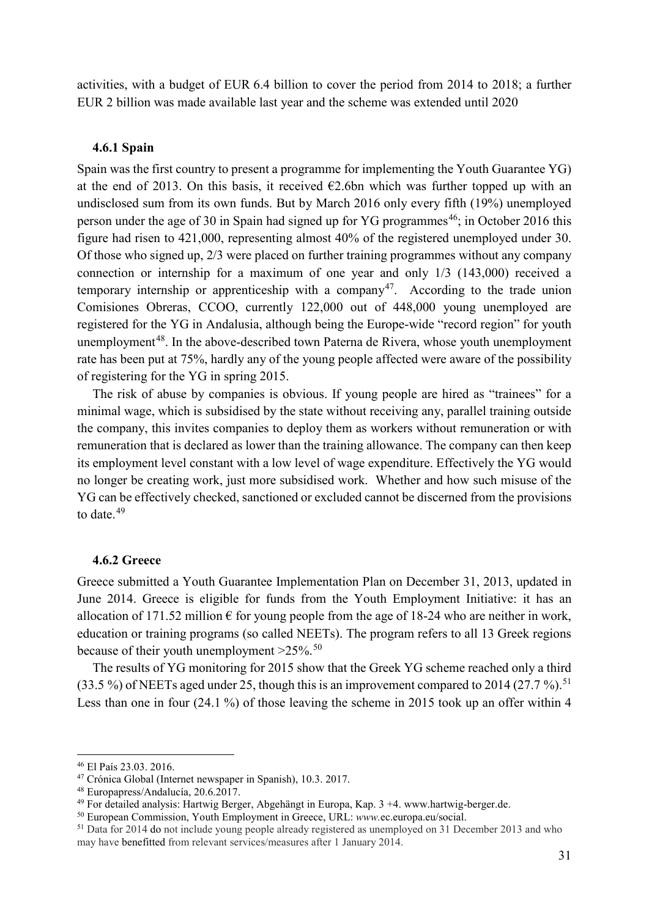activities, with a budget of EUR 6.4 billion to cover the period from 2014 to 2018; a further EUR 2 billion was made available last year and the scheme was extended until 2020

### 4.6.1 Spain

Spain was the first country to present a programme for implementing the Youth Guarantee YG) at the end of 2013. On this basis, it received €2.6bn which was further topped up with an undisclosed sum from its own funds. But by March 2016 only every fifth (19%) unemployed person under the age of 30 in Spain had signed up for YG programmes[46]; in October 2016 this figure had risen to 421,000, representing almost 40% of the registered unemployed under 30. Of those who signed up, 2/3 were placed on further training programmes without any company connection or internship for a maximum of one year and only 1/3 (143,000) received a temporary internship or apprenticeship with a company[47]. According to the trade union Comisiones Obreras, CCOO, currently 122,000 out of 448,000 young unemployed are registered for the YG in Andalusia, although being the Europe-wide "record region" for youth unemployment[48]. In the above-described town Paterna de Rivera, whose youth unemployment rate has been put at 75%, hardly any of the young people affected were aware of the possibility of registering for the YG in spring 2015.

The risk of abuse by companies is obvious. If young people are hired as "trainees" for a minimal wage, which is subsidised by the state without receiving any, parallel training outside the company, this invites companies to deploy them as workers without remuneration or with remuneration that is declared as lower than the training allowance. The company can then keep its employment level constant with a low level of wage expenditure. Effectively the YG would no longer be creating work, just more subsidised work. Whether and how such misuse of the YG can be effectively checked, sanctioned or excluded cannot be discerned from the provisions to date.[49]

### 4.6.2 Greece

Greece submitted a Youth Guarantee Implementation Plan on December 31, 2013, updated in June 2014. Greece is eligible for funds from the Youth Employment Initiative: it has an allocation of 171.52 million € for young people from the age of 18-24 who are neither in work, education or training programs (so called NEETs). The program refers to all 13 Greek regions because of their youth unemployment >25%.[50]

The results of YG monitoring for 2015 show that the Greek YG scheme reached only a third (33.5 %) of NEETs aged under 25, though this is an improvement compared to 2014 (27.7 %).[51] Less than one in four (24.1 %) of those leaving the scheme in 2015 took up an offer within 4

---

[46] El País 23.03. 2016.

[47] Crónica Global (Internet newspaper in Spanish), 10.3. 2017.

[48] Europapress/Andalucía, 20.6.2017.

[49] For detailed analysis: Hartwig Berger, Abgehängt in Europa, Kap. 3 +4. www.hartwig-berger.de.

[50] European Commission, Youth Employment in Greece, URL: *www.*ec.europa.eu/social.

[51] Data for 2014 do not include young people already registered as unemployed on 31 December 2013 and who may have benefitted from relevant services/measures after 1 January 2014.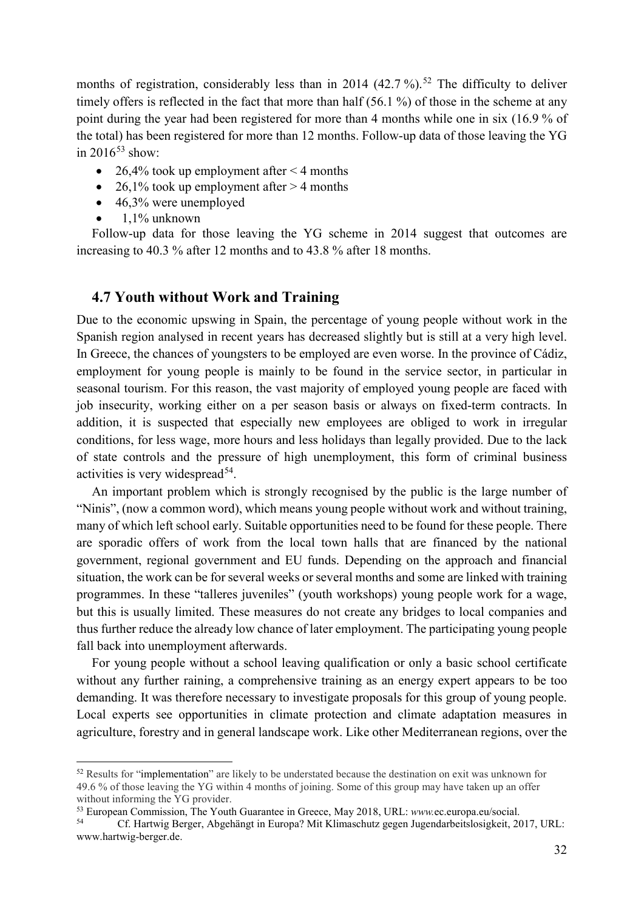months of registration, considerably less than in 2014 (42.7 %).[52] The difficulty to deliver timely offers is reflected in the fact that more than half (56.1 %) of those in the scheme at any point during the year had been registered for more than 4 months while one in six (16.9 % of the total) has been registered for more than 12 months. Follow-up data of those leaving the YG in 2016[53] show:

- 26,4% took up employment after < 4 months
- 26,1% took up employment after > 4 months
- 46,3% were unemployed
- 1,1% unknown

Follow-up data for those leaving the YG scheme in 2014 suggest that outcomes are increasing to 40.3 % after 12 months and to 43.8 % after 18 months.

## 4.7 Youth without Work and Training

Due to the economic upswing in Spain, the percentage of young people without work in the Spanish region analysed in recent years has decreased slightly but is still at a very high level. In Greece, the chances of youngsters to be employed are even worse. In the province of Cádiz, employment for young people is mainly to be found in the service sector, in particular in seasonal tourism. For this reason, the vast majority of employed young people are faced with job insecurity, working either on a per season basis or always on fixed-term contracts. In addition, it is suspected that especially new employees are obliged to work in irregular conditions, for less wage, more hours and less holidays than legally provided. Due to the lack of state controls and the pressure of high unemployment, this form of criminal business activities is very widespread[54].

An important problem which is strongly recognised by the public is the large number of "Ninis", (now a common word), which means young people without work and without training, many of which left school early. Suitable opportunities need to be found for these people. There are sporadic offers of work from the local town halls that are financed by the national government, regional government and EU funds. Depending on the approach and financial situation, the work can be for several weeks or several months and some are linked with training programmes. In these "talleres juveniles" (youth workshops) young people work for a wage, but this is usually limited. These measures do not create any bridges to local companies and thus further reduce the already low chance of later employment. The participating young people fall back into unemployment afterwards.

For young people without a school leaving qualification or only a basic school certificate without any further raining, a comprehensive training as an energy expert appears to be too demanding. It was therefore necessary to investigate proposals for this group of young people. Local experts see opportunities in climate protection and climate adaptation measures in agriculture, forestry and in general landscape work. Like other Mediterranean regions, over the

---

[52] Results for "implementation" are likely to be understated because the destination on exit was unknown for 49.6 % of those leaving the YG within 4 months of joining. Some of this group may have taken up an offer without informing the YG provider.

[53] European Commission, The Youth Guarantee in Greece, May 2018, URL: *www.*ec.europa.eu/social.

[54] Cf. Hartwig Berger, Abgehängt in Europa? Mit Klimaschutz gegen Jugendarbeitslosigkeit, 2017, URL: www.hartwig-berger.de.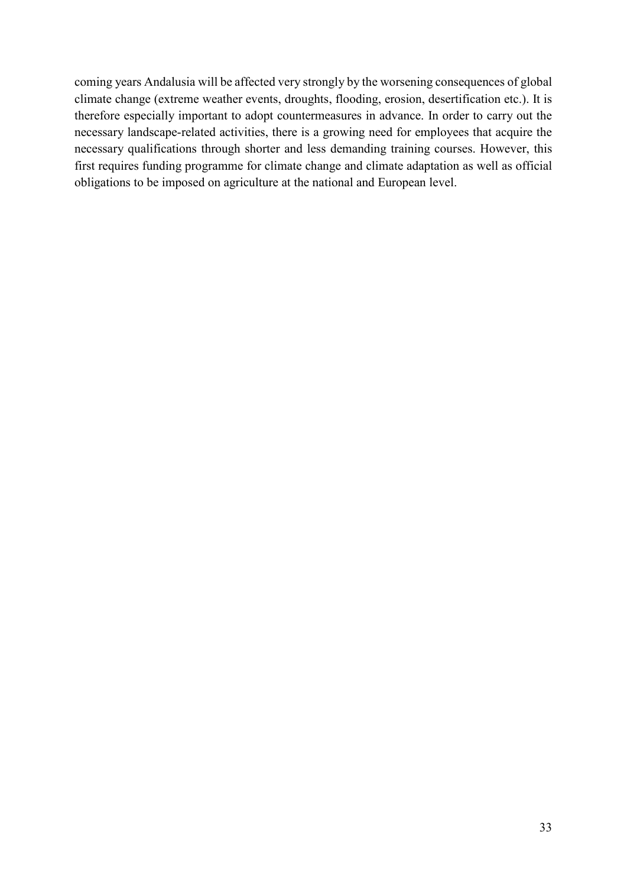coming years Andalusia will be affected very strongly by the worsening consequences of global climate change (extreme weather events, droughts, flooding, erosion, desertification etc.). It is therefore especially important to adopt countermeasures in advance. In order to carry out the necessary landscape-related activities, there is a growing need for employees that acquire the necessary qualifications through shorter and less demanding training courses. However, this first requires funding programme for climate change and climate adaptation as well as official obligations to be imposed on agriculture at the national and European level.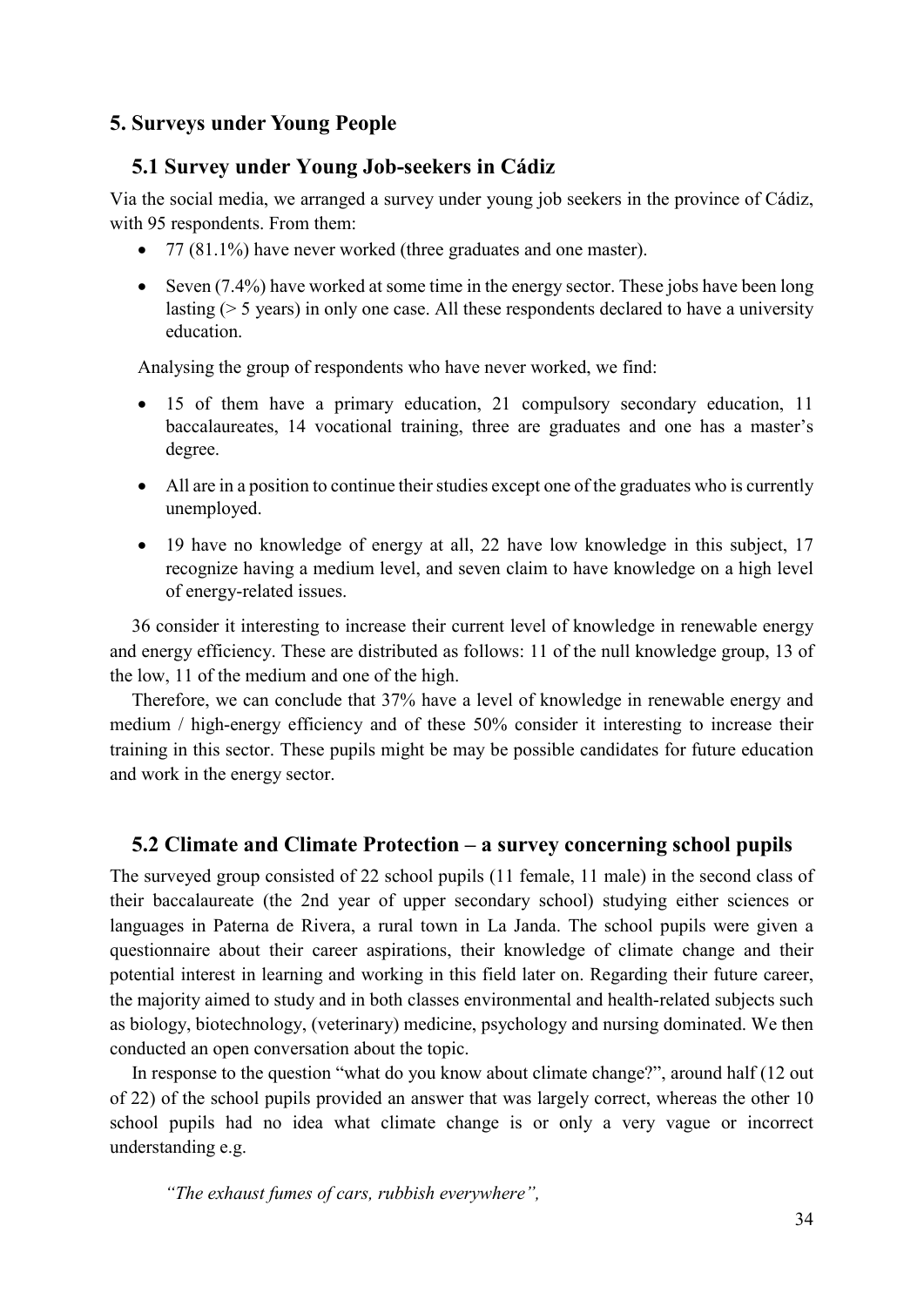## 5. Surveys under Young People

### 5.1 Survey under Young Job-seekers in Cádiz

Via the social media, we arranged a survey under young job seekers in the province of Cádiz, with 95 respondents. From them:

- 77 (81.1%) have never worked (three graduates and one master).
- Seven (7.4%) have worked at some time in the energy sector. These jobs have been long lasting (> 5 years) in only one case. All these respondents declared to have a university education.

Analysing the group of respondents who have never worked, we find:

- 15 of them have a primary education, 21 compulsory secondary education, 11 baccalaureates, 14 vocational training, three are graduates and one has a master's degree.
- All are in a position to continue their studies except one of the graduates who is currently unemployed.
- 19 have no knowledge of energy at all, 22 have low knowledge in this subject, 17 recognize having a medium level, and seven claim to have knowledge on a high level of energy-related issues.

36 consider it interesting to increase their current level of knowledge in renewable energy and energy efficiency. These are distributed as follows: 11 of the null knowledge group, 13 of the low, 11 of the medium and one of the high.

Therefore, we can conclude that 37% have a level of knowledge in renewable energy and medium / high-energy efficiency and of these 50% consider it interesting to increase their training in this sector. These pupils might be may be possible candidates for future education and work in the energy sector.

### 5.2 Climate and Climate Protection – a survey concerning school pupils

The surveyed group consisted of 22 school pupils (11 female, 11 male) in the second class of their baccalaureate (the 2nd year of upper secondary school) studying either sciences or languages in Paterna de Rivera, a rural town in La Janda. The school pupils were given a questionnaire about their career aspirations, their knowledge of climate change and their potential interest in learning and working in this field later on. Regarding their future career, the majority aimed to study and in both classes environmental and health-related subjects such as biology, biotechnology, (veterinary) medicine, psychology and nursing dominated. We then conducted an open conversation about the topic.

In response to the question "what do you know about climate change?", around half (12 out of 22) of the school pupils provided an answer that was largely correct, whereas the other 10 school pupils had no idea what climate change is or only a very vague or incorrect understanding e.g.

*"The exhaust fumes of cars, rubbish everywhere",*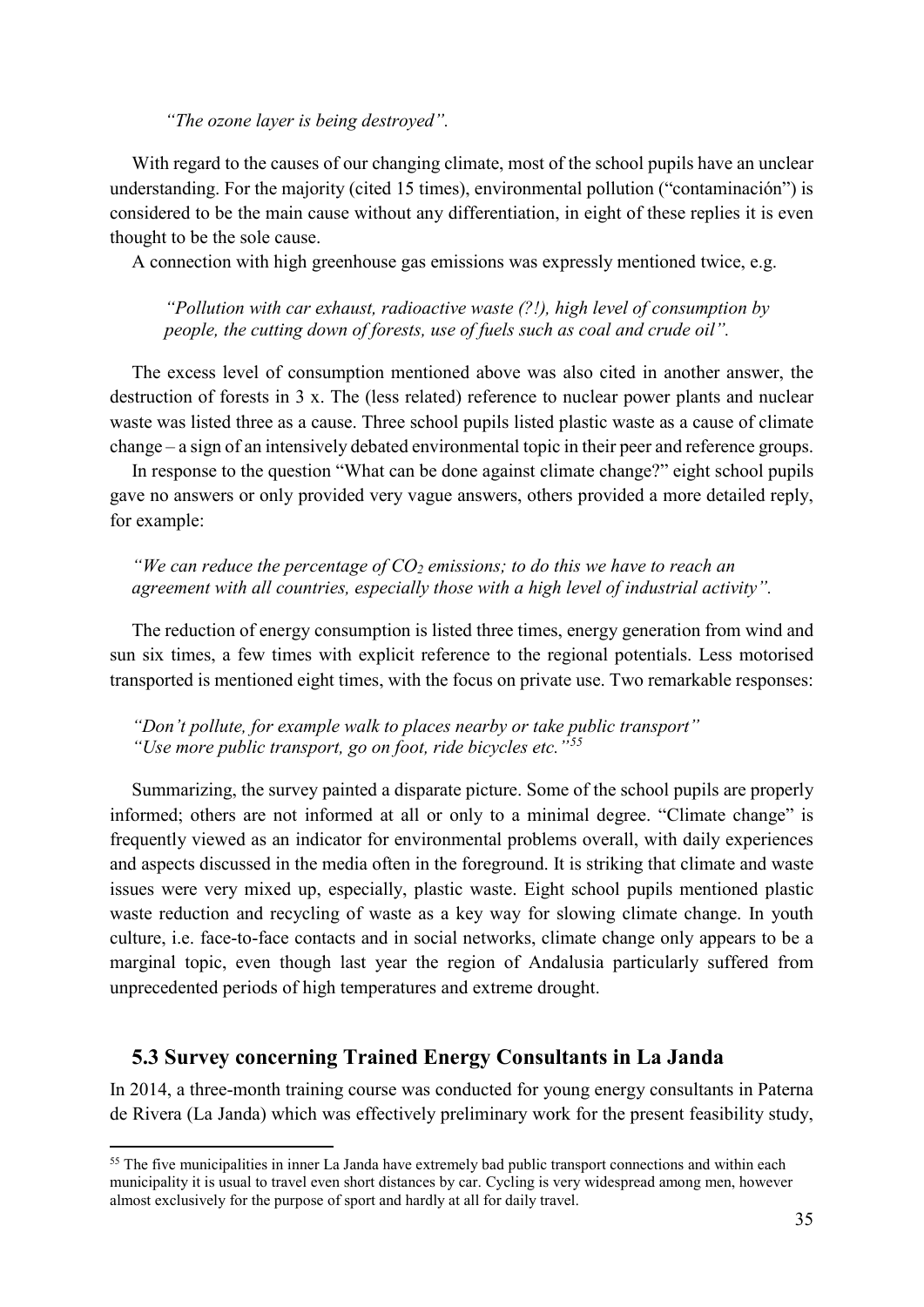*"The ozone layer is being destroyed".*

With regard to the causes of our changing climate, most of the school pupils have an unclear understanding. For the majority (cited 15 times), environmental pollution ("contaminación") is considered to be the main cause without any differentiation, in eight of these replies it is even thought to be the sole cause.

A connection with high greenhouse gas emissions was expressly mentioned twice, e.g.

> *"Pollution with car exhaust, radioactive waste (?!), high level of consumption by people, the cutting down of forests, use of fuels such as coal and crude oil".*

The excess level of consumption mentioned above was also cited in another answer, the destruction of forests in 3 x. The (less related) reference to nuclear power plants and nuclear waste was listed three as a cause. Three school pupils listed plastic waste as a cause of climate change – a sign of an intensively debated environmental topic in their peer and reference groups.

In response to the question "What can be done against climate change?" eight school pupils gave no answers or only provided very vague answers, others provided a more detailed reply, for example:

> *"We can reduce the percentage of $CO_2$ emissions; to do this we have to reach an agreement with all countries, especially those with a high level of industrial activity".*

The reduction of energy consumption is listed three times, energy generation from wind and sun six times, a few times with explicit reference to the regional potentials. Less motorised transported is mentioned eight times, with the focus on private use. Two remarkable responses:

> *"Don't pollute, for example walk to places nearby or take public transport"*
> *"Use more public transport, go on foot, ride bicycles etc."*[55]

Summarizing, the survey painted a disparate picture. Some of the school pupils are properly informed; others are not informed at all or only to a minimal degree. "Climate change" is frequently viewed as an indicator for environmental problems overall, with daily experiences and aspects discussed in the media often in the foreground. It is striking that climate and waste issues were very mixed up, especially, plastic waste. Eight school pupils mentioned plastic waste reduction and recycling of waste as a key way for slowing climate change. In youth culture, i.e. face-to-face contacts and in social networks, climate change only appears to be a marginal topic, even though last year the region of Andalusia particularly suffered from unprecedented periods of high temperatures and extreme drought.

## 5.3 Survey concerning Trained Energy Consultants in La Janda

In 2014, a three-month training course was conducted for young energy consultants in Paterna de Rivera (La Janda) which was effectively preliminary work for the present feasibility study,

---

[55] The five municipalities in inner La Janda have extremely bad public transport connections and within each municipality it is usual to travel even short distances by car. Cycling is very widespread among men, however almost exclusively for the purpose of sport and hardly at all for daily travel.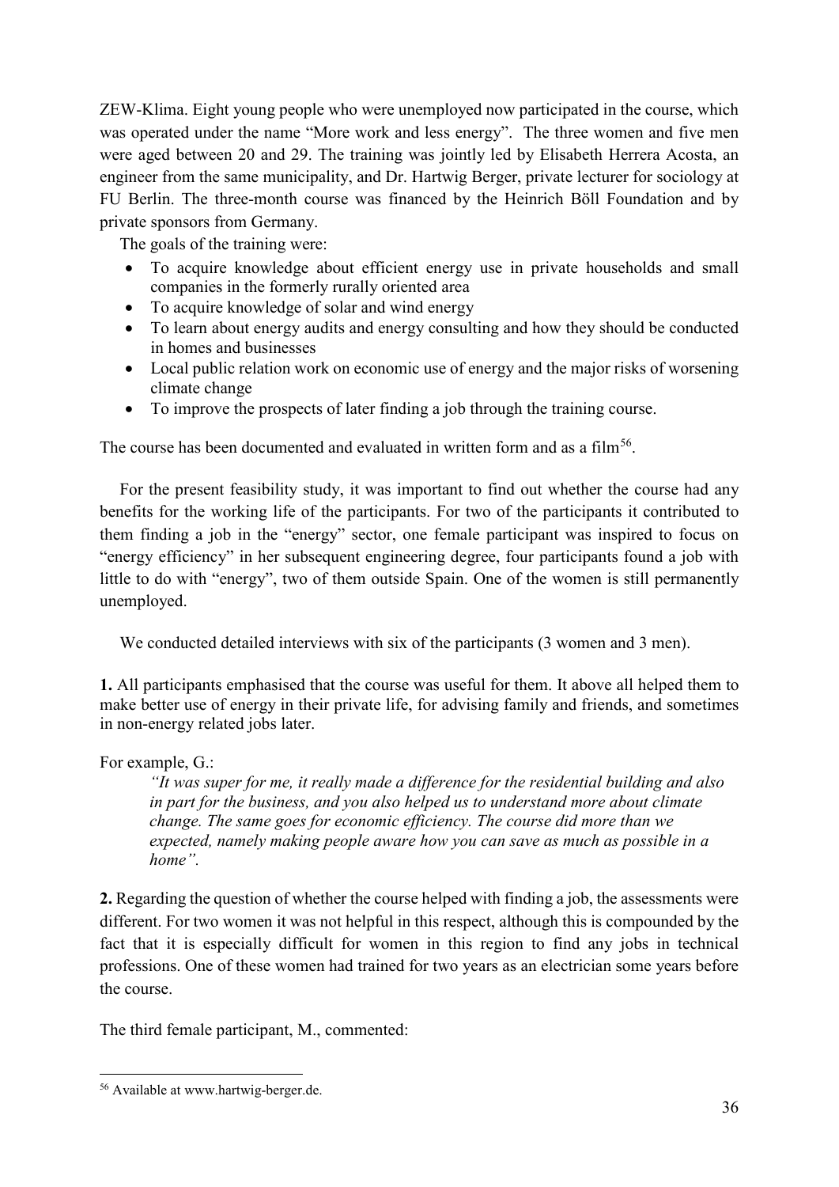ZEW-Klima. Eight young people who were unemployed now participated in the course, which was operated under the name "More work and less energy". The three women and five men were aged between 20 and 29. The training was jointly led by Elisabeth Herrera Acosta, an engineer from the same municipality, and Dr. Hartwig Berger, private lecturer for sociology at FU Berlin. The three-month course was financed by the Heinrich Böll Foundation and by private sponsors from Germany.

The goals of the training were:

- To acquire knowledge about efficient energy use in private households and small companies in the formerly rurally oriented area
- To acquire knowledge of solar and wind energy
- To learn about energy audits and energy consulting and how they should be conducted in homes and businesses
- Local public relation work on economic use of energy and the major risks of worsening climate change
- To improve the prospects of later finding a job through the training course.

The course has been documented and evaluated in written form and as a film[56].

For the present feasibility study, it was important to find out whether the course had any benefits for the working life of the participants. For two of the participants it contributed to them finding a job in the "energy" sector, one female participant was inspired to focus on "energy efficiency" in her subsequent engineering degree, four participants found a job with little to do with "energy", two of them outside Spain. One of the women is still permanently unemployed.

We conducted detailed interviews with six of the participants (3 women and 3 men).

**1.** All participants emphasised that the course was useful for them. It above all helped them to make better use of energy in their private life, for advising family and friends, and sometimes in non-energy related jobs later.

For example, G.:

> *"It was super for me, it really made a difference for the residential building and also in part for the business, and you also helped us to understand more about climate change. The same goes for economic efficiency. The course did more than we expected, namely making people aware how you can save as much as possible in a home".*

**2.** Regarding the question of whether the course helped with finding a job, the assessments were different. For two women it was not helpful in this respect, although this is compounded by the fact that it is especially difficult for women in this region to find any jobs in technical professions. One of these women had trained for two years as an electrician some years before the course.

The third female participant, M., commented:

---

[56] Available at www.hartwig-berger.de.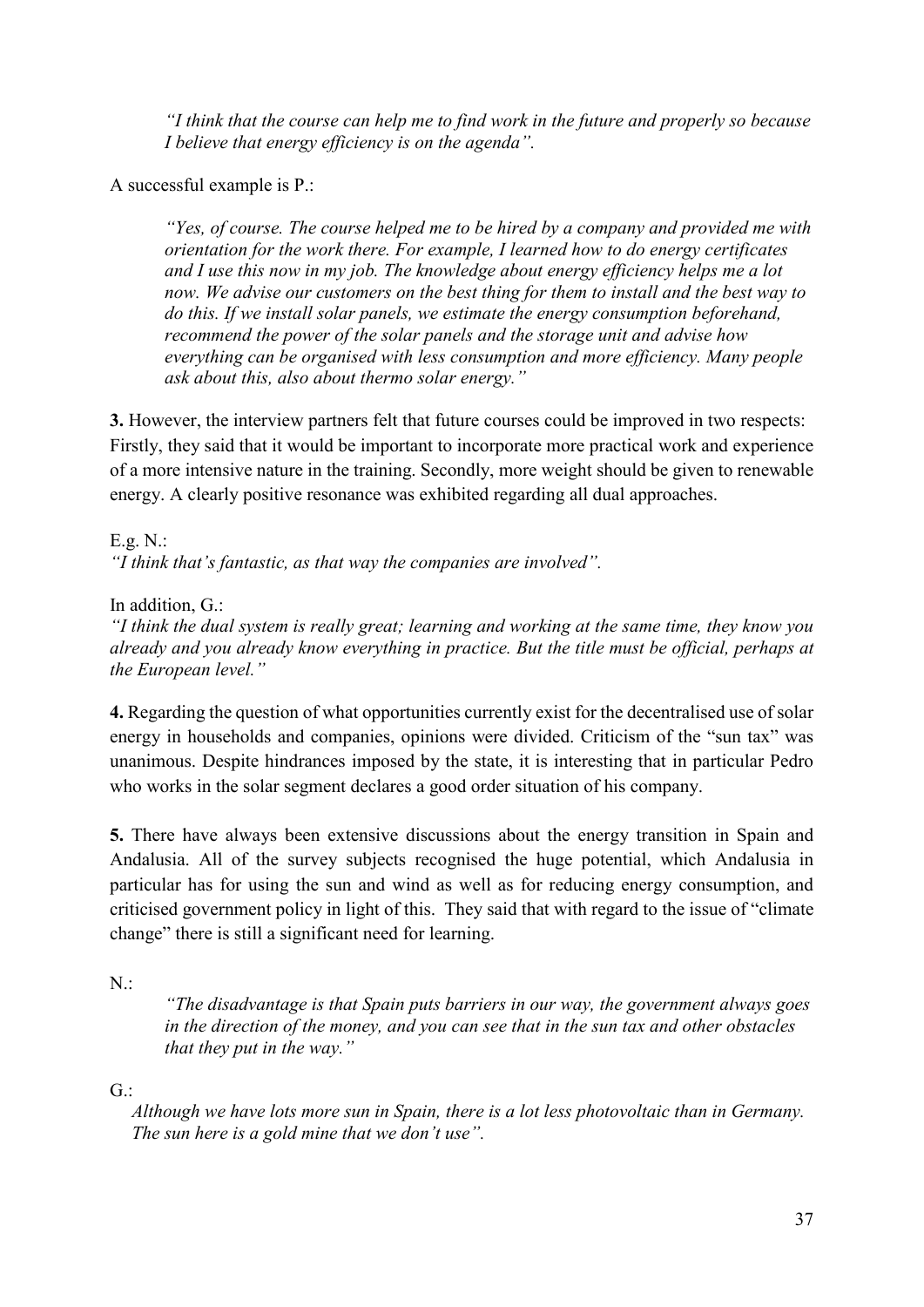*"I think that the course can help me to find work in the future and properly so because I believe that energy efficiency is on the agenda".*

A successful example is P.:

*"Yes, of course. The course helped me to be hired by a company and provided me with orientation for the work there. For example, I learned how to do energy certificates and I use this now in my job. The knowledge about energy efficiency helps me a lot now. We advise our customers on the best thing for them to install and the best way to do this. If we install solar panels, we estimate the energy consumption beforehand, recommend the power of the solar panels and the storage unit and advise how everything can be organised with less consumption and more efficiency. Many people ask about this, also about thermo solar energy."*

**3.** However, the interview partners felt that future courses could be improved in two respects: Firstly, they said that it would be important to incorporate more practical work and experience of a more intensive nature in the training. Secondly, more weight should be given to renewable energy. A clearly positive resonance was exhibited regarding all dual approaches.

E.g. N.:
*"I think that's fantastic, as that way the companies are involved".*

In addition, G.:
*"I think the dual system is really great; learning and working at the same time, they know you already and you already know everything in practice. But the title must be official, perhaps at the European level."*

**4.** Regarding the question of what opportunities currently exist for the decentralised use of solar energy in households and companies, opinions were divided. Criticism of the "sun tax" was unanimous. Despite hindrances imposed by the state, it is interesting that in particular Pedro who works in the solar segment declares a good order situation of his company.

**5.** There have always been extensive discussions about the energy transition in Spain and Andalusia. All of the survey subjects recognised the huge potential, which Andalusia in particular has for using the sun and wind as well as for reducing energy consumption, and criticised government policy in light of this. They said that with regard to the issue of "climate change" there is still a significant need for learning.

N.:

*"The disadvantage is that Spain puts barriers in our way, the government always goes in the direction of the money, and you can see that in the sun tax and other obstacles that they put in the way."*

G.:

*Although we have lots more sun in Spain, there is a lot less photovoltaic than in Germany. The sun here is a gold mine that we don't use".*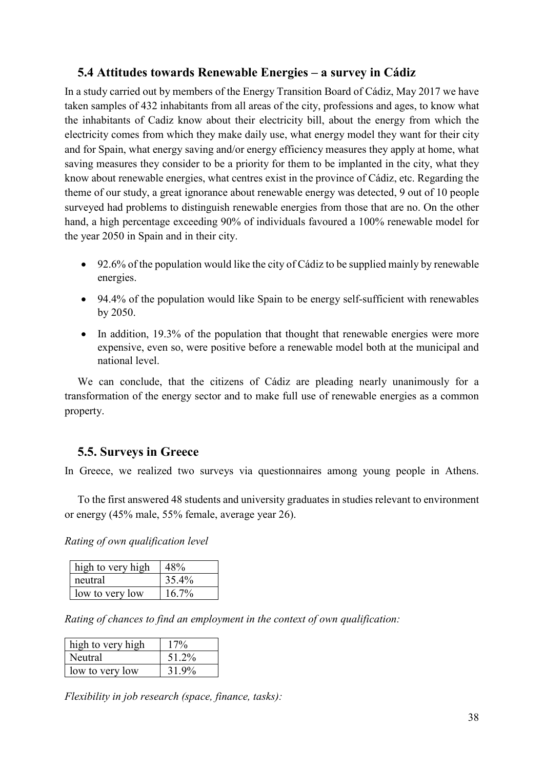## 5.4 Attitudes towards Renewable Energies – a survey in Cádiz

In a study carried out by members of the Energy Transition Board of Cádiz, May 2017 we have taken samples of 432 inhabitants from all areas of the city, professions and ages, to know what the inhabitants of Cadiz know about their electricity bill, about the energy from which the electricity comes from which they make daily use, what energy model they want for their city and for Spain, what energy saving and/or energy efficiency measures they apply at home, what saving measures they consider to be a priority for them to be implanted in the city, what they know about renewable energies, what centres exist in the province of Cádiz, etc. Regarding the theme of our study, a great ignorance about renewable energy was detected, 9 out of 10 people surveyed had problems to distinguish renewable energies from those that are no. On the other hand, a high percentage exceeding 90% of individuals favoured a 100% renewable model for the year 2050 in Spain and in their city.

- 92.6% of the population would like the city of Cádiz to be supplied mainly by renewable energies.
- 94.4% of the population would like Spain to be energy self-sufficient with renewables by 2050.
- In addition, 19.3% of the population that thought that renewable energies were more expensive, even so, were positive before a renewable model both at the municipal and national level.

We can conclude, that the citizens of Cádiz are pleading nearly unanimously for a transformation of the energy sector and to make full use of renewable energies as a common property.

## 5.5. Surveys in Greece

In Greece, we realized two surveys via questionnaires among young people in Athens.

To the first answered 48 students and university graduates in studies relevant to environment or energy (45% male, 55% female, average year 26).

*Rating of own qualification level*

| high to very high | 48% |
|---|---|
| neutral | 35.4% |
| low to very low | 16.7% |

*Rating of chances to find an employment in the context of own qualification:*

| high to very high | 17% |
|---|---|
| Neutral | 51.2% |
| low to very low | 31.9% |

*Flexibility in job research (space, finance, tasks):*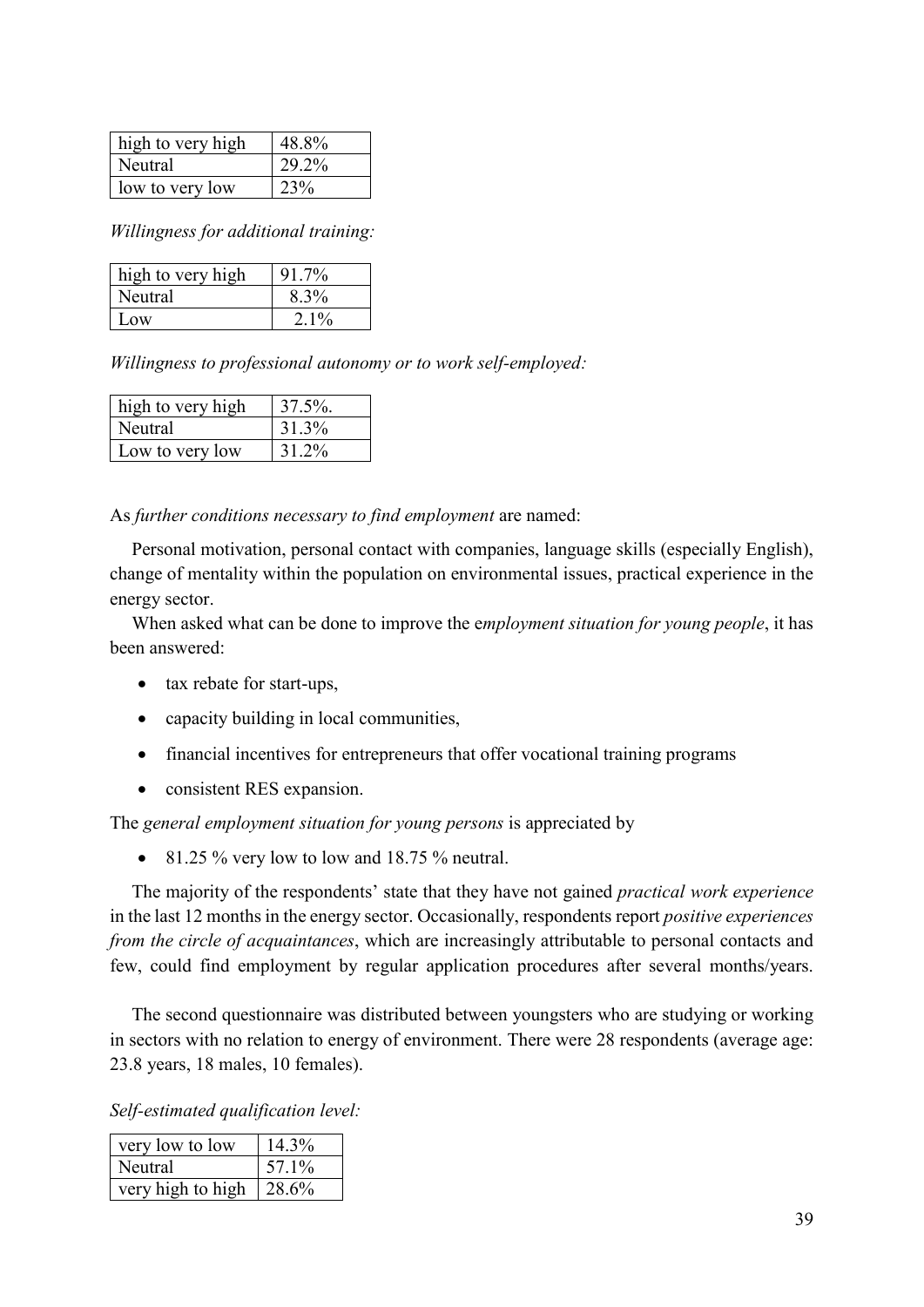| high to very high | 48.8% |
|---|---|
| Neutral | 29.2% |
| low to very low | 23% |

*Willingness for additional training:*

| high to very high | 91.7% |
|---|---|
| Neutral | 8.3% |
| Low | 2.1% |

*Willingness to professional autonomy or to work self-employed:*

| high to very high | 37.5%. |
|---|---|
| Neutral | 31.3% |
| Low to very low | 31.2% |

As *further conditions necessary to find employment* are named:

Personal motivation, personal contact with companies, language skills (especially English), change of mentality within the population on environmental issues, practical experience in the energy sector.

When asked what can be done to improve the e*mployment situation for young people*, it has been answered:

- tax rebate for start-ups,
- capacity building in local communities,
- financial incentives for entrepreneurs that offer vocational training programs
- consistent RES expansion.

The *general employment situation for young persons* is appreciated by

- 81.25 % very low to low and 18.75 % neutral.

The majority of the respondents' state that they have not gained *practical work experience* in the last 12 months in the energy sector. Occasionally, respondents report *positive experiences from the circle of acquaintances*, which are increasingly attributable to personal contacts and few, could find employment by regular application procedures after several months/years.

The second questionnaire was distributed between youngsters who are studying or working in sectors with no relation to energy of environment. There were 28 respondents (average age: 23.8 years, 18 males, 10 females).

*Self-estimated qualification level:*

| very low to low | 14.3% |
|---|---|
| Neutral | 57.1% |
| very high to high | 28.6% |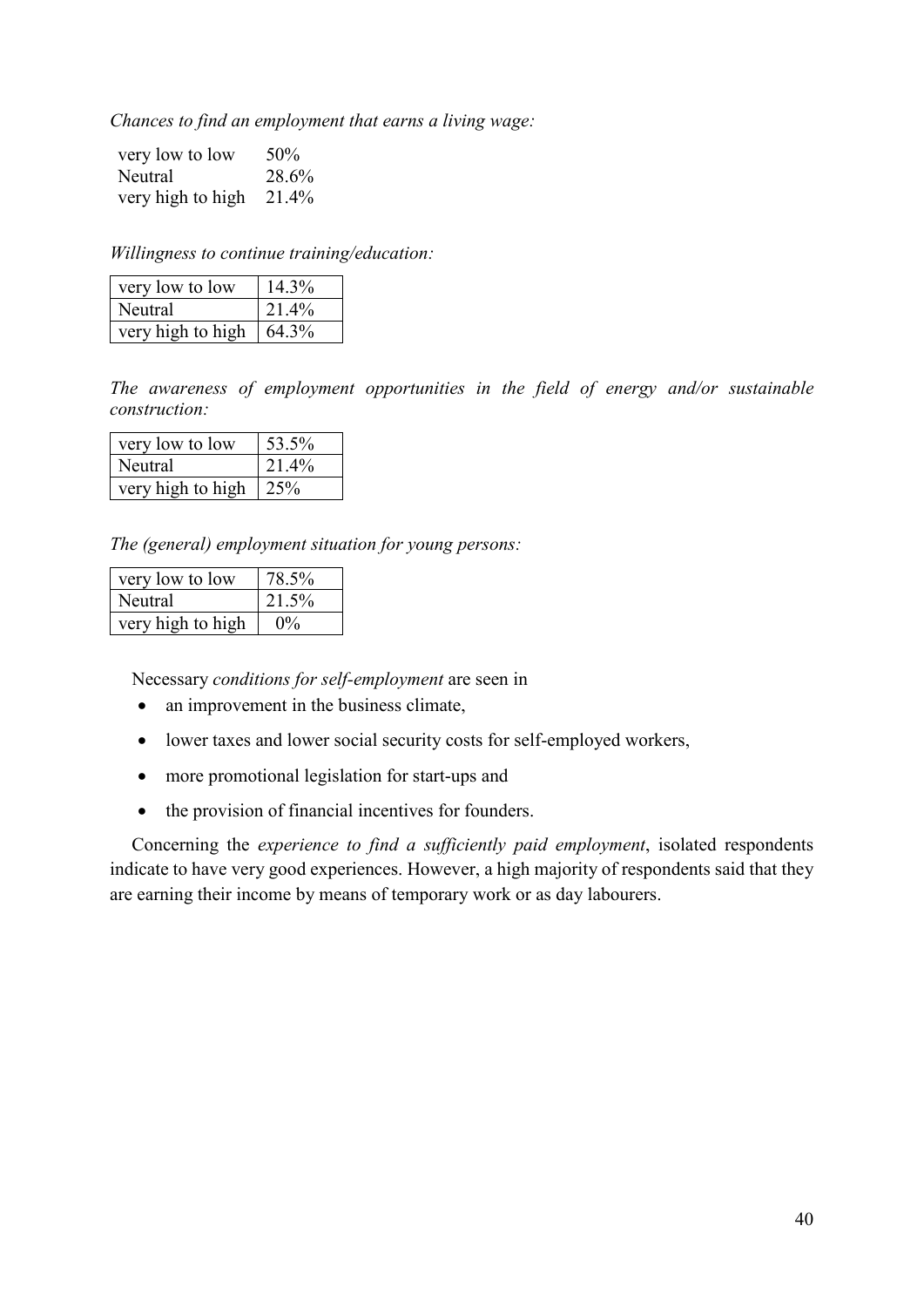*Chances to find an employment that earns a living wage:*

| | |
|---|---|
| very low to low | 50% |
| Neutral | 28.6% |
| very high to high | 21.4% |

*Willingness to continue training/education:*

| | |
|---|---|
| very low to low | 14.3% |
| Neutral | 21.4% |
| very high to high | 64.3% |

*The awareness of employment opportunities in the field of energy and/or sustainable construction:*

| | |
|---|---|
| very low to low | 53.5% |
| Neutral | 21.4% |
| very high to high | 25% |

*The (general) employment situation for young persons:*

| | |
|---|---|
| very low to low | 78.5% |
| Neutral | 21.5% |
| very high to high | 0% |

Necessary *conditions for self-employment* are seen in

- an improvement in the business climate,
- lower taxes and lower social security costs for self-employed workers,
- more promotional legislation for start-ups and
- the provision of financial incentives for founders.

Concerning the *experience to find a sufficiently paid employment*, isolated respondents indicate to have very good experiences. However, a high majority of respondents said that they are earning their income by means of temporary work or as day labourers.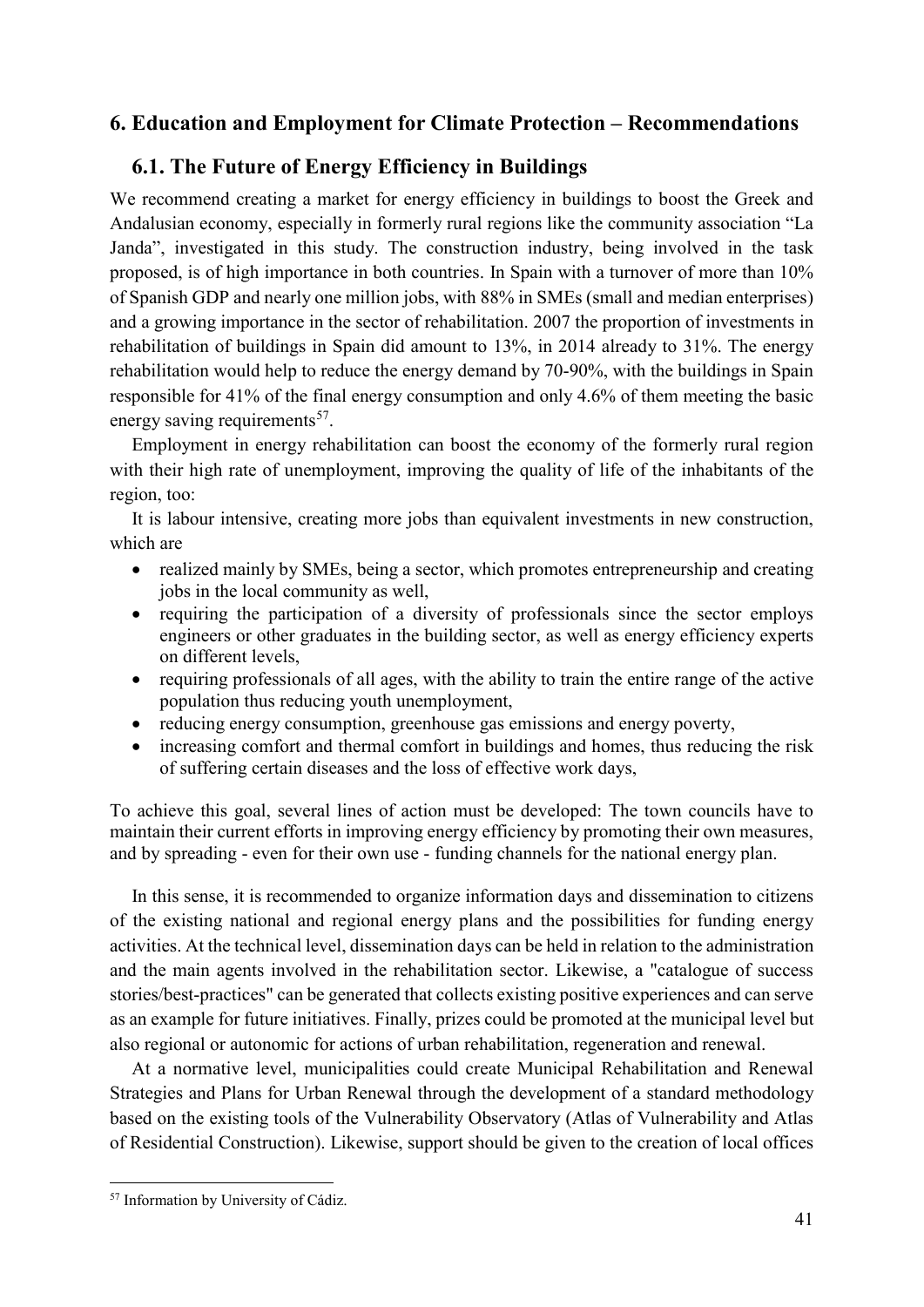## 6. Education and Employment for Climate Protection – Recommendations

### 6.1. The Future of Energy Efficiency in Buildings

We recommend creating a market for energy efficiency in buildings to boost the Greek and Andalusian economy, especially in formerly rural regions like the community association "La Janda", investigated in this study. The construction industry, being involved in the task proposed, is of high importance in both countries. In Spain with a turnover of more than 10% of Spanish GDP and nearly one million jobs, with 88% in SMEs (small and median enterprises) and a growing importance in the sector of rehabilitation. 2007 the proportion of investments in rehabilitation of buildings in Spain did amount to 13%, in 2014 already to 31%. The energy rehabilitation would help to reduce the energy demand by 70-90%, with the buildings in Spain responsible for 41% of the final energy consumption and only 4.6% of them meeting the basic energy saving requirements[57].

Employment in energy rehabilitation can boost the economy of the formerly rural region with their high rate of unemployment, improving the quality of life of the inhabitants of the region, too:

It is labour intensive, creating more jobs than equivalent investments in new construction, which are

- realized mainly by SMEs, being a sector, which promotes entrepreneurship and creating jobs in the local community as well,
- requiring the participation of a diversity of professionals since the sector employs engineers or other graduates in the building sector, as well as energy efficiency experts on different levels,
- requiring professionals of all ages, with the ability to train the entire range of the active population thus reducing youth unemployment,
- reducing energy consumption, greenhouse gas emissions and energy poverty,
- increasing comfort and thermal comfort in buildings and homes, thus reducing the risk of suffering certain diseases and the loss of effective work days,

To achieve this goal, several lines of action must be developed: The town councils have to maintain their current efforts in improving energy efficiency by promoting their own measures, and by spreading - even for their own use - funding channels for the national energy plan.

In this sense, it is recommended to organize information days and dissemination to citizens of the existing national and regional energy plans and the possibilities for funding energy activities. At the technical level, dissemination days can be held in relation to the administration and the main agents involved in the rehabilitation sector. Likewise, a "catalogue of success stories/best-practices" can be generated that collects existing positive experiences and can serve as an example for future initiatives. Finally, prizes could be promoted at the municipal level but also regional or autonomic for actions of urban rehabilitation, regeneration and renewal.

At a normative level, municipalities could create Municipal Rehabilitation and Renewal Strategies and Plans for Urban Renewal through the development of a standard methodology based on the existing tools of the Vulnerability Observatory (Atlas of Vulnerability and Atlas of Residential Construction). Likewise, support should be given to the creation of local offices

[57] Information by University of Cádiz.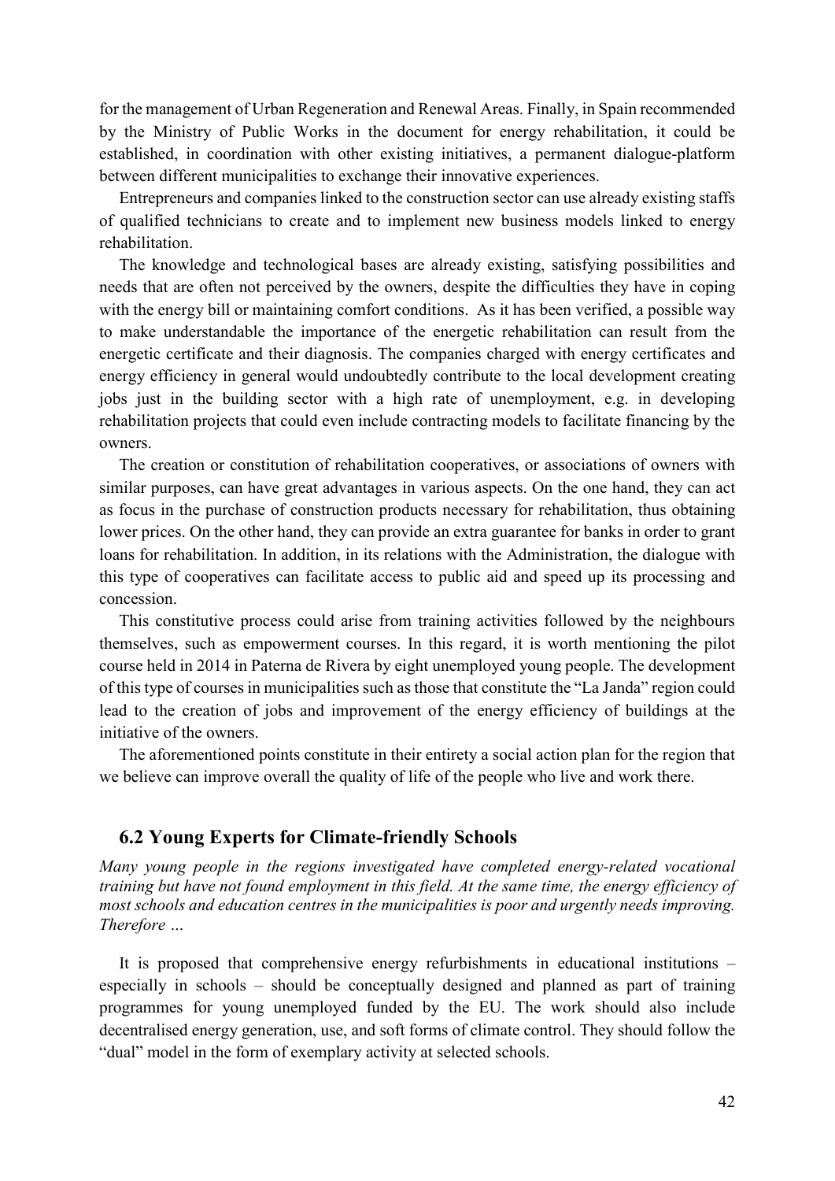for the management of Urban Regeneration and Renewal Areas. Finally, in Spain recommended by the Ministry of Public Works in the document for energy rehabilitation, it could be established, in coordination with other existing initiatives, a permanent dialogue-platform between different municipalities to exchange their innovative experiences.

Entrepreneurs and companies linked to the construction sector can use already existing staffs of qualified technicians to create and to implement new business models linked to energy rehabilitation.

The knowledge and technological bases are already existing, satisfying possibilities and needs that are often not perceived by the owners, despite the difficulties they have in coping with the energy bill or maintaining comfort conditions. As it has been verified, a possible way to make understandable the importance of the energetic rehabilitation can result from the energetic certificate and their diagnosis. The companies charged with energy certificates and energy efficiency in general would undoubtedly contribute to the local development creating jobs just in the building sector with a high rate of unemployment, e.g. in developing rehabilitation projects that could even include contracting models to facilitate financing by the owners.

The creation or constitution of rehabilitation cooperatives, or associations of owners with similar purposes, can have great advantages in various aspects. On the one hand, they can act as focus in the purchase of construction products necessary for rehabilitation, thus obtaining lower prices. On the other hand, they can provide an extra guarantee for banks in order to grant loans for rehabilitation. In addition, in its relations with the Administration, the dialogue with this type of cooperatives can facilitate access to public aid and speed up its processing and concession.

This constitutive process could arise from training activities followed by the neighbours themselves, such as empowerment courses. In this regard, it is worth mentioning the pilot course held in 2014 in Paterna de Rivera by eight unemployed young people. The development of this type of courses in municipalities such as those that constitute the "La Janda" region could lead to the creation of jobs and improvement of the energy efficiency of buildings at the initiative of the owners.

The aforementioned points constitute in their entirety a social action plan for the region that we believe can improve overall the quality of life of the people who live and work there.

## 6.2 Young Experts for Climate-friendly Schools

*Many young people in the regions investigated have completed energy-related vocational training but have not found employment in this field. At the same time, the energy efficiency of most schools and education centres in the municipalities is poor and urgently needs improving. Therefore …*

It is proposed that comprehensive energy refurbishments in educational institutions – especially in schools – should be conceptually designed and planned as part of training programmes for young unemployed funded by the EU. The work should also include decentralised energy generation, use, and soft forms of climate control. They should follow the "dual" model in the form of exemplary activity at selected schools.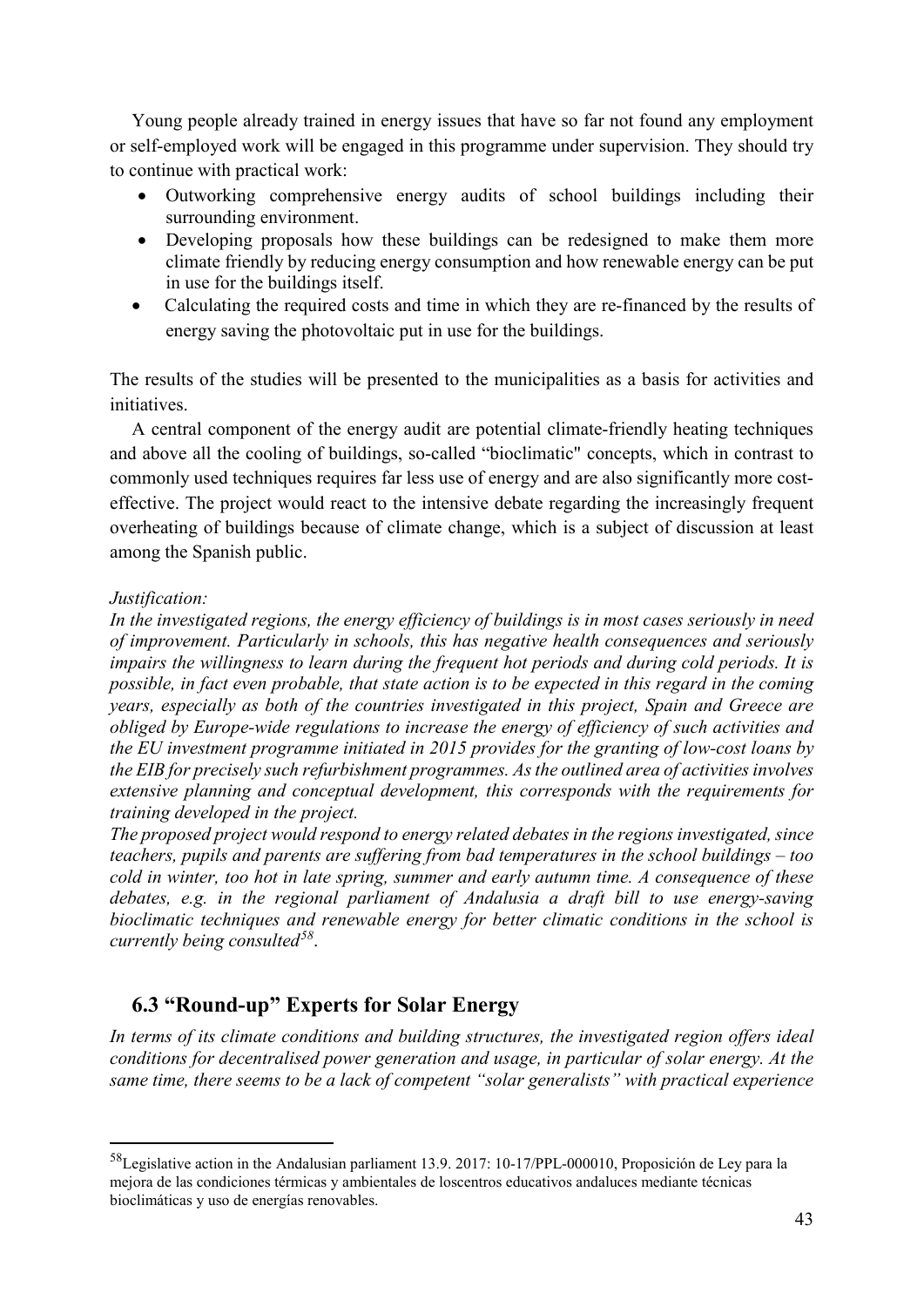Young people already trained in energy issues that have so far not found any employment or self-employed work will be engaged in this programme under supervision. They should try to continue with practical work:

- Outworking comprehensive energy audits of school buildings including their surrounding environment.
- Developing proposals how these buildings can be redesigned to make them more climate friendly by reducing energy consumption and how renewable energy can be put in use for the buildings itself.
- Calculating the required costs and time in which they are re-financed by the results of energy saving the photovoltaic put in use for the buildings.

The results of the studies will be presented to the municipalities as a basis for activities and initiatives.

A central component of the energy audit are potential climate-friendly heating techniques and above all the cooling of buildings, so-called "bioclimatic" concepts, which in contrast to commonly used techniques requires far less use of energy and are also significantly more cost-effective. The project would react to the intensive debate regarding the increasingly frequent overheating of buildings because of climate change, which is a subject of discussion at least among the Spanish public.

*Justification:*

*In the investigated regions, the energy efficiency of buildings is in most cases seriously in need of improvement. Particularly in schools, this has negative health consequences and seriously impairs the willingness to learn during the frequent hot periods and during cold periods. It is possible, in fact even probable, that state action is to be expected in this regard in the coming years, especially as both of the countries investigated in this project, Spain and Greece are obliged by Europe-wide regulations to increase the energy of efficiency of such activities and the EU investment programme initiated in 2015 provides for the granting of low-cost loans by the EIB for precisely such refurbishment programmes. As the outlined area of activities involves extensive planning and conceptual development, this corresponds with the requirements for training developed in the project.*

*The proposed project would respond to energy related debates in the regions investigated, since teachers, pupils and parents are suffering from bad temperatures in the school buildings – too cold in winter, too hot in late spring, summer and early autumn time. A consequence of these debates, e.g. in the regional parliament of Andalusia a draft bill to use energy-saving bioclimatic techniques and renewable energy for better climatic conditions in the school is currently being consulted[58].*

## 6.3 "Round-up" Experts for Solar Energy

*In terms of its climate conditions and building structures, the investigated region offers ideal conditions for decentralised power generation and usage, in particular of solar energy. At the same time, there seems to be a lack of competent "solar generalists" with practical experience*

[58] Legislative action in the Andalusian parliament 13.9. 2017: 10-17/PPL-000010, Proposición de Ley para la mejora de las condiciones térmicas y ambientales de loscentros educativos andaluces mediante técnicas bioclimáticas y uso de energías renovables.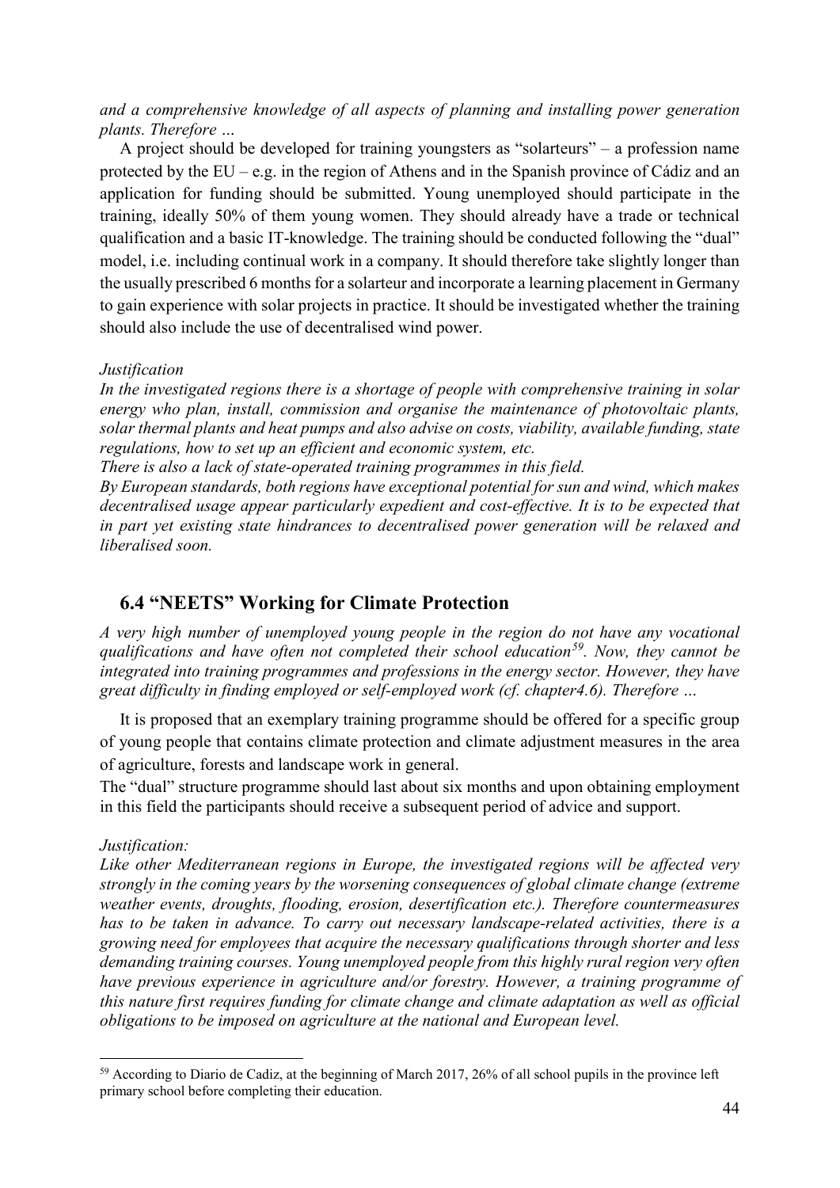*and a comprehensive knowledge of all aspects of planning and installing power generation plants. Therefore …*

A project should be developed for training youngsters as "solarteurs" – a profession name protected by the EU – e.g. in the region of Athens and in the Spanish province of Cádiz and an application for funding should be submitted. Young unemployed should participate in the training, ideally 50% of them young women. They should already have a trade or technical qualification and a basic IT-knowledge. The training should be conducted following the "dual" model, i.e. including continual work in a company. It should therefore take slightly longer than the usually prescribed 6 months for a solarteur and incorporate a learning placement in Germany to gain experience with solar projects in practice. It should be investigated whether the training should also include the use of decentralised wind power.

*Justification*

*In the investigated regions there is a shortage of people with comprehensive training in solar energy who plan, install, commission and organise the maintenance of photovoltaic plants, solar thermal plants and heat pumps and also advise on costs, viability, available funding, state regulations, how to set up an efficient and economic system, etc.*

*There is also a lack of state-operated training programmes in this field.*

*By European standards, both regions have exceptional potential for sun and wind, which makes decentralised usage appear particularly expedient and cost-effective. It is to be expected that in part yet existing state hindrances to decentralised power generation will be relaxed and liberalised soon.*

## 6.4 "NEETS" Working for Climate Protection

*A very high number of unemployed young people in the region do not have any vocational qualifications and have often not completed their school education[59]. Now, they cannot be integrated into training programmes and professions in the energy sector. However, they have great difficulty in finding employed or self-employed work (cf. chapter4.6). Therefore …*

It is proposed that an exemplary training programme should be offered for a specific group of young people that contains climate protection and climate adjustment measures in the area of agriculture, forests and landscape work in general.

The "dual" structure programme should last about six months and upon obtaining employment in this field the participants should receive a subsequent period of advice and support.

*Justification:*

*Like other Mediterranean regions in Europe, the investigated regions will be affected very strongly in the coming years by the worsening consequences of global climate change (extreme weather events, droughts, flooding, erosion, desertification etc.). Therefore countermeasures has to be taken in advance. To carry out necessary landscape-related activities, there is a growing need for employees that acquire the necessary qualifications through shorter and less demanding training courses. Young unemployed people from this highly rural region very often have previous experience in agriculture and/or forestry. However, a training programme of this nature first requires funding for climate change and climate adaptation as well as official obligations to be imposed on agriculture at the national and European level.*

---

[59] According to Diario de Cadiz, at the beginning of March 2017, 26% of all school pupils in the province left primary school before completing their education.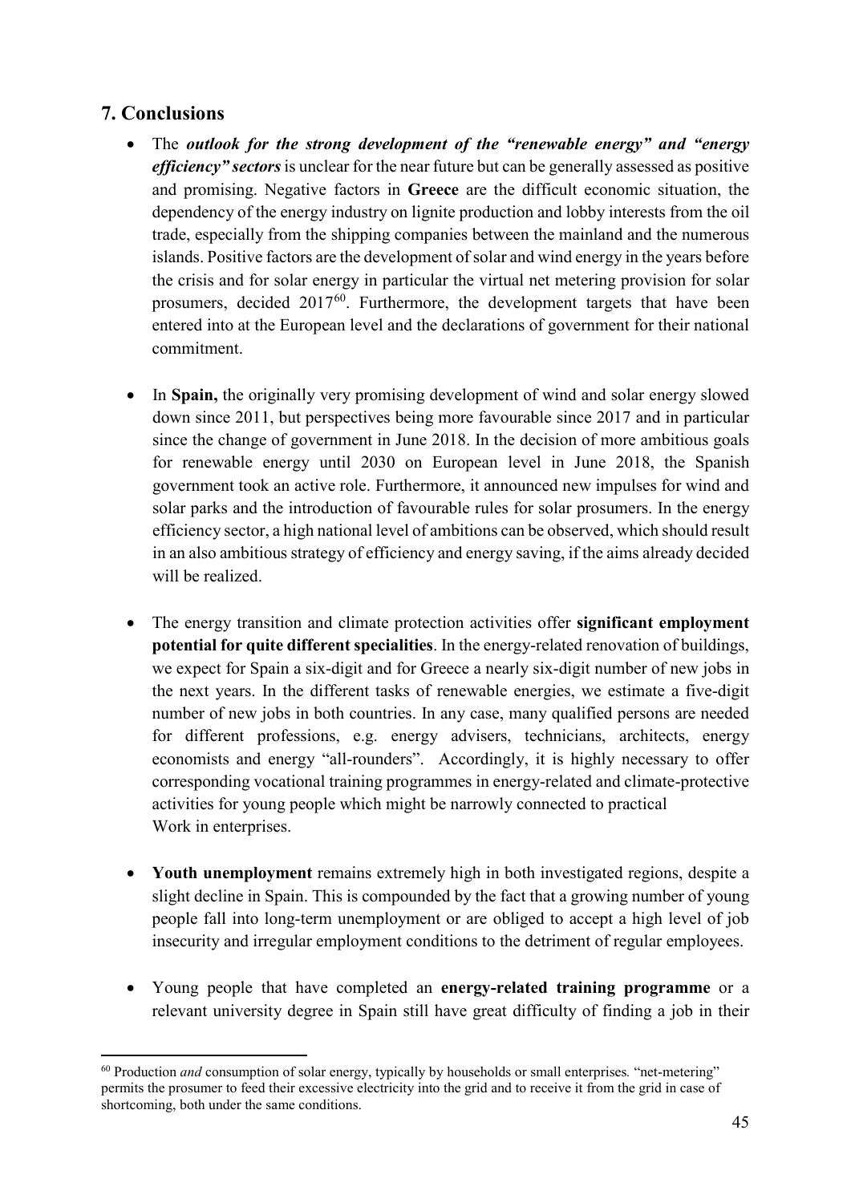## 7. Conclusions

- The ***outlook for the strong development of the "renewable energy" and "energy efficiency" sectors*** is unclear for the near future but can be generally assessed as positive and promising. Negative factors in **Greece** are the difficult economic situation, the dependency of the energy industry on lignite production and lobby interests from the oil trade, especially from the shipping companies between the mainland and the numerous islands. Positive factors are the development of solar and wind energy in the years before the crisis and for solar energy in particular the virtual net metering provision for solar prosumers, decided 2017[60]. Furthermore, the development targets that have been entered into at the European level and the declarations of government for their national commitment.

- In **Spain,** the originally very promising development of wind and solar energy slowed down since 2011, but perspectives being more favourable since 2017 and in particular since the change of government in June 2018. In the decision of more ambitious goals for renewable energy until 2030 on European level in June 2018, the Spanish government took an active role. Furthermore, it announced new impulses for wind and solar parks and the introduction of favourable rules for solar prosumers. In the energy efficiency sector, a high national level of ambitions can be observed, which should result in an also ambitious strategy of efficiency and energy saving, if the aims already decided will be realized.

- The energy transition and climate protection activities offer **significant employment potential for quite different specialities**. In the energy-related renovation of buildings, we expect for Spain a six-digit and for Greece a nearly six-digit number of new jobs in the next years. In the different tasks of renewable energies, we estimate a five-digit number of new jobs in both countries. In any case, many qualified persons are needed for different professions, e.g. energy advisers, technicians, architects, energy economists and energy "all-rounders". Accordingly, it is highly necessary to offer corresponding vocational training programmes in energy-related and climate-protective activities for young people which might be narrowly connected to practical Work in enterprises.

- **Youth unemployment** remains extremely high in both investigated regions, despite a slight decline in Spain. This is compounded by the fact that a growing number of young people fall into long-term unemployment or are obliged to accept a high level of job insecurity and irregular employment conditions to the detriment of regular employees.

- Young people that have completed an **energy-related training programme** or a relevant university degree in Spain still have great difficulty of finding a job in their

---

[60] Production *and* consumption of solar energy, typically by households or small enterprises. "net-metering" permits the prosumer to feed their excessive electricity into the grid and to receive it from the grid in case of shortcoming, both under the same conditions.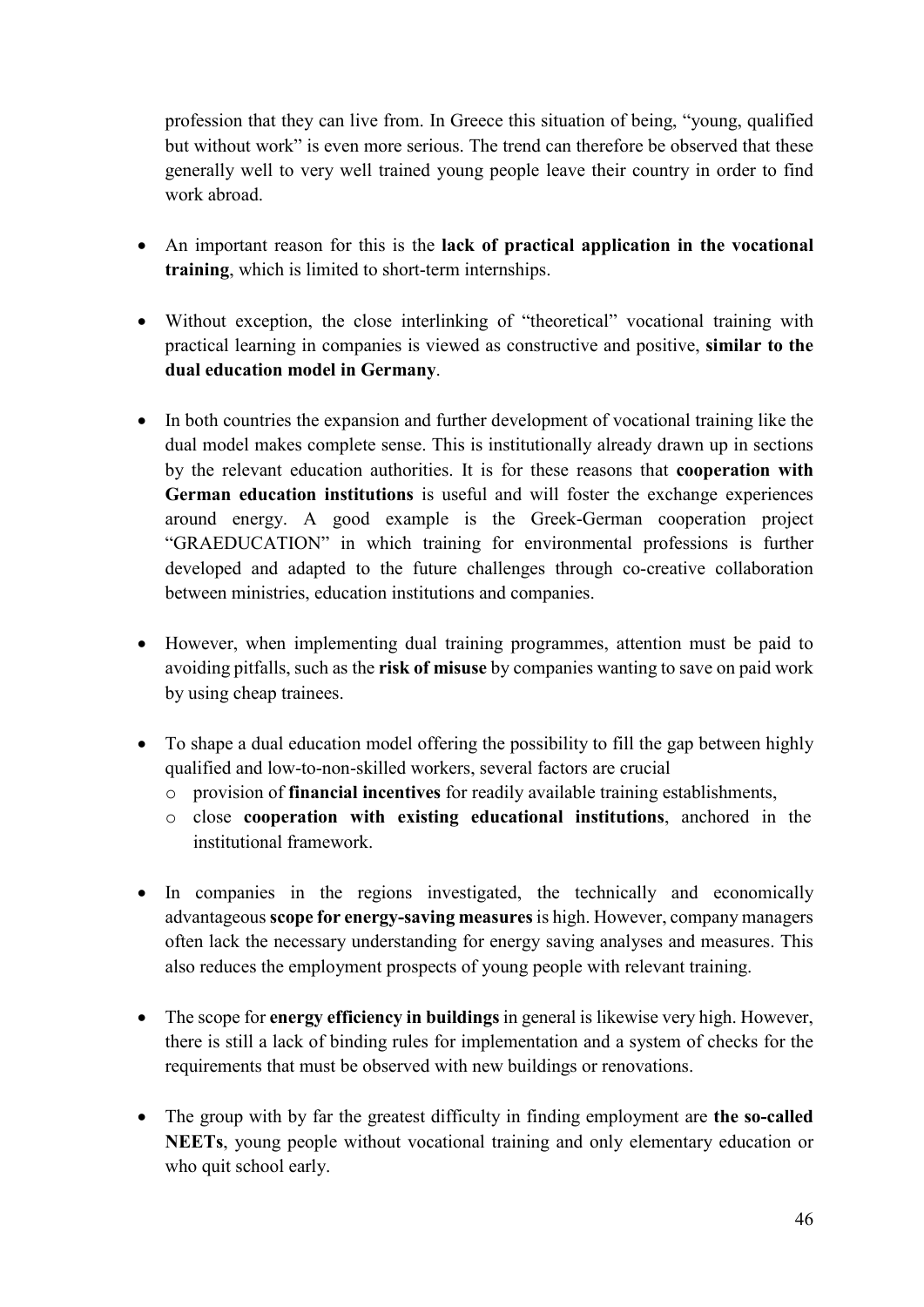profession that they can live from. In Greece this situation of being, "young, qualified but without work" is even more serious. The trend can therefore be observed that these generally well to very well trained young people leave their country in order to find work abroad.

- An important reason for this is the **lack of practical application in the vocational training**, which is limited to short-term internships.

- Without exception, the close interlinking of "theoretical" vocational training with practical learning in companies is viewed as constructive and positive, **similar to the dual education model in Germany**.

- In both countries the expansion and further development of vocational training like the dual model makes complete sense. This is institutionally already drawn up in sections by the relevant education authorities. It is for these reasons that **cooperation with German education institutions** is useful and will foster the exchange experiences around energy. A good example is the Greek-German cooperation project "GRAEDUCATION" in which training for environmental professions is further developed and adapted to the future challenges through co-creative collaboration between ministries, education institutions and companies.

- However, when implementing dual training programmes, attention must be paid to avoiding pitfalls, such as the **risk of misuse** by companies wanting to save on paid work by using cheap trainees.

- To shape a dual education model offering the possibility to fill the gap between highly qualified and low-to-non-skilled workers, several factors are crucial
  - provision of **financial incentives** for readily available training establishments,
  - close **cooperation with existing educational institutions**, anchored in the institutional framework.

- In companies in the regions investigated, the technically and economically advantageous **scope for energy-saving measures** is high. However, company managers often lack the necessary understanding for energy saving analyses and measures. This also reduces the employment prospects of young people with relevant training.

- The scope for **energy efficiency in buildings** in general is likewise very high. However, there is still a lack of binding rules for implementation and a system of checks for the requirements that must be observed with new buildings or renovations.

- The group with by far the greatest difficulty in finding employment are **the so-called NEETs**, young people without vocational training and only elementary education or who quit school early.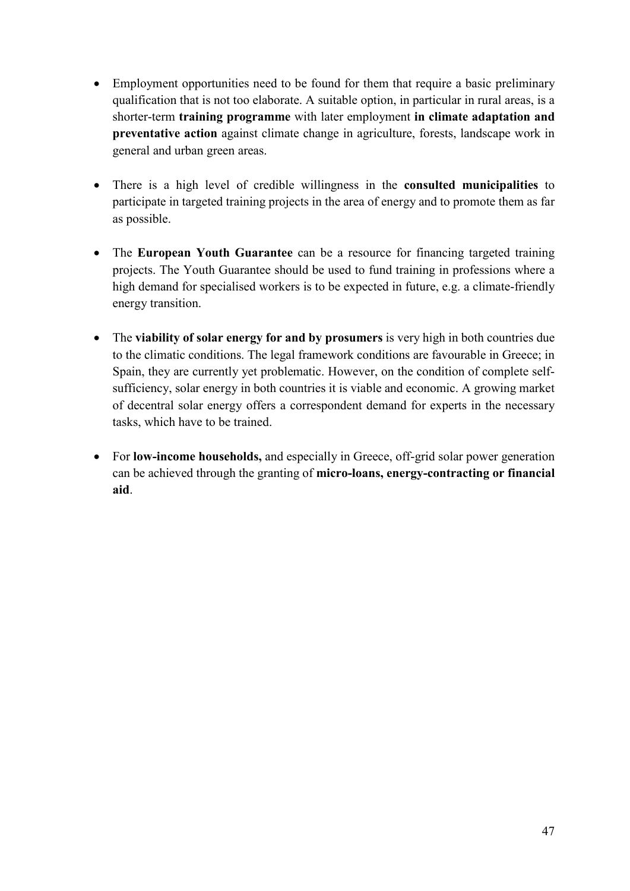- Employment opportunities need to be found for them that require a basic preliminary qualification that is not too elaborate. A suitable option, in particular in rural areas, is a shorter-term **training programme** with later employment **in climate adaptation and preventative action** against climate change in agriculture, forests, landscape work in general and urban green areas.

- There is a high level of credible willingness in the **consulted municipalities** to participate in targeted training projects in the area of energy and to promote them as far as possible.

- The **European Youth Guarantee** can be a resource for financing targeted training projects. The Youth Guarantee should be used to fund training in professions where a high demand for specialised workers is to be expected in future, e.g. a climate-friendly energy transition.

- The **viability of solar energy for and by prosumers** is very high in both countries due to the climatic conditions. The legal framework conditions are favourable in Greece; in Spain, they are currently yet problematic. However, on the condition of complete self-sufficiency, solar energy in both countries it is viable and economic. A growing market of decentral solar energy offers a correspondent demand for experts in the necessary tasks, which have to be trained.

- For **low-income households,** and especially in Greece, off-grid solar power generation can be achieved through the granting of **micro-loans, energy-contracting or financial aid**.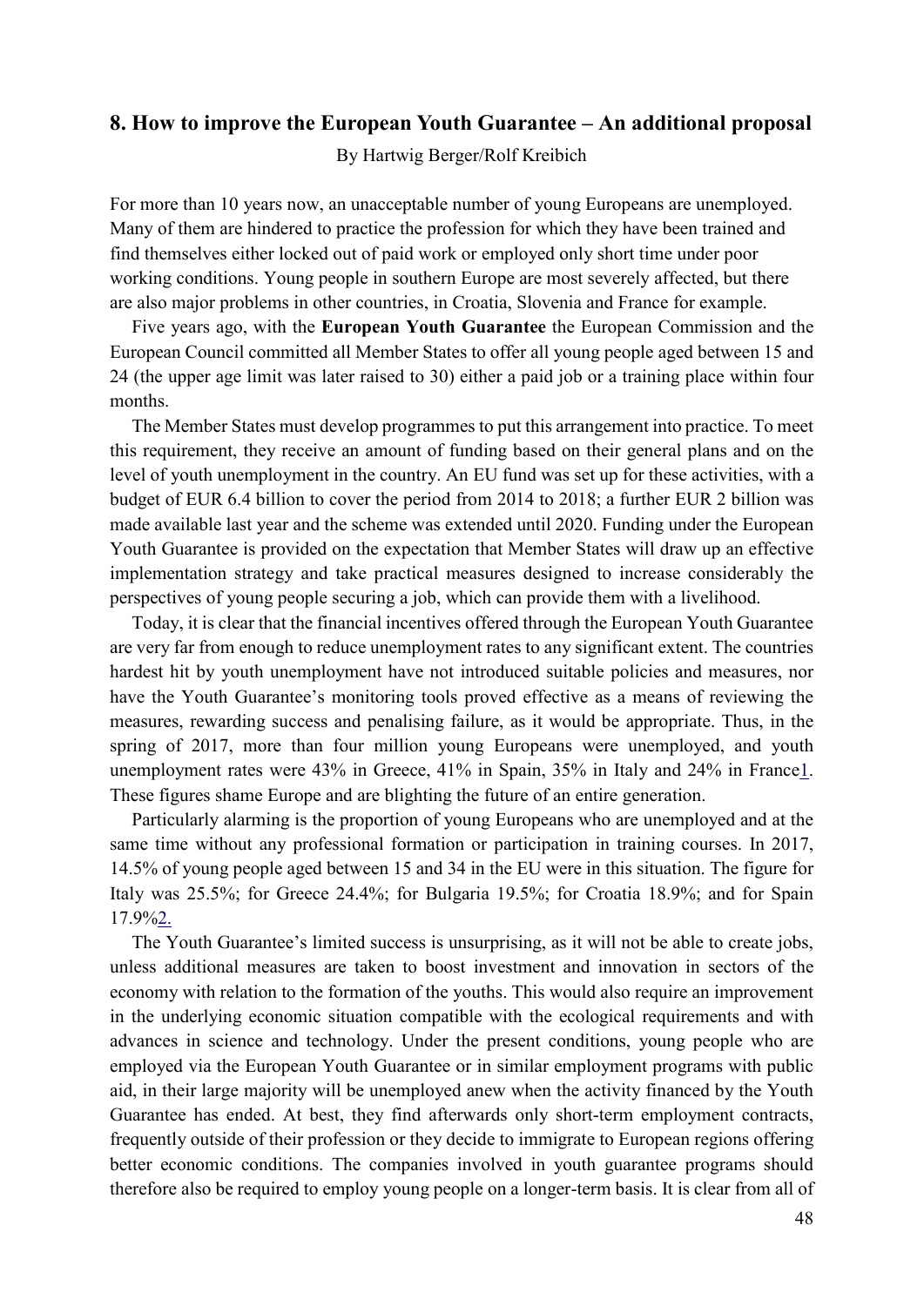## 8. How to improve the European Youth Guarantee – An additional proposal

By Hartwig Berger/Rolf Kreibich

For more than 10 years now, an unacceptable number of young Europeans are unemployed. Many of them are hindered to practice the profession for which they have been trained and find themselves either locked out of paid work or employed only short time under poor working conditions. Young people in southern Europe are most severely affected, but there are also major problems in other countries, in Croatia, Slovenia and France for example.

Five years ago, with the **European Youth Guarantee** the European Commission and the European Council committed all Member States to offer all young people aged between 15 and 24 (the upper age limit was later raised to 30) either a paid job or a training place within four months.

The Member States must develop programmes to put this arrangement into practice. To meet this requirement, they receive an amount of funding based on their general plans and on the level of youth unemployment in the country. An EU fund was set up for these activities, with a budget of EUR 6.4 billion to cover the period from 2014 to 2018; a further EUR 2 billion was made available last year and the scheme was extended until 2020. Funding under the European Youth Guarantee is provided on the expectation that Member States will draw up an effective implementation strategy and take practical measures designed to increase considerably the perspectives of young people securing a job, which can provide them with a livelihood.

Today, it is clear that the financial incentives offered through the European Youth Guarantee are very far from enough to reduce unemployment rates to any significant extent. The countries hardest hit by youth unemployment have not introduced suitable policies and measures, nor have the Youth Guarantee's monitoring tools proved effective as a means of reviewing the measures, rewarding success and penalising failure, as it would be appropriate. Thus, in the spring of 2017, more than four million young Europeans were unemployed, and youth unemployment rates were 43% in Greece, 41% in Spain, 35% in Italy and 24% in France[1]. These figures shame Europe and are blighting the future of an entire generation.

Particularly alarming is the proportion of young Europeans who are unemployed and at the same time without any professional formation or participation in training courses. In 2017, 14.5% of young people aged between 15 and 34 in the EU were in this situation. The figure for Italy was 25.5%; for Greece 24.4%; for Bulgaria 19.5%; for Croatia 18.9%; and for Spain 17.9%[2].

The Youth Guarantee's limited success is unsurprising, as it will not be able to create jobs, unless additional measures are taken to boost investment and innovation in sectors of the economy with relation to the formation of the youths. This would also require an improvement in the underlying economic situation compatible with the ecological requirements and with advances in science and technology. Under the present conditions, young people who are employed via the European Youth Guarantee or in similar employment programs with public aid, in their large majority will be unemployed anew when the activity financed by the Youth Guarantee has ended. At best, they find afterwards only short-term employment contracts, frequently outside of their profession or they decide to immigrate to European regions offering better economic conditions. The companies involved in youth guarantee programs should therefore also be required to employ young people on a longer-term basis. It is clear from all of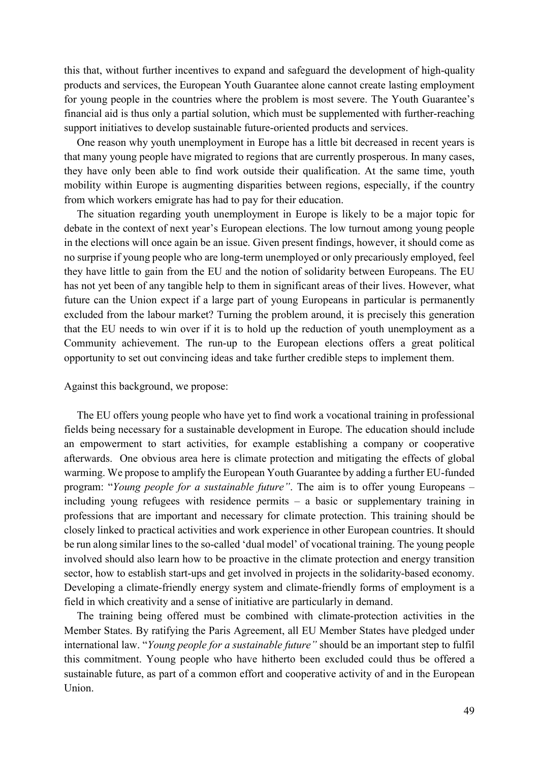this that, without further incentives to expand and safeguard the development of high-quality products and services, the European Youth Guarantee alone cannot create lasting employment for young people in the countries where the problem is most severe. The Youth Guarantee's financial aid is thus only a partial solution, which must be supplemented with further-reaching support initiatives to develop sustainable future-oriented products and services.

One reason why youth unemployment in Europe has a little bit decreased in recent years is that many young people have migrated to regions that are currently prosperous. In many cases, they have only been able to find work outside their qualification. At the same time, youth mobility within Europe is augmenting disparities between regions, especially, if the country from which workers emigrate has had to pay for their education.

The situation regarding youth unemployment in Europe is likely to be a major topic for debate in the context of next year's European elections. The low turnout among young people in the elections will once again be an issue. Given present findings, however, it should come as no surprise if young people who are long-term unemployed or only precariously employed, feel they have little to gain from the EU and the notion of solidarity between Europeans. The EU has not yet been of any tangible help to them in significant areas of their lives. However, what future can the Union expect if a large part of young Europeans in particular is permanently excluded from the labour market? Turning the problem around, it is precisely this generation that the EU needs to win over if it is to hold up the reduction of youth unemployment as a Community achievement. The run-up to the European elections offers a great political opportunity to set out convincing ideas and take further credible steps to implement them.

Against this background, we propose:

The EU offers young people who have yet to find work a vocational training in professional fields being necessary for a sustainable development in Europe. The education should include an empowerment to start activities, for example establishing a company or cooperative afterwards. One obvious area here is climate protection and mitigating the effects of global warming. We propose to amplify the European Youth Guarantee by adding a further EU-funded program: "*Young people for a sustainable future"*. The aim is to offer young Europeans – including young refugees with residence permits – a basic or supplementary training in professions that are important and necessary for climate protection. This training should be closely linked to practical activities and work experience in other European countries. It should be run along similar lines to the so-called 'dual model' of vocational training. The young people involved should also learn how to be proactive in the climate protection and energy transition sector, how to establish start-ups and get involved in projects in the solidarity-based economy. Developing a climate-friendly energy system and climate-friendly forms of employment is a field in which creativity and a sense of initiative are particularly in demand.

The training being offered must be combined with climate-protection activities in the Member States. By ratifying the Paris Agreement, all EU Member States have pledged under international law. "*Young people for a sustainable future"* should be an important step to fulfil this commitment. Young people who have hitherto been excluded could thus be offered a sustainable future, as part of a common effort and cooperative activity of and in the European Union.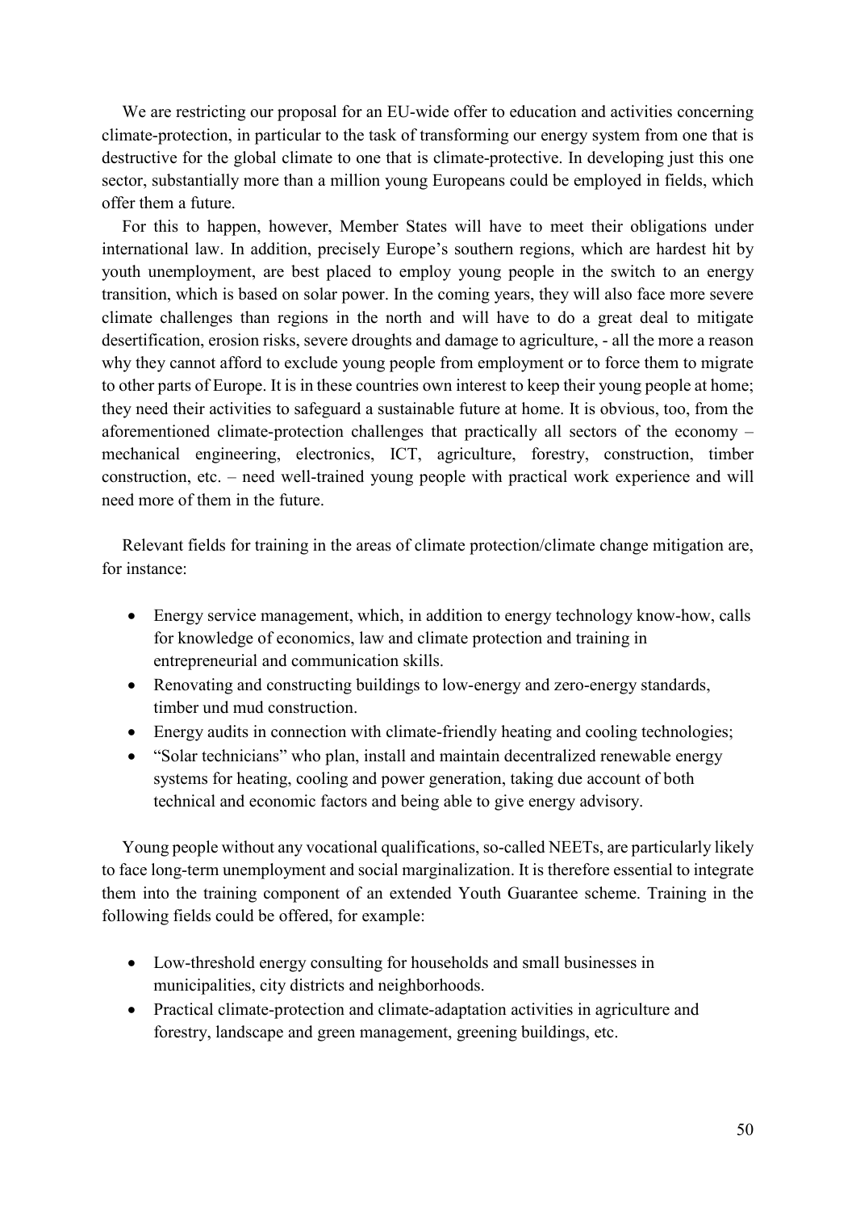We are restricting our proposal for an EU-wide offer to education and activities concerning climate-protection, in particular to the task of transforming our energy system from one that is destructive for the global climate to one that is climate-protective. In developing just this one sector, substantially more than a million young Europeans could be employed in fields, which offer them a future.

For this to happen, however, Member States will have to meet their obligations under international law. In addition, precisely Europe's southern regions, which are hardest hit by youth unemployment, are best placed to employ young people in the switch to an energy transition, which is based on solar power. In the coming years, they will also face more severe climate challenges than regions in the north and will have to do a great deal to mitigate desertification, erosion risks, severe droughts and damage to agriculture, - all the more a reason why they cannot afford to exclude young people from employment or to force them to migrate to other parts of Europe. It is in these countries own interest to keep their young people at home; they need their activities to safeguard a sustainable future at home. It is obvious, too, from the aforementioned climate-protection challenges that practically all sectors of the economy – mechanical engineering, electronics, ICT, agriculture, forestry, construction, timber construction, etc. – need well-trained young people with practical work experience and will need more of them in the future.

Relevant fields for training in the areas of climate protection/climate change mitigation are, for instance:

- Energy service management, which, in addition to energy technology know-how, calls for knowledge of economics, law and climate protection and training in entrepreneurial and communication skills.
- Renovating and constructing buildings to low-energy and zero-energy standards, timber und mud construction.
- Energy audits in connection with climate-friendly heating and cooling technologies;
- "Solar technicians" who plan, install and maintain decentralized renewable energy systems for heating, cooling and power generation, taking due account of both technical and economic factors and being able to give energy advisory.

Young people without any vocational qualifications, so-called NEETs, are particularly likely to face long-term unemployment and social marginalization. It is therefore essential to integrate them into the training component of an extended Youth Guarantee scheme. Training in the following fields could be offered, for example:

- Low-threshold energy consulting for households and small businesses in municipalities, city districts and neighborhoods.
- Practical climate-protection and climate-adaptation activities in agriculture and forestry, landscape and green management, greening buildings, etc.